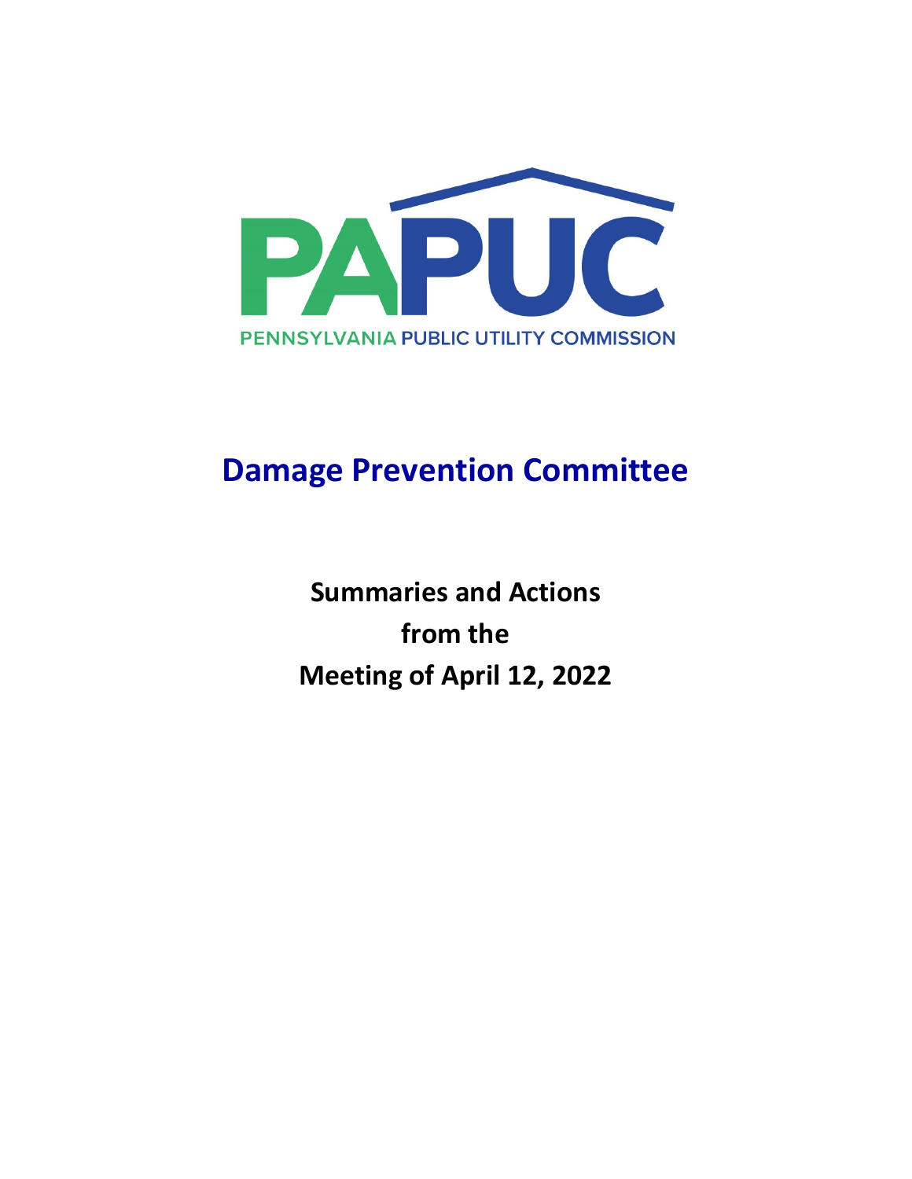PAPUC

PENNSYLVANIA PUBLIC UTILITY COMMISSION

# Damage Prevention Committee

**Summaries and Actions**

**from the**

**Meeting of April 12, 2022**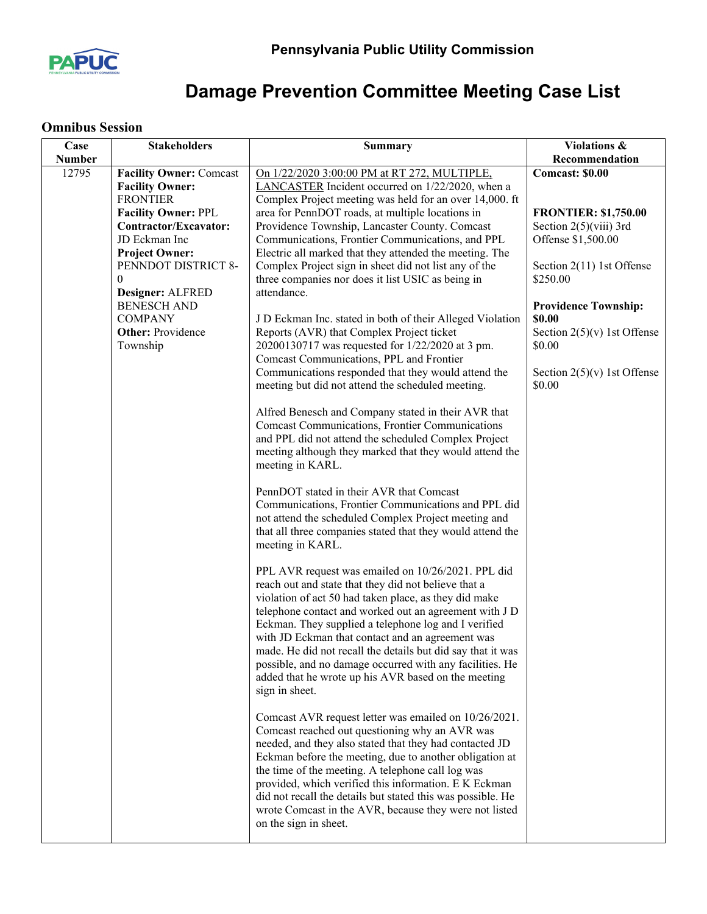# Pennsylvania Public Utility Commission

# Damage Prevention Committee Meeting Case List

## Omnibus Session

| Case Number | Stakeholders | Summary | Violations & Recommendation |
|---|---|---|---|
| 12795 | **Facility Owner:** Comcast<br>**Facility Owner:** FRONTIER<br>**Facility Owner:** PPL<br>**Contractor/Excavator:** JD Eckman Inc<br>**Project Owner:** PENNDOT DISTRICT 8-0<br>**Designer:** ALFRED BENESCH AND COMPANY<br>**Other:** Providence Township | On 1/22/2020 3:00:00 PM at RT 272, MULTIPLE, LANCASTER Incident occurred on 1/22/2020, when a Complex Project meeting was held for an over 14,000. ft area for PennDOT roads, at multiple locations in Providence Township, Lancaster County. Comcast Communications, Frontier Communications, and PPL Electric all marked that they attended the meeting. The Complex Project sign in sheet did not list any of the three companies nor does it list USIC as being in attendance.<br><br>J D Eckman Inc. stated in both of their Alleged Violation Reports (AVR) that Complex Project ticket 20200130717 was requested for 1/22/2020 at 3 pm. Comcast Communications, PPL and Frontier Communications responded that they would attend the meeting but did not attend the scheduled meeting.<br><br>Alfred Benesch and Company stated in their AVR that Comcast Communications, Frontier Communications and PPL did not attend the scheduled Complex Project meeting although they marked that they would attend the meeting in KARL.<br><br>PennDOT stated in their AVR that Comcast Communications, Frontier Communications and PPL did not attend the scheduled Complex Project meeting and that all three companies stated that they would attend the meeting in KARL.<br><br>PPL AVR request was emailed on 10/26/2021. PPL did reach out and state that they did not believe that a violation of act 50 had taken place, as they did make telephone contact and worked out an agreement with J D Eckman. They supplied a telephone log and I verified with JD Eckman that contact and an agreement was made. He did not recall the details but did say that it was possible, and no damage occurred with any facilities. He added that he wrote up his AVR based on the meeting sign in sheet.<br><br>Comcast AVR request letter was emailed on 10/26/2021. Comcast reached out questioning why an AVR was needed, and they also stated that they had contacted JD Eckman before the meeting, due to another obligation at the time of the meeting. A telephone call log was provided, which verified this information. E K Eckman did not recall the details but stated this was possible. He wrote Comcast in the AVR, because they were not listed on the sign in sheet. | **Comcast: $0.00**<br><br>**FRONTIER: $1,750.00**<br>Section 2(5)(viii) 3rd Offense $1,500.00<br><br>Section 2(11) 1st Offense $250.00<br><br>**Providence Township: $0.00**<br>Section 2(5)(v) 1st Offense $0.00<br><br>Section 2(5)(v) 1st Offense $0.00 |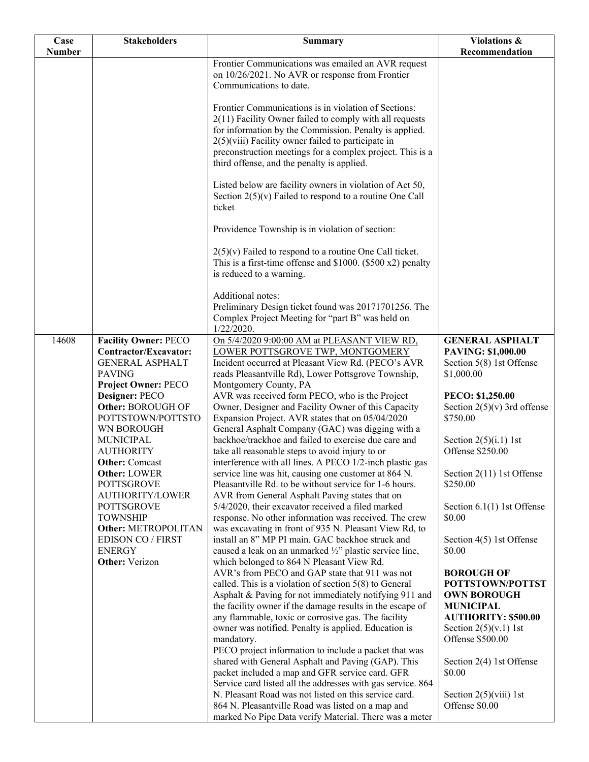| Case Number | Stakeholders | Summary | Violations & Recommendation |
|---|---|---|---|
| | | Frontier Communications was emailed an AVR request on 10/26/2021. No AVR or response from Frontier Communications to date.<br><br>Frontier Communications is in violation of Sections: 2(11) Facility Owner failed to comply with all requests for information by the Commission. Penalty is applied. 2(5)(viii) Facility owner failed to participate in preconstruction meetings for a complex project. This is a third offense, and the penalty is applied.<br><br>Listed below are facility owners in violation of Act 50, Section 2(5)(v) Failed to respond to a routine One Call ticket<br><br>Providence Township is in violation of section:<br><br>2(5)(v) Failed to respond to a routine One Call ticket. This is a first-time offense and $1000. ($500 x2) penalty is reduced to a warning.<br><br>Additional notes:<br>Preliminary Design ticket found was 20171701256. The Complex Project Meeting for "part B" was held on 1/22/2020. | |
| 14608 | **Facility Owner:** PECO<br>**Contractor/Excavator:** GENERAL ASPHALT PAVING<br>**Project Owner:** PECO<br>**Designer:** PECO<br>**Other:** BOROUGH OF POTTSTOWN/POTTSTOWN BOROUGH MUNICIPAL AUTHORITY<br>**Other:** Comcast<br>**Other:** LOWER POTTSGROVE AUTHORITY/LOWER POTTSGROVE TOWNSHIP<br>**Other:** METROPOLITAN EDISON CO / FIRST ENERGY<br>**Other:** Verizon | On 5/4/2020 9:00:00 AM at PLEASANT VIEW RD, LOWER POTTSGROVE TWP, MONTGOMERY<br>Incident occurred at Pleasant View Rd. (PECO's AVR reads Pleasantville Rd), Lower Pottsgrove Township, Montgomery County, PA<br>AVR was received form PECO, who is the Project Owner, Designer and Facility Owner of this Capacity Expansion Project. AVR states that on 05/04/2020 General Asphalt Company (GAC) was digging with a backhoe/trackhoe and failed to exercise due care and take all reasonable steps to avoid injury to or interference with all lines. A PECO 1/2-inch plastic gas service line was hit, causing one customer at 864 N. Pleasantville Rd. to be without service for 1-6 hours.<br>AVR from General Asphalt Paving states that on 5/4/2020, their excavator received a filed marked response. No other information was received. The crew was excavating in front of 935 N. Pleasant View Rd, to install an 8" MP PI main. GAC backhoe struck and caused a leak on an unmarked ½" plastic service line, which belonged to 864 N Pleasant View Rd.<br>AVR's from PECO and GAP state that 911 was not called. This is a violation of section 5(8) to General Asphalt & Paving for not immediately notifying 911 and the facility owner if the damage results in the escape of any flammable, toxic or corrosive gas. The facility owner was notified. Penalty is applied. Education is mandatory.<br>PECO project information to include a packet that was shared with General Asphalt and Paving (GAP). This packet included a map and GFR service card. GFR Service card listed all the addresses with gas service. 864 N. Pleasant Road was not listed on this service card. 864 N. Pleasantville Road was listed on a map and marked No Pipe Data verify Material. There was a meter | **GENERAL ASPHALT PAVING: $1,000.00**<br>Section 5(8) 1st Offense $1,000.00<br><br>**PECO: $1,250.00**<br>Section 2(5)(v) 3rd offense $750.00<br><br>Section 2(5)(i.1) 1st Offense $250.00<br><br>Section 2(11) 1st Offense $250.00<br><br>Section 6.1(1) 1st Offense $0.00<br><br>Section 4(5) 1st Offense $0.00<br><br>**BOROUGH OF POTTSTOWN/POTTSTOWN BOROUGH MUNICIPAL AUTHORITY: $500.00**<br>Section 2(5)(v.1) 1st Offense $500.00<br><br>Section 2(4) 1st Offense $0.00<br><br>Section 2(5)(viii) 1st Offense $0.00 |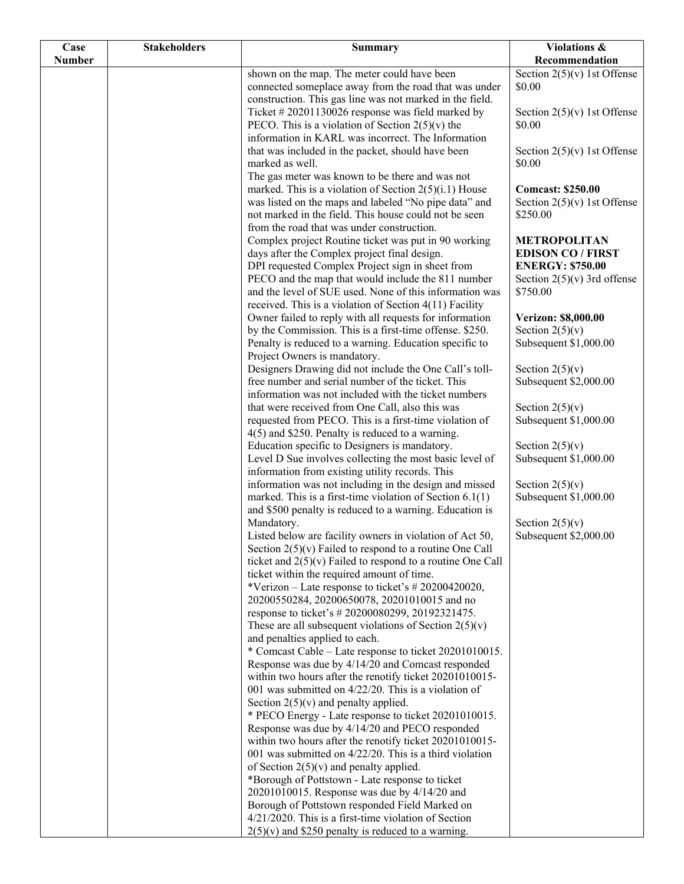| Case Number | Stakeholders | Summary | Violations & Recommendation |
|---|---|---|---|
| | | shown on the map. The meter could have been connected someplace away from the road that was under construction. This gas line was not marked in the field. Ticket # 20201130026 response was field marked by PECO. This is a violation of Section 2(5)(v) the information in KARL was incorrect. The Information that was included in the packet, should have been marked as well.<br>The gas meter was known to be there and was not marked. This is a violation of Section 2(5)(i.1) House was listed on the maps and labeled "No pipe data" and not marked in the field. This house could not be seen from the road that was under construction.<br>Complex project Routine ticket was put in 90 working days after the Complex project final design.<br>DPI requested Complex Project sign in sheet from PECO and the map that would include the 811 number and the level of SUE used. None of this information was received. This is a violation of Section 4(11) Facility Owner failed to reply with all requests for information by the Commission. This is a first-time offense. $250. Penalty is reduced to a warning. Education specific to Project Owners is mandatory.<br>Designers Drawing did not include the One Call's toll-free number and serial number of the ticket. This information was not included with the ticket numbers that were received from One Call, also this was requested from PECO. This is a first-time violation of 4(5) and $250. Penalty is reduced to a warning. Education specific to Designers is mandatory.<br>Level D Sue involves collecting the most basic level of information from existing utility records. This information was not including in the design and missed marked. This is a first-time violation of Section 6.1(1) and $500 penalty is reduced to a warning. Education is Mandatory.<br>Listed below are facility owners in violation of Act 50, Section 2(5)(v) Failed to respond to a routine One Call ticket and 2(5)(v) Failed to respond to a routine One Call ticket within the required amount of time.<br>*Verizon – Late response to ticket's # 20200420020, 20200550284, 20200650078, 20201010015 and no response to ticket's # 20200080299, 20192321475. These are all subsequent violations of Section 2(5)(v) and penalties applied to each.<br>* Comcast Cable – Late response to ticket 20201010015. Response was due by 4/14/20 and Comcast responded within two hours after the renotify ticket 20201010015-001 was submitted on 4/22/20. This is a violation of Section 2(5)(v) and penalty applied.<br>* PECO Energy - Late response to ticket 20201010015. Response was due by 4/14/20 and PECO responded within two hours after the renotify ticket 20201010015-001 was submitted on 4/22/20. This is a third violation of Section 2(5)(v) and penalty applied.<br>*Borough of Pottstown - Late response to ticket 20201010015. Response was due by 4/14/20 and Borough of Pottstown responded Field Marked on 4/21/2020. This is a first-time violation of Section 2(5)(v) and $250 penalty is reduced to a warning. | Section 2(5)(v) 1st Offense $0.00<br><br>Section 2(5)(v) 1st Offense $0.00<br><br>Section 2(5)(v) 1st Offense $0.00<br><br>**Comcast: $250.00**<br>Section 2(5)(v) 1st Offense $250.00<br><br>**METROPOLITAN EDISON CO / FIRST ENERGY: $750.00**<br>Section 2(5)(v) 3rd offense $750.00<br><br>**Verizon: $8,000.00**<br>Section 2(5)(v) Subsequent $1,000.00<br><br>Section 2(5)(v) Subsequent $2,000.00<br><br>Section 2(5)(v) Subsequent $1,000.00<br><br>Section 2(5)(v) Subsequent $1,000.00<br><br>Section 2(5)(v) Subsequent $1,000.00<br><br>Section 2(5)(v) Subsequent $2,000.00 |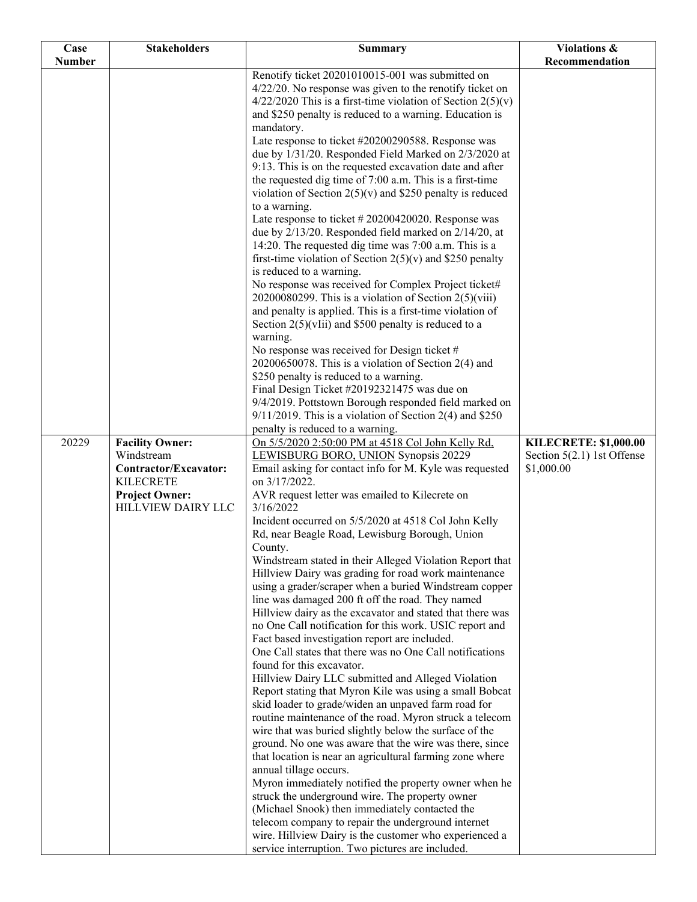| Case Number | Stakeholders | Summary | Violations & Recommendation |
|---|---|---|---|
| | | Renotify ticket 20201010015-001 was submitted on 4/22/20. No response was given to the renotify ticket on 4/22/2020 This is a first-time violation of Section 2(5)(v) and $250 penalty is reduced to a warning. Education is mandatory.<br>Late response to ticket #20200290588. Response was due by 1/31/20. Responded Field Marked on 2/3/2020 at 9:13. This is on the requested excavation date and after the requested dig time of 7:00 a.m. This is a first-time violation of Section 2(5)(v) and $250 penalty is reduced to a warning.<br>Late response to ticket # 20200420020. Response was due by 2/13/20. Responded field marked on 2/14/20, at 14:20. The requested dig time was 7:00 a.m. This is a first-time violation of Section 2(5)(v) and $250 penalty is reduced to a warning.<br>No response was received for Complex Project ticket# 20200080299. This is a violation of Section 2(5)(viii) and penalty is applied. This is a first-time violation of Section 2(5)(vIii) and $500 penalty is reduced to a warning.<br>No response was received for Design ticket # 20200650078. This is a violation of Section 2(4) and $250 penalty is reduced to a warning.<br>Final Design Ticket #20192321475 was due on 9/4/2019. Pottstown Borough responded field marked on 9/11/2019. This is a violation of Section 2(4) and $250 penalty is reduced to a warning. | |
| 20229 | **Facility Owner:** Windstream<br>**Contractor/Excavator:** KILECRETE<br>**Project Owner:** HILLVIEW DAIRY LLC | On 5/5/2020 2:50:00 PM at 4518 Col John Kelly Rd, LEWISBURG BORO, UNION Synopsis 20229<br>Email asking for contact info for M. Kyle was requested on 3/17/2022.<br>AVR request letter was emailed to Kilecrete on 3/16/2022<br>Incident occurred on 5/5/2020 at 4518 Col John Kelly Rd, near Beagle Road, Lewisburg Borough, Union County.<br>Windstream stated in their Alleged Violation Report that Hillview Dairy was grading for road work maintenance using a grader/scraper when a buried Windstream copper line was damaged 200 ft off the road. They named Hillview dairy as the excavator and stated that there was no One Call notification for this work. USIC report and Fact based investigation report are included.<br>One Call states that there was no One Call notifications found for this excavator.<br>Hillview Dairy LLC submitted and Alleged Violation Report stating that Myron Kile was using a small Bobcat skid loader to grade/widen an unpaved farm road for routine maintenance of the road. Myron struck a telecom wire that was buried slightly below the surface of the ground. No one was aware that the wire was there, since that location is near an agricultural farming zone where annual tillage occurs.<br>Myron immediately notified the property owner when he struck the underground wire. The property owner (Michael Snook) then immediately contacted the telecom company to repair the underground internet wire. Hillview Dairy is the customer who experienced a service interruption. Two pictures are included. | **KILECRETE: $1,000.00**<br>Section 5(2.1) 1st Offense $1,000.00 |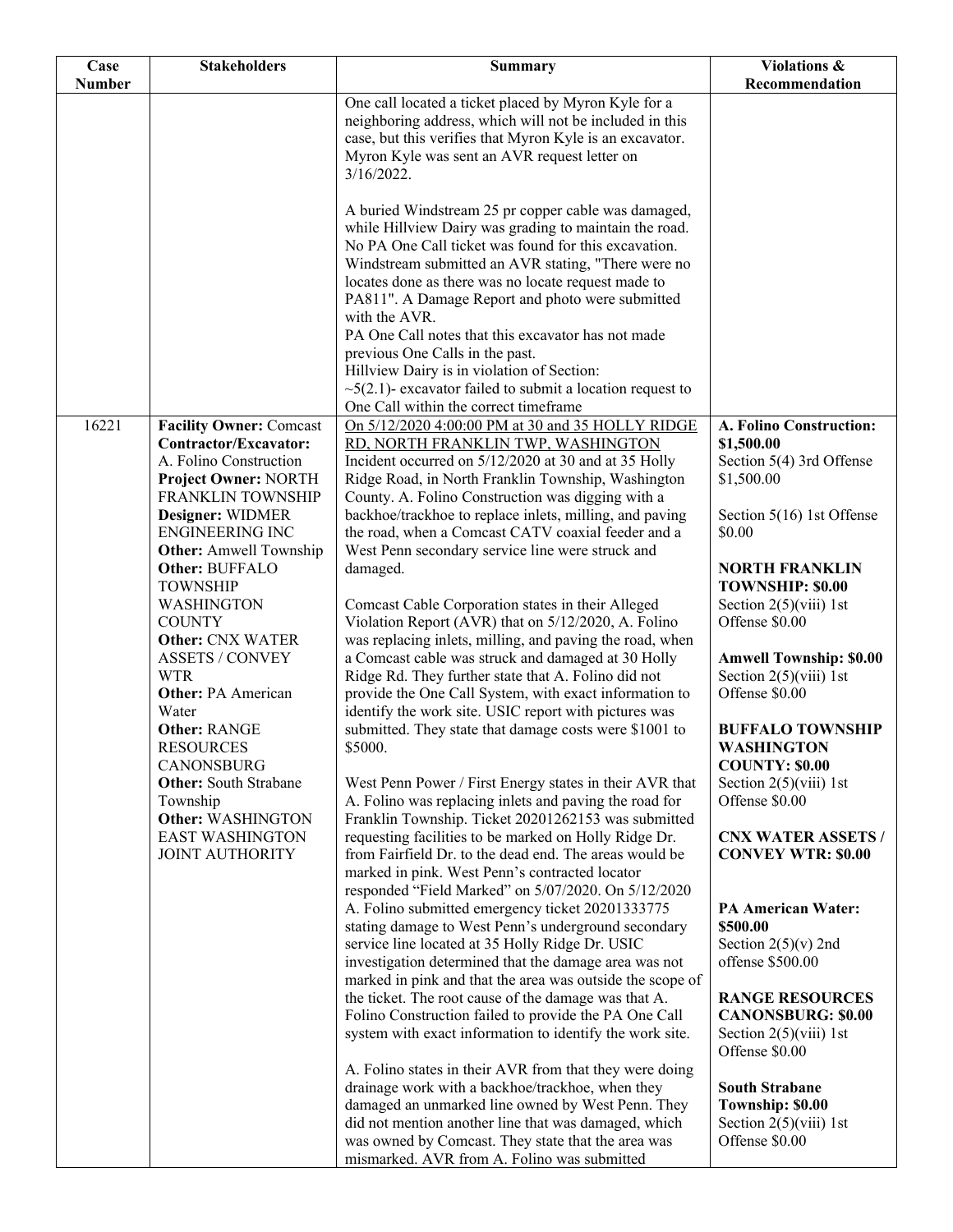| Case Number | Stakeholders | Summary | Violations & Recommendation |
|---|---|---|---|
| | | One call located a ticket placed by Myron Kyle for a neighboring address, which will not be included in this case, but this verifies that Myron Kyle is an excavator. Myron Kyle was sent an AVR request letter on 3/16/2022.<br><br>A buried Windstream 25 pr copper cable was damaged, while Hillview Dairy was grading to maintain the road. No PA One Call ticket was found for this excavation. Windstream submitted an AVR stating, "There were no locates done as there was no locate request made to PA811". A Damage Report and photo were submitted with the AVR.<br>PA One Call notes that this excavator has not made previous One Calls in the past.<br>Hillview Dairy is in violation of Section:<br>~5(2.1)- excavator failed to submit a location request to One Call within the correct timeframe | |
| 16221 | **Facility Owner:** Comcast<br>**Contractor/Excavator:** A. Folino Construction<br>**Project Owner:** NORTH FRANKLIN TOWNSHIP<br>**Designer:** WIDMER ENGINEERING INC<br>**Other:** Amwell Township<br>**Other:** BUFFALO TOWNSHIP WASHINGTON COUNTY<br>**Other:** CNX WATER ASSETS / CONVEY WTR<br>**Other:** PA American Water<br>**Other:** RANGE RESOURCES CANONSBURG<br>**Other:** South Strabane Township<br>**Other:** WASHINGTON EAST WASHINGTON JOINT AUTHORITY | On 5/12/2020 4:00:00 PM at 30 and 35 HOLLY RIDGE RD, NORTH FRANKLIN TWP, WASHINGTON<br>Incident occurred on 5/12/2020 at 30 and at 35 Holly Ridge Road, in North Franklin Township, Washington County. A. Folino Construction was digging with a backhoe/trackhoe to replace inlets, milling, and paving the road, when a Comcast CATV coaxial feeder and a West Penn secondary service line were struck and damaged.<br><br>Comcast Cable Corporation states in their Alleged Violation Report (AVR) that on 5/12/2020, A. Folino was replacing inlets, milling, and paving the road, when a Comcast cable was struck and damaged at 30 Holly Ridge Rd. They further state that A. Folino did not provide the One Call System, with exact information to identify the work site. USIC report with pictures was submitted. They state that damage costs were $1001 to $5000.<br><br>West Penn Power / First Energy states in their AVR that A. Folino was replacing inlets and paving the road for Franklin Township. Ticket 20201262153 was submitted requesting facilities to be marked on Holly Ridge Dr. from Fairfield Dr. to the dead end. The areas would be marked in pink. West Penn's contracted locator responded "Field Marked" on 5/07/2020. On 5/12/2020 A. Folino submitted emergency ticket 20201333775 stating damage to West Penn's underground secondary service line located at 35 Holly Ridge Dr. USIC investigation determined that the damage area was not marked in pink and that the area was outside the scope of the ticket. The root cause of the damage was that A. Folino Construction failed to provide the PA One Call system with exact information to identify the work site.<br><br>A. Folino states in their AVR from that they were doing drainage work with a backhoe/trackhoe, when they damaged an unmarked line owned by West Penn. They did not mention another line that was damaged, which was owned by Comcast. They state that the area was mismarked. AVR from A. Folino was submitted | **A. Folino Construction: $1,500.00**<br>Section 5(4) 3rd Offense $1,500.00<br><br>Section 5(16) 1st Offense $0.00<br><br>**NORTH FRANKLIN TOWNSHIP: $0.00**<br>Section 2(5)(viii) 1st Offense $0.00<br><br>**Amwell Township: $0.00**<br>Section 2(5)(viii) 1st Offense $0.00<br><br>**BUFFALO TOWNSHIP WASHINGTON COUNTY: $0.00**<br>Section 2(5)(viii) 1st Offense $0.00<br><br>**CNX WATER ASSETS / CONVEY WTR: $0.00**<br><br>**PA American Water: $500.00**<br>Section 2(5)(v) 2nd offense $500.00<br><br>**RANGE RESOURCES CANONSBURG: $0.00**<br>Section 2(5)(viii) 1st Offense $0.00<br><br>**South Strabane Township: $0.00**<br>Section 2(5)(viii) 1st Offense $0.00 |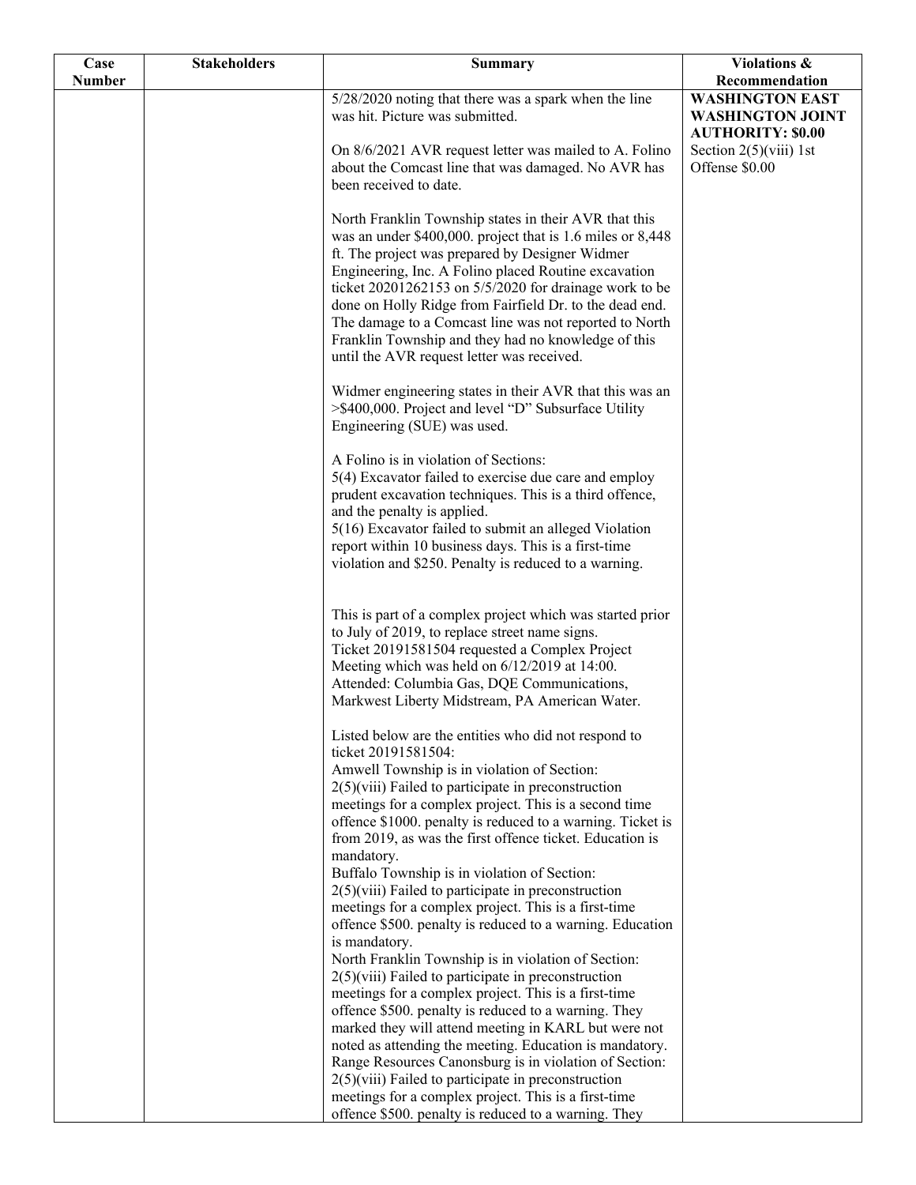| Case Number | Stakeholders | Summary | Violations & Recommendation |
|---|---|---|---|
| | | 5/28/2020 noting that there was a spark when the line was hit. Picture was submitted.<br><br>On 8/6/2021 AVR request letter was mailed to A. Folino about the Comcast line that was damaged. No AVR has been received to date.<br><br>North Franklin Township states in their AVR that this was an under $400,000. project that is 1.6 miles or 8,448 ft. The project was prepared by Designer Widmer Engineering, Inc. A Folino placed Routine excavation ticket 20201262153 on 5/5/2020 for drainage work to be done on Holly Ridge from Fairfield Dr. to the dead end. The damage to a Comcast line was not reported to North Franklin Township and they had no knowledge of this until the AVR request letter was received.<br><br>Widmer engineering states in their AVR that this was an >$400,000. Project and level "D" Subsurface Utility Engineering (SUE) was used.<br><br>A Folino is in violation of Sections:<br>5(4) Excavator failed to exercise due care and employ prudent excavation techniques. This is a third offence, and the penalty is applied.<br>5(16) Excavator failed to submit an alleged Violation report within 10 business days. This is a first-time violation and $250. Penalty is reduced to a warning.<br><br>This is part of a complex project which was started prior to July of 2019, to replace street name signs.<br>Ticket 20191581504 requested a Complex Project Meeting which was held on 6/12/2019 at 14:00.<br>Attended: Columbia Gas, DQE Communications, Markwest Liberty Midstream, PA American Water.<br><br>Listed below are the entities who did not respond to ticket 20191581504:<br>Amwell Township is in violation of Section:<br>2(5)(viii) Failed to participate in preconstruction meetings for a complex project. This is a second time offence $1000. penalty is reduced to a warning. Ticket is from 2019, as was the first offence ticket. Education is mandatory.<br>Buffalo Township is in violation of Section:<br>2(5)(viii) Failed to participate in preconstruction meetings for a complex project. This is a first-time offence $500. penalty is reduced to a warning. Education is mandatory.<br>North Franklin Township is in violation of Section:<br>2(5)(viii) Failed to participate in preconstruction meetings for a complex project. This is a first-time offence $500. penalty is reduced to a warning. They marked they will attend meeting in KARL but were not noted as attending the meeting. Education is mandatory.<br>Range Resources Canonsburg is in violation of Section:<br>2(5)(viii) Failed to participate in preconstruction meetings for a complex project. This is a first-time offence $500. penalty is reduced to a warning. They | **WASHINGTON EAST WASHINGTON JOINT AUTHORITY: $0.00**<br>Section 2(5)(viii) 1st Offense $0.00 |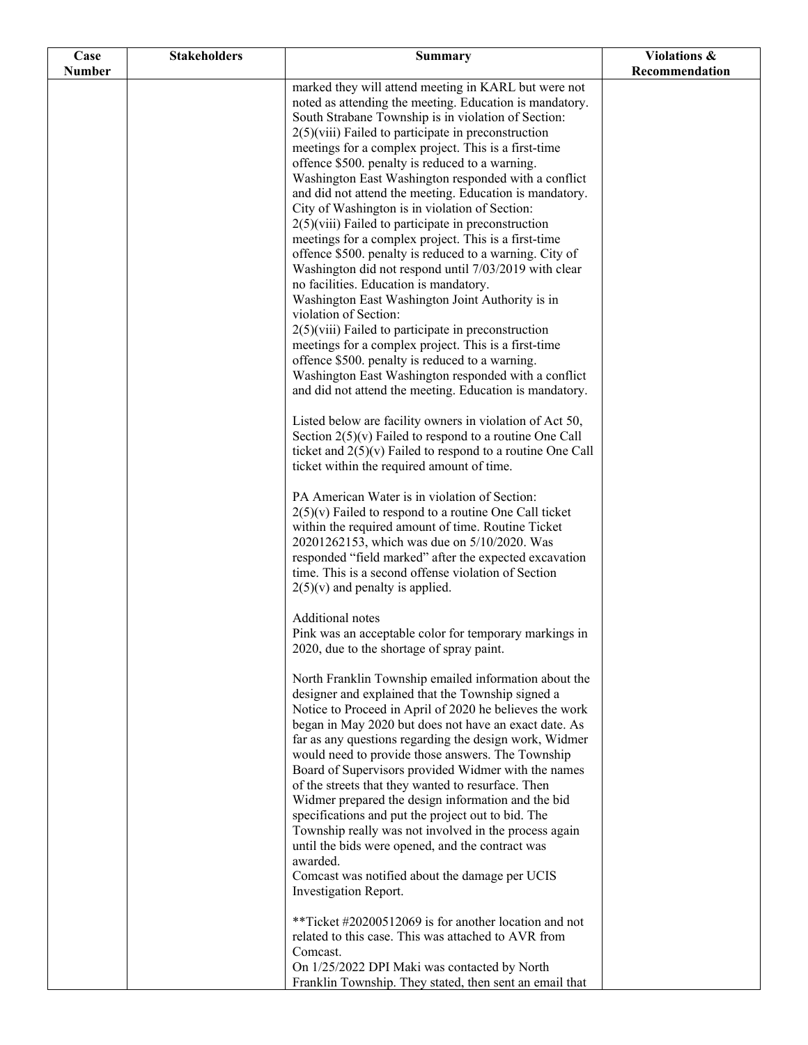| Case Number | Stakeholders | Summary | Violations & Recommendation |
|---|---|---|---|
| | | marked they will attend meeting in KARL but were not noted as attending the meeting. Education is mandatory.<br>South Strabane Township is in violation of Section:<br>2(5)(viii) Failed to participate in preconstruction meetings for a complex project. This is a first-time offence $500. penalty is reduced to a warning. Washington East Washington responded with a conflict and did not attend the meeting. Education is mandatory.<br>City of Washington is in violation of Section:<br>2(5)(viii) Failed to participate in preconstruction meetings for a complex project. This is a first-time offence $500. penalty is reduced to a warning. City of Washington did not respond until 7/03/2019 with clear no facilities. Education is mandatory.<br>Washington East Washington Joint Authority is in violation of Section:<br>2(5)(viii) Failed to participate in preconstruction meetings for a complex project. This is a first-time offence $500. penalty is reduced to a warning. Washington East Washington responded with a conflict and did not attend the meeting. Education is mandatory.<br><br>Listed below are facility owners in violation of Act 50, Section 2(5)(v) Failed to respond to a routine One Call ticket and 2(5)(v) Failed to respond to a routine One Call ticket within the required amount of time.<br><br>PA American Water is in violation of Section:<br>2(5)(v) Failed to respond to a routine One Call ticket within the required amount of time. Routine Ticket 20201262153, which was due on 5/10/2020. Was responded "field marked" after the expected excavation time. This is a second offense violation of Section 2(5)(v) and penalty is applied.<br><br>Additional notes<br>Pink was an acceptable color for temporary markings in 2020, due to the shortage of spray paint.<br><br>North Franklin Township emailed information about the designer and explained that the Township signed a Notice to Proceed in April of 2020 he believes the work began in May 2020 but does not have an exact date. As far as any questions regarding the design work, Widmer would need to provide those answers. The Township Board of Supervisors provided Widmer with the names of the streets that they wanted to resurface. Then Widmer prepared the design information and the bid specifications and put the project out to bid. The Township really was not involved in the process again until the bids were opened, and the contract was awarded.<br>Comcast was notified about the damage per UCIS Investigation Report.<br><br>**Ticket #20200512069 is for another location and not related to this case. This was attached to AVR from Comcast.<br>On 1/25/2022 DPI Maki was contacted by North Franklin Township. They stated, then sent an email that | |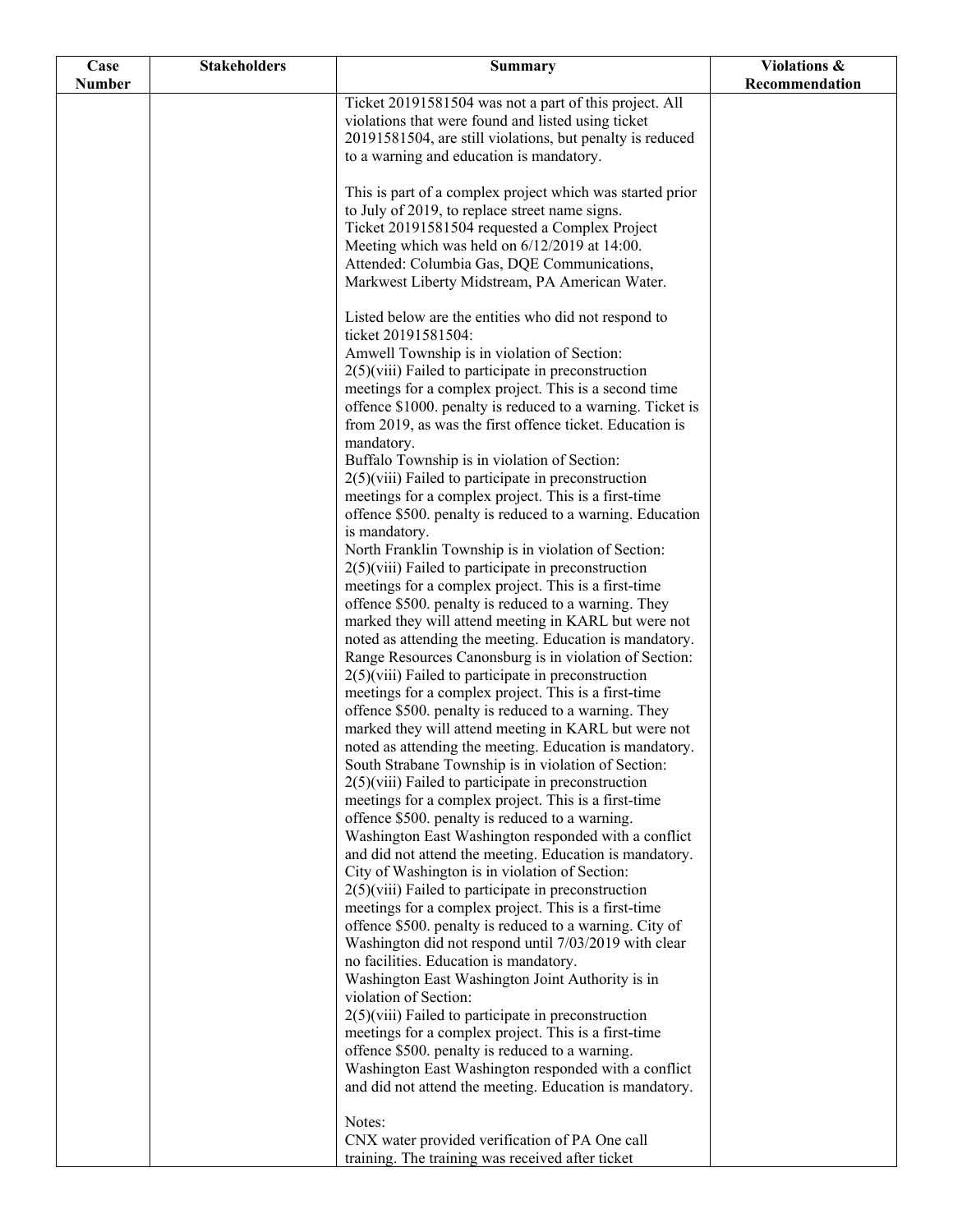| Case Number | Stakeholders | Summary | Violations & Recommendation |
|---|---|---|---|
| | | Ticket 20191581504 was not a part of this project. All violations that were found and listed using ticket 20191581504, are still violations, but penalty is reduced to a warning and education is mandatory.<br><br>This is part of a complex project which was started prior to July of 2019, to replace street name signs.<br>Ticket 20191581504 requested a Complex Project Meeting which was held on 6/12/2019 at 14:00.<br>Attended: Columbia Gas, DQE Communications, Markwest Liberty Midstream, PA American Water.<br><br>Listed below are the entities who did not respond to ticket 20191581504:<br>Amwell Township is in violation of Section:<br>2(5)(viii) Failed to participate in preconstruction meetings for a complex project. This is a second time offence $1000. penalty is reduced to a warning. Ticket is from 2019, as was the first offence ticket. Education is mandatory.<br>Buffalo Township is in violation of Section:<br>2(5)(viii) Failed to participate in preconstruction meetings for a complex project. This is a first-time offence $500. penalty is reduced to a warning. Education is mandatory.<br>North Franklin Township is in violation of Section:<br>2(5)(viii) Failed to participate in preconstruction meetings for a complex project. This is a first-time offence $500. penalty is reduced to a warning. They marked they will attend meeting in KARL but were not noted as attending the meeting. Education is mandatory.<br>Range Resources Canonsburg is in violation of Section:<br>2(5)(viii) Failed to participate in preconstruction meetings for a complex project. This is a first-time offence $500. penalty is reduced to a warning. They marked they will attend meeting in KARL but were not noted as attending the meeting. Education is mandatory.<br>South Strabane Township is in violation of Section:<br>2(5)(viii) Failed to participate in preconstruction meetings for a complex project. This is a first-time offence $500. penalty is reduced to a warning. Washington East Washington responded with a conflict and did not attend the meeting. Education is mandatory.<br>City of Washington is in violation of Section:<br>2(5)(viii) Failed to participate in preconstruction meetings for a complex project. This is a first-time offence $500. penalty is reduced to a warning. City of Washington did not respond until 7/03/2019 with clear no facilities. Education is mandatory.<br>Washington East Washington Joint Authority is in violation of Section:<br>2(5)(viii) Failed to participate in preconstruction meetings for a complex project. This is a first-time offence $500. penalty is reduced to a warning. Washington East Washington responded with a conflict and did not attend the meeting. Education is mandatory.<br><br>Notes:<br>CNX water provided verification of PA One call training. The training was received after ticket | |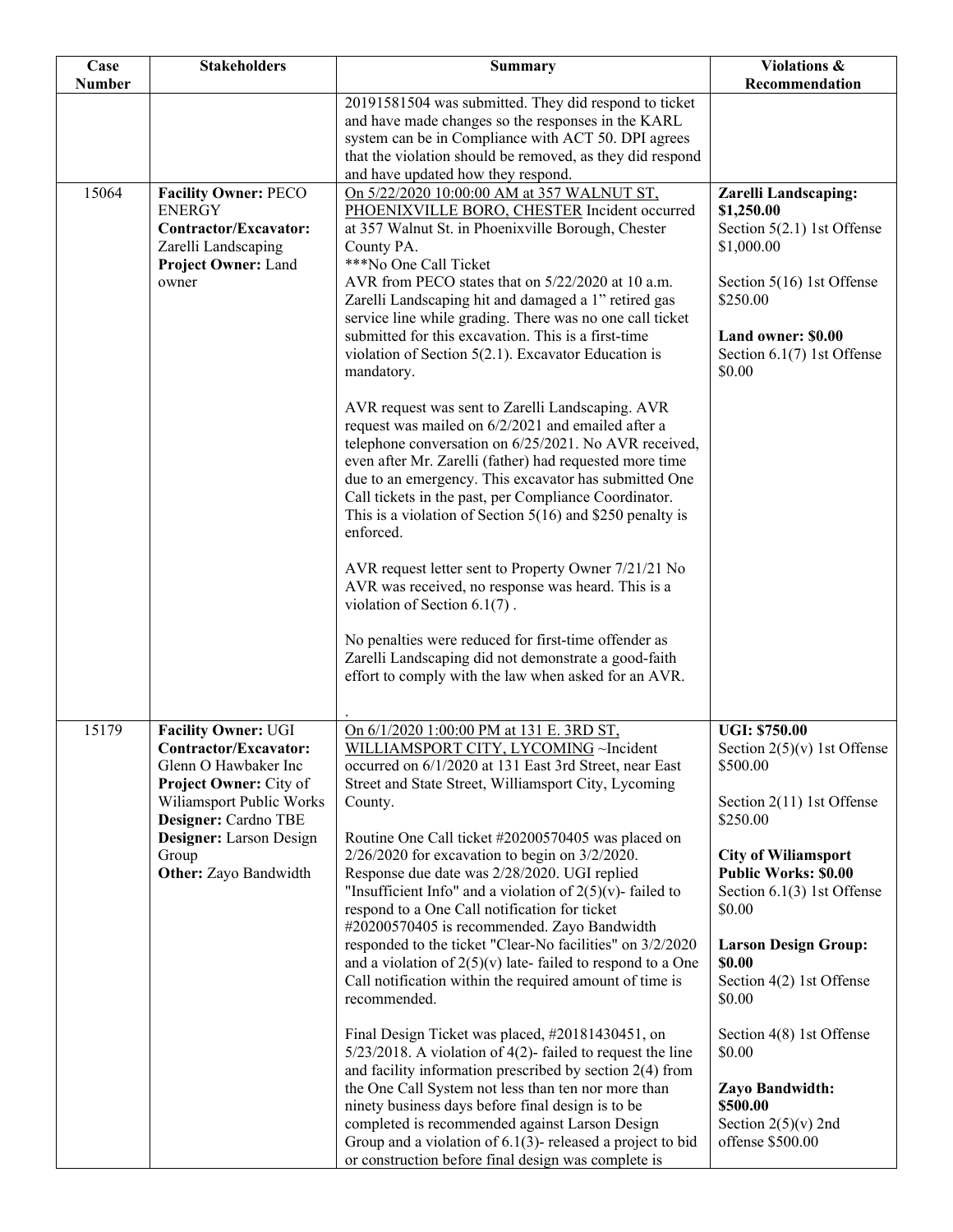| Case Number | Stakeholders | Summary | Violations & Recommendation |
|---|---|---|---|
| | | 20191581504 was submitted. They did respond to ticket and have made changes so the responses in the KARL system can be in Compliance with ACT 50. DPI agrees that the violation should be removed, as they did respond and have updated how they respond. | |
| 15064 | **Facility Owner:** PECO ENERGY<br>**Contractor/Excavator:** Zarelli Landscaping<br>**Project Owner:** Land owner | On 5/22/2020 10:00:00 AM at 357 WALNUT ST, PHOENIXVILLE BORO, CHESTER Incident occurred at 357 Walnut St. in Phoenixville Borough, Chester County PA.<br>***No One Call Ticket<br>AVR from PECO states that on 5/22/2020 at 10 a.m. Zarelli Landscaping hit and damaged a 1" retired gas service line while grading. There was no one call ticket submitted for this excavation. This is a first-time violation of Section 5(2.1). Excavator Education is mandatory.<br><br>AVR request was sent to Zarelli Landscaping. AVR request was mailed on 6/2/2021 and emailed after a telephone conversation on 6/25/2021. No AVR received, even after Mr. Zarelli (father) had requested more time due to an emergency. This excavator has submitted One Call tickets in the past, per Compliance Coordinator. This is a violation of Section 5(16) and $250 penalty is enforced.<br><br>AVR request letter sent to Property Owner 7/21/21 No AVR was received, no response was heard. This is a violation of Section 6.1(7) .<br><br>No penalties were reduced for first-time offender as Zarelli Landscaping did not demonstrate a good-faith effort to comply with the law when asked for an AVR.<br><br>. | **Zarelli Landscaping: $1,250.00**<br>Section 5(2.1) 1st Offense $1,000.00<br><br>Section 5(16) 1st Offense $250.00<br><br>**Land owner: $0.00**<br>Section 6.1(7) 1st Offense $0.00 |
| 15179 | **Facility Owner:** UGI<br>**Contractor/Excavator:** Glenn O Hawbaker Inc<br>**Project Owner:** City of Wiliamsport Public Works<br>**Designer:** Cardno TBE<br>**Designer:** Larson Design Group<br>**Other:** Zayo Bandwidth | On 6/1/2020 1:00:00 PM at 131 E. 3RD ST, WILLIAMSPORT CITY, LYCOMING ~Incident occurred on 6/1/2020 at 131 East 3rd Street, near East Street and State Street, Williamsport City, Lycoming County.<br><br>Routine One Call ticket #20200570405 was placed on 2/26/2020 for excavation to begin on 3/2/2020. Response due date was 2/28/2020. UGI replied "Insufficient Info" and a violation of 2(5)(v)- failed to respond to a One Call notification for ticket #20200570405 is recommended. Zayo Bandwidth responded to the ticket "Clear-No facilities" on 3/2/2020 and a violation of 2(5)(v) late- failed to respond to a One Call notification within the required amount of time is recommended.<br><br>Final Design Ticket was placed, #20181430451, on 5/23/2018. A violation of 4(2)- failed to request the line and facility information prescribed by section 2(4) from the One Call System not less than ten nor more than ninety business days before final design is to be completed is recommended against Larson Design Group and a violation of 6.1(3)- released a project to bid or construction before final design was complete is | **UGI: $750.00**<br>Section 2(5)(v) 1st Offense $500.00<br><br>Section 2(11) 1st Offense $250.00<br><br>**City of Wiliamsport Public Works: $0.00**<br>Section 6.1(3) 1st Offense $0.00<br><br>**Larson Design Group: $0.00**<br>Section 4(2) 1st Offense $0.00<br><br>Section 4(8) 1st Offense $0.00<br><br>**Zayo Bandwidth: $500.00**<br>Section 2(5)(v) 2nd offense $500.00 |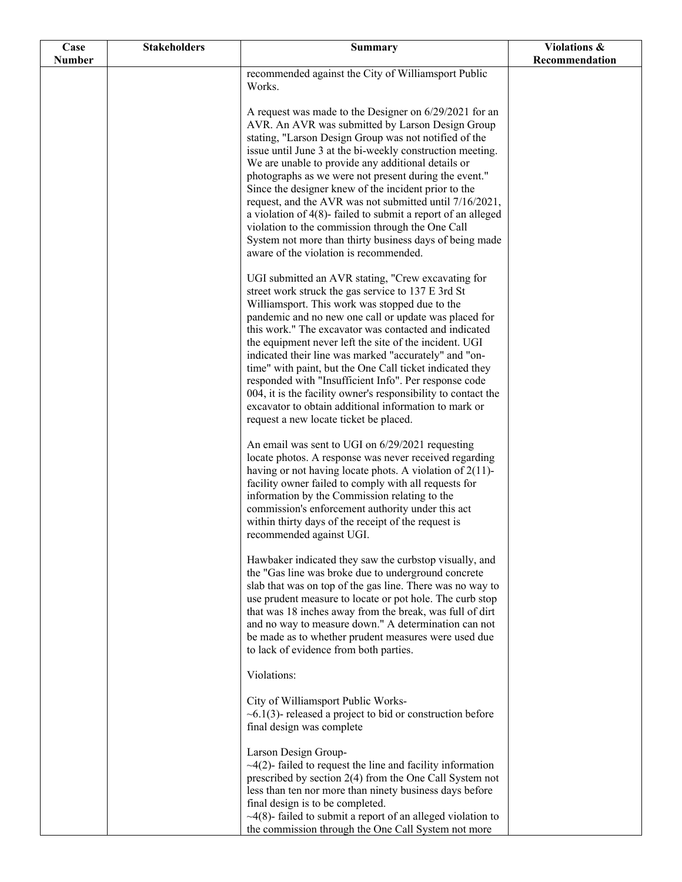| Case Number | Stakeholders | Summary | Violations & Recommendation |
|---|---|---|---|
| | | recommended against the City of Williamsport Public Works.<br><br>A request was made to the Designer on 6/29/2021 for an AVR. An AVR was submitted by Larson Design Group stating, "Larson Design Group was not notified of the issue until June 3 at the bi-weekly construction meeting. We are unable to provide any additional details or photographs as we were not present during the event." Since the designer knew of the incident prior to the request, and the AVR was not submitted until 7/16/2021, a violation of 4(8)- failed to submit a report of an alleged violation to the commission through the One Call System not more than thirty business days of being made aware of the violation is recommended.<br><br>UGI submitted an AVR stating, "Crew excavating for street work struck the gas service to 137 E 3rd St Williamsport. This work was stopped due to the pandemic and no new one call or update was placed for this work." The excavator was contacted and indicated the equipment never left the site of the incident. UGI indicated their line was marked "accurately" and "on-time" with paint, but the One Call ticket indicated they responded with "Insufficient Info". Per response code 004, it is the facility owner's responsibility to contact the excavator to obtain additional information to mark or request a new locate ticket be placed.<br><br>An email was sent to UGI on 6/29/2021 requesting locate photos. A response was never received regarding having or not having locate phots. A violation of 2(11)- facility owner failed to comply with all requests for information by the Commission relating to the commission's enforcement authority under this act within thirty days of the receipt of the request is recommended against UGI.<br><br>Hawbaker indicated they saw the curbstop visually, and the "Gas line was broke due to underground concrete slab that was on top of the gas line. There was no way to use prudent measure to locate or pot hole. The curb stop that was 18 inches away from the break, was full of dirt and no way to measure down." A determination can not be made as to whether prudent measures were used due to lack of evidence from both parties.<br><br>Violations:<br><br>City of Williamsport Public Works-<br>~6.1(3)- released a project to bid or construction before final design was complete<br><br>Larson Design Group-<br>~4(2)- failed to request the line and facility information prescribed by section 2(4) from the One Call System not less than ten nor more than ninety business days before final design is to be completed.<br>~4(8)- failed to submit a report of an alleged violation to the commission through the One Call System not more | |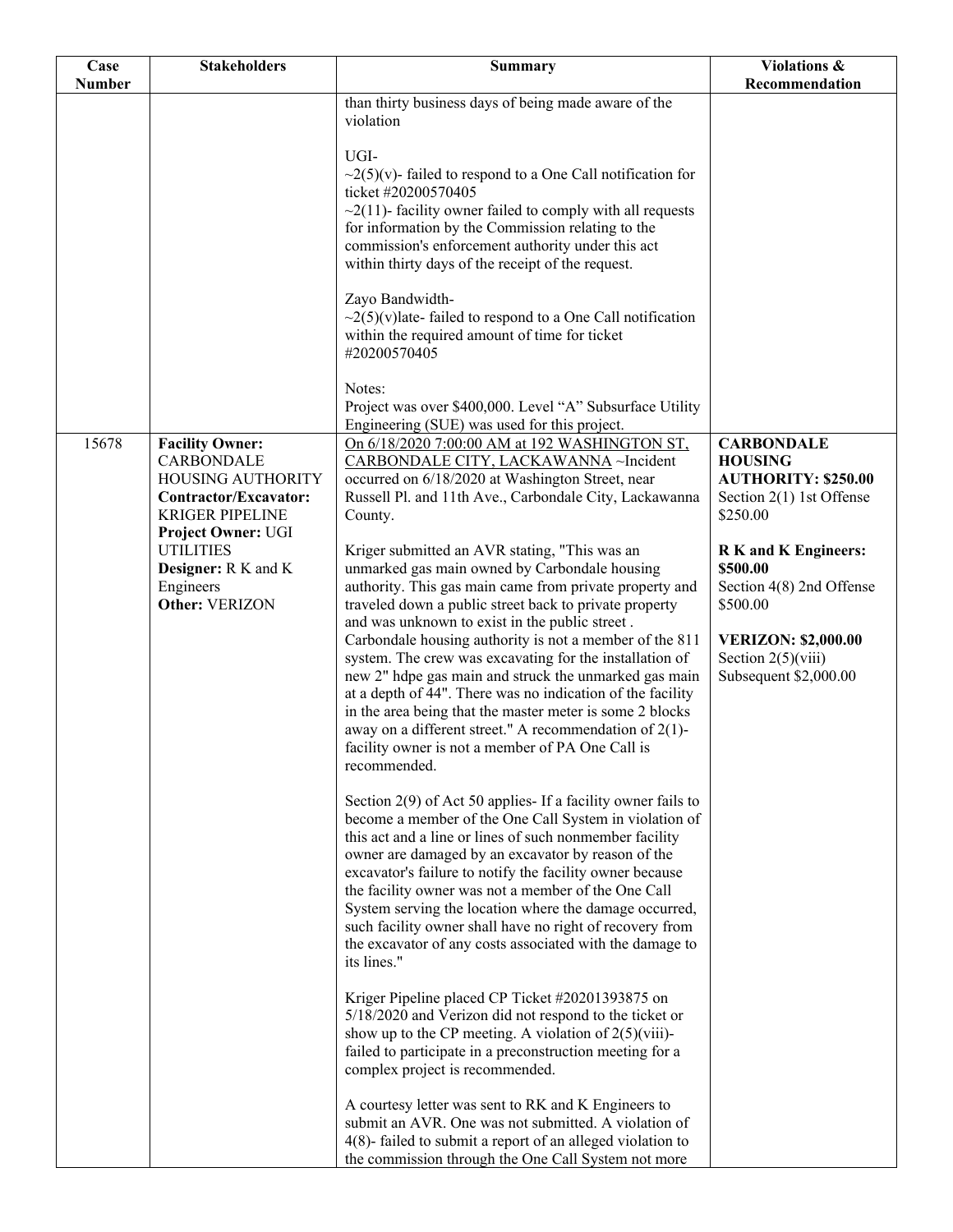| Case Number | Stakeholders | Summary | Violations & Recommendation |
|---|---|---|---|
| | | than thirty business days of being made aware of the violation<br><br>UGI-<br>~2(5)(v)- failed to respond to a One Call notification for ticket #20200570405<br>~2(11)- facility owner failed to comply with all requests for information by the Commission relating to the commission's enforcement authority under this act within thirty days of the receipt of the request.<br><br>Zayo Bandwidth-<br>~2(5)(v)late- failed to respond to a One Call notification within the required amount of time for ticket #20200570405<br><br>Notes:<br>Project was over $400,000. Level "A" Subsurface Utility Engineering (SUE) was used for this project. | |
| 15678 | **Facility Owner:** CARBONDALE HOUSING AUTHORITY<br>**Contractor/Excavator:** KRIGER PIPELINE<br>**Project Owner:** UGI UTILITIES<br>**Designer:** R K and K Engineers<br>**Other:** VERIZON | On 6/18/2020 7:00:00 AM at 192 WASHINGTON ST, CARBONDALE CITY, LACKAWANNA ~Incident occurred on 6/18/2020 at Washington Street, near Russell Pl. and 11th Ave., Carbondale City, Lackawanna County.<br><br>Kriger submitted an AVR stating, "This was an unmarked gas main owned by Carbondale housing authority. This gas main came from private property and traveled down a public street back to private property and was unknown to exist in the public street . Carbondale housing authority is not a member of the 811 system. The crew was excavating for the installation of new 2" hdpe gas main and struck the unmarked gas main at a depth of 44". There was no indication of the facility in the area being that the master meter is some 2 blocks away on a different street." A recommendation of 2(1)- facility owner is not a member of PA One Call is recommended.<br><br>Section 2(9) of Act 50 applies- If a facility owner fails to become a member of the One Call System in violation of this act and a line or lines of such nonmember facility owner are damaged by an excavator by reason of the excavator's failure to notify the facility owner because the facility owner was not a member of the One Call System serving the location where the damage occurred, such facility owner shall have no right of recovery from the excavator of any costs associated with the damage to its lines."<br><br>Kriger Pipeline placed CP Ticket #20201393875 on 5/18/2020 and Verizon did not respond to the ticket or show up to the CP meeting. A violation of 2(5)(viii)- failed to participate in a preconstruction meeting for a complex project is recommended.<br><br>A courtesy letter was sent to RK and K Engineers to submit an AVR. One was not submitted. A violation of 4(8)- failed to submit a report of an alleged violation to the commission through the One Call System not more | **CARBONDALE HOUSING AUTHORITY: $250.00**<br>Section 2(1) 1st Offense $250.00<br><br>**R K and K Engineers: $500.00**<br>Section 4(8) 2nd Offense $500.00<br><br>**VERIZON: $2,000.00**<br>Section 2(5)(viii) Subsequent $2,000.00 |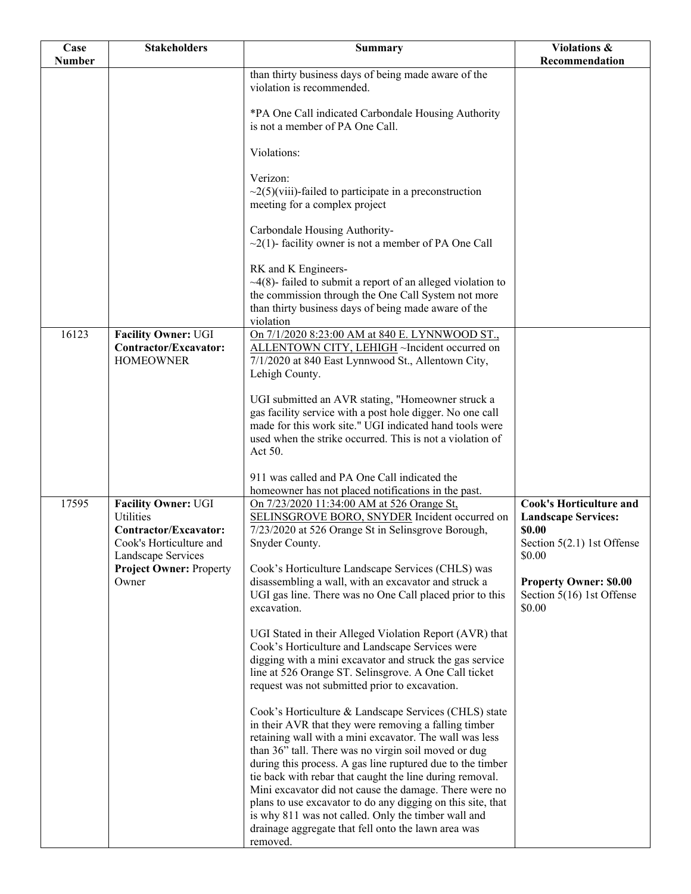| Case Number | Stakeholders | Summary | Violations & Recommendation |
|---|---|---|---|
| | | than thirty business days of being made aware of the violation is recommended.<br><br>*PA One Call indicated Carbondale Housing Authority is not a member of PA One Call.<br><br>Violations:<br><br>Verizon:<br>~2(5)(viii)-failed to participate in a preconstruction meeting for a complex project<br><br>Carbondale Housing Authority-<br>~2(1)- facility owner is not a member of PA One Call<br><br>RK and K Engineers-<br>~4(8)- failed to submit a report of an alleged violation to the commission through the One Call System not more than thirty business days of being made aware of the violation | |
| 16123 | **Facility Owner:** UGI<br>**Contractor/Excavator:** HOMEOWNER | <u>On 7/1/2020 8:23:00 AM at 840 E. LYNNWOOD ST., ALLENTOWN CITY, LEHIGH</u> ~Incident occurred on 7/1/2020 at 840 East Lynnwood St., Allentown City, Lehigh County.<br><br>UGI submitted an AVR stating, "Homeowner struck a gas facility service with a post hole digger. No one call made for this work site." UGI indicated hand tools were used when the strike occurred. This is not a violation of Act 50.<br><br>911 was called and PA One Call indicated the homeowner has not placed notifications in the past. | |
| 17595 | **Facility Owner:** UGI Utilities<br>**Contractor/Excavator:** Cook's Horticulture and Landscape Services<br>**Project Owner:** Property Owner | <u>On 7/23/2020 11:34:00 AM at 526 Orange St, SELINSGROVE BORO, SNYDER</u> Incident occurred on 7/23/2020 at 526 Orange St in Selinsgrove Borough, Snyder County.<br><br>Cook's Horticulture Landscape Services (CHLS) was disassembling a wall, with an excavator and struck a UGI gas line. There was no One Call placed prior to this excavation.<br><br>UGI Stated in their Alleged Violation Report (AVR) that Cook's Horticulture and Landscape Services were digging with a mini excavator and struck the gas service line at 526 Orange ST. Selinsgrove. A One Call ticket request was not submitted prior to excavation.<br><br>Cook's Horticulture & Landscape Services (CHLS) state in their AVR that they were removing a falling timber retaining wall with a mini excavator. The wall was less than 36" tall. There was no virgin soil moved or dug during this process. A gas line ruptured due to the timber tie back with rebar that caught the line during removal. Mini excavator did not cause the damage. There were no plans to use excavator to do any digging on this site, that is why 811 was not called. Only the timber wall and drainage aggregate that fell onto the lawn area was removed. | **Cook's Horticulture and Landscape Services: $0.00**<br>Section 5(2.1) 1st Offense $0.00<br><br>**Property Owner: $0.00**<br>Section 5(16) 1st Offense $0.00 |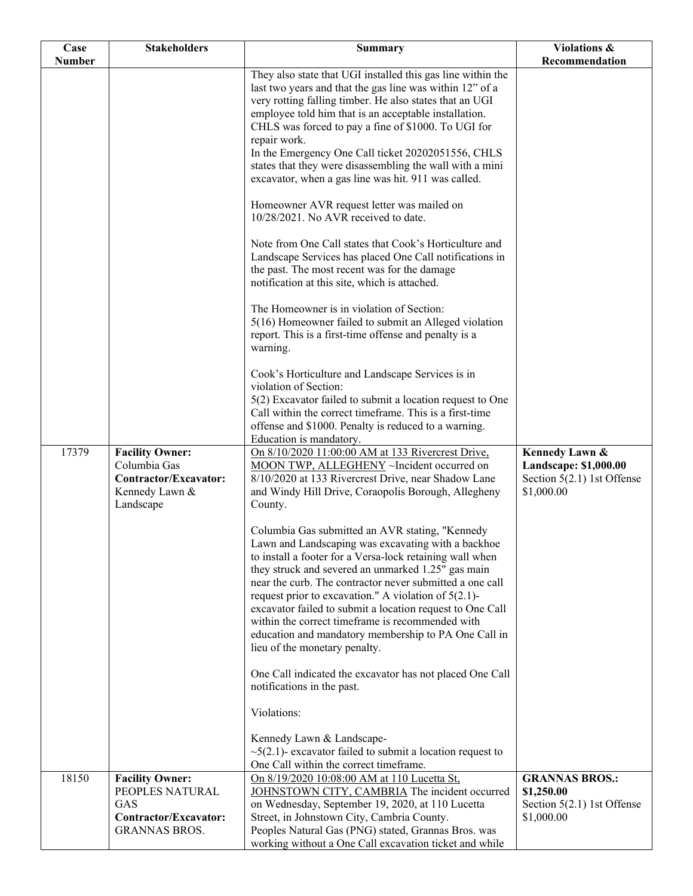| Case Number | Stakeholders | Summary | Violations & Recommendation |
|---|---|---|---|
| | | They also state that UGI installed this gas line within the last two years and that the gas line was within 12" of a very rotting falling timber. He also states that an UGI employee told him that is an acceptable installation. CHLS was forced to pay a fine of $1000. To UGI for repair work.<br>In the Emergency One Call ticket 20202051556, CHLS states that they were disassembling the wall with a mini excavator, when a gas line was hit. 911 was called.<br><br>Homeowner AVR request letter was mailed on 10/28/2021. No AVR received to date.<br><br>Note from One Call states that Cook's Horticulture and Landscape Services has placed One Call notifications in the past. The most recent was for the damage notification at this site, which is attached.<br><br>The Homeowner is in violation of Section:<br>5(16) Homeowner failed to submit an Alleged violation report. This is a first-time offense and penalty is a warning.<br><br>Cook's Horticulture and Landscape Services is in violation of Section:<br>5(2) Excavator failed to submit a location request to One Call within the correct timeframe. This is a first-time offense and $1000. Penalty is reduced to a warning. Education is mandatory. | |
| 17379 | **Facility Owner:** Columbia Gas<br>**Contractor/Excavator:** Kennedy Lawn & Landscape | On 8/10/2020 11:00:00 AM at 133 Rivercrest Drive, MOON TWP, ALLEGHENY ~Incident occurred on 8/10/2020 at 133 Rivercrest Drive, near Shadow Lane and Windy Hill Drive, Coraopolis Borough, Allegheny County.<br><br>Columbia Gas submitted an AVR stating, "Kennedy Lawn and Landscaping was excavating with a backhoe to install a footer for a Versa-lock retaining wall when they struck and severed an unmarked 1.25" gas main near the curb. The contractor never submitted a one call request prior to excavation." A violation of 5(2.1)- excavator failed to submit a location request to One Call within the correct timeframe is recommended with education and mandatory membership to PA One Call in lieu of the monetary penalty.<br><br>One Call indicated the excavator has not placed One Call notifications in the past.<br><br>Violations:<br><br>Kennedy Lawn & Landscape-<br>~5(2.1)- excavator failed to submit a location request to One Call within the correct timeframe. | **Kennedy Lawn & Landscape: $1,000.00**<br>Section 5(2.1) 1st Offense $1,000.00 |
| 18150 | **Facility Owner:** PEOPLES NATURAL GAS<br>**Contractor/Excavator:** GRANNAS BROS. | On 8/19/2020 10:08:00 AM at 110 Lucetta St, JOHNSTOWN CITY, CAMBRIA The incident occurred on Wednesday, September 19, 2020, at 110 Lucetta Street, in Johnstown City, Cambria County.<br>Peoples Natural Gas (PNG) stated, Grannas Bros. was working without a One Call excavation ticket and while | **GRANNAS BROS.: $1,250.00**<br>Section 5(2.1) 1st Offense $1,000.00 |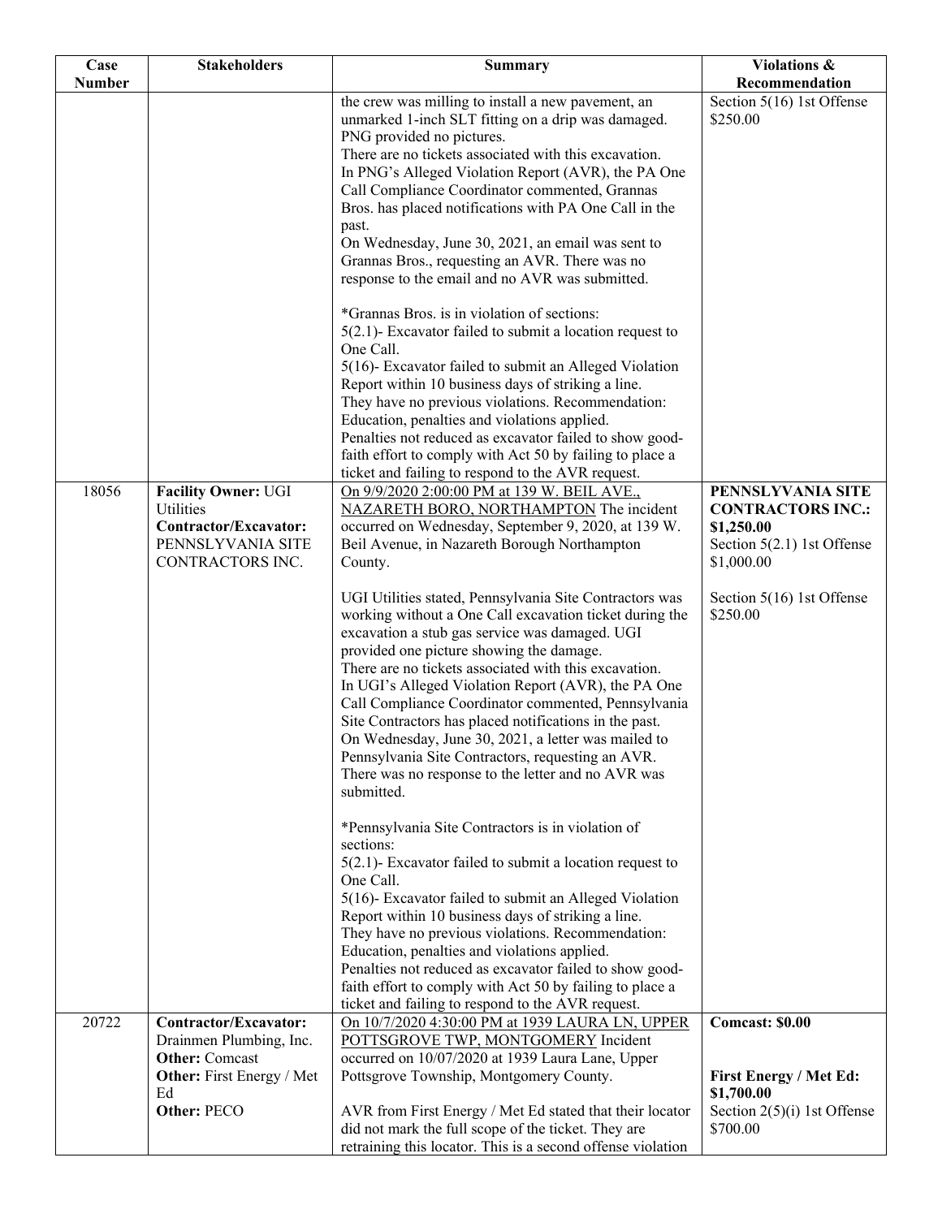| Case Number | Stakeholders | Summary | Violations & Recommendation |
|---|---|---|---|
| | | the crew was milling to install a new pavement, an unmarked 1-inch SLT fitting on a drip was damaged. PNG provided no pictures.<br>There are no tickets associated with this excavation.<br>In PNG's Alleged Violation Report (AVR), the PA One Call Compliance Coordinator commented, Grannas Bros. has placed notifications with PA One Call in the past.<br>On Wednesday, June 30, 2021, an email was sent to Grannas Bros., requesting an AVR. There was no response to the email and no AVR was submitted.<br><br>*Grannas Bros. is in violation of sections:<br>5(2.1)- Excavator failed to submit a location request to One Call.<br>5(16)- Excavator failed to submit an Alleged Violation Report within 10 business days of striking a line.<br>They have no previous violations. Recommendation: Education, penalties and violations applied.<br>Penalties not reduced as excavator failed to show good-faith effort to comply with Act 50 by failing to place a ticket and failing to respond to the AVR request. | Section 5(16) 1st Offense $250.00 |
| 18056 | **Facility Owner:** UGI Utilities<br>**Contractor/Excavator:** PENNSLYVANIA SITE CONTRACTORS INC. | <u>On 9/9/2020 2:00:00 PM at 139 W. BEIL AVE., NAZARETH BORO, NORTHAMPTON</u> The incident occurred on Wednesday, September 9, 2020, at 139 W. Beil Avenue, in Nazareth Borough Northampton County.<br><br>UGI Utilities stated, Pennsylvania Site Contractors was working without a One Call excavation ticket during the excavation a stub gas service was damaged. UGI provided one picture showing the damage.<br>There are no tickets associated with this excavation.<br>In UGI's Alleged Violation Report (AVR), the PA One Call Compliance Coordinator commented, Pennsylvania Site Contractors has placed notifications in the past.<br>On Wednesday, June 30, 2021, a letter was mailed to Pennsylvania Site Contractors, requesting an AVR. There was no response to the letter and no AVR was submitted.<br><br>*Pennsylvania Site Contractors is in violation of sections:<br>5(2.1)- Excavator failed to submit a location request to One Call.<br>5(16)- Excavator failed to submit an Alleged Violation Report within 10 business days of striking a line.<br>They have no previous violations. Recommendation: Education, penalties and violations applied.<br>Penalties not reduced as excavator failed to show good-faith effort to comply with Act 50 by failing to place a ticket and failing to respond to the AVR request. | **PENNSLYVANIA SITE CONTRACTORS INC.: $1,250.00**<br>Section 5(2.1) 1st Offense $1,000.00<br><br>Section 5(16) 1st Offense $250.00 |
| 20722 | **Contractor/Excavator:** Drainmen Plumbing, Inc.<br>**Other:** Comcast<br>**Other:** First Energy / Met Ed<br>**Other:** PECO | <u>On 10/7/2020 4:30:00 PM at 1939 LAURA LN, UPPER POTTSGROVE TWP, MONTGOMERY</u> Incident occurred on 10/07/2020 at 1939 Laura Lane, Upper Pottsgrove Township, Montgomery County.<br><br>AVR from First Energy / Met Ed stated that their locator did not mark the full scope of the ticket. They are retraining this locator. This is a second offense violation | **Comcast: $0.00**<br><br>**First Energy / Met Ed: $1,700.00**<br>Section 2(5)(i) 1st Offense $700.00 |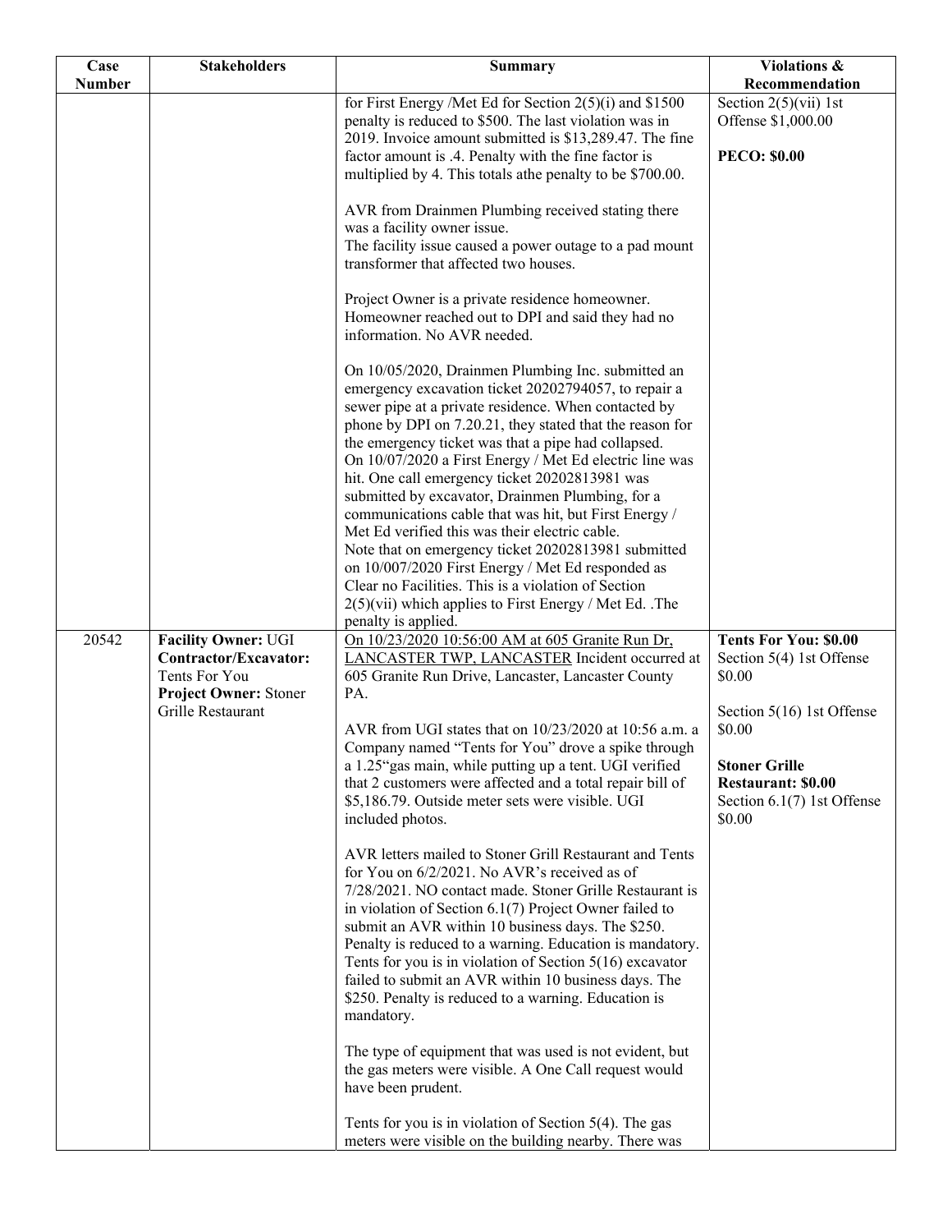| Case Number | Stakeholders | Summary | Violations & Recommendation |
|---|---|---|---|
| | | for First Energy /Met Ed for Section 2(5)(i) and $1500 penalty is reduced to $500. The last violation was in 2019. Invoice amount submitted is $13,289.47. The fine factor amount is .4. Penalty with the fine factor is multiplied by 4. This totals athe penalty to be $700.00.<br><br>AVR from Drainmen Plumbing received stating there was a facility owner issue.<br>The facility issue caused a power outage to a pad mount transformer that affected two houses.<br><br>Project Owner is a private residence homeowner. Homeowner reached out to DPI and said they had no information. No AVR needed.<br><br>On 10/05/2020, Drainmen Plumbing Inc. submitted an emergency excavation ticket 20202794057, to repair a sewer pipe at a private residence. When contacted by phone by DPI on 7.20.21, they stated that the reason for the emergency ticket was that a pipe had collapsed.<br>On 10/07/2020 a First Energy / Met Ed electric line was hit. One call emergency ticket 20202813981 was submitted by excavator, Drainmen Plumbing, for a communications cable that was hit, but First Energy / Met Ed verified this was their electric cable.<br>Note that on emergency ticket 20202813981 submitted on 10/007/2020 First Energy / Met Ed responded as Clear no Facilities. This is a violation of Section 2(5)(vii) which applies to First Energy / Met Ed. .The penalty is applied. | Section 2(5)(vii) 1st Offense $1,000.00<br><br>**PECO: $0.00** |
| 20542 | **Facility Owner:** UGI<br>**Contractor/Excavator:** Tents For You<br>**Project Owner:** Stoner Grille Restaurant | On 10/23/2020 10:56:00 AM at 605 Granite Run Dr, LANCASTER TWP, LANCASTER Incident occurred at 605 Granite Run Drive, Lancaster, Lancaster County PA.<br><br>AVR from UGI states that on 10/23/2020 at 10:56 a.m. a Company named "Tents for You" drove a spike through a 1.25"gas main, while putting up a tent. UGI verified that 2 customers were affected and a total repair bill of $5,186.79. Outside meter sets were visible. UGI included photos.<br><br>AVR letters mailed to Stoner Grill Restaurant and Tents for You on 6/2/2021. No AVR's received as of 7/28/2021. NO contact made. Stoner Grille Restaurant is in violation of Section 6.1(7) Project Owner failed to submit an AVR within 10 business days. The $250. Penalty is reduced to a warning. Education is mandatory.<br>Tents for you is in violation of Section 5(16) excavator failed to submit an AVR within 10 business days. The $250. Penalty is reduced to a warning. Education is mandatory.<br><br>The type of equipment that was used is not evident, but the gas meters were visible. A One Call request would have been prudent.<br><br>Tents for you is in violation of Section 5(4). The gas meters were visible on the building nearby. There was | **Tents For You: $0.00**<br>Section 5(4) 1st Offense $0.00<br><br>Section 5(16) 1st Offense $0.00<br><br>**Stoner Grille Restaurant: $0.00**<br>Section 6.1(7) 1st Offense $0.00 |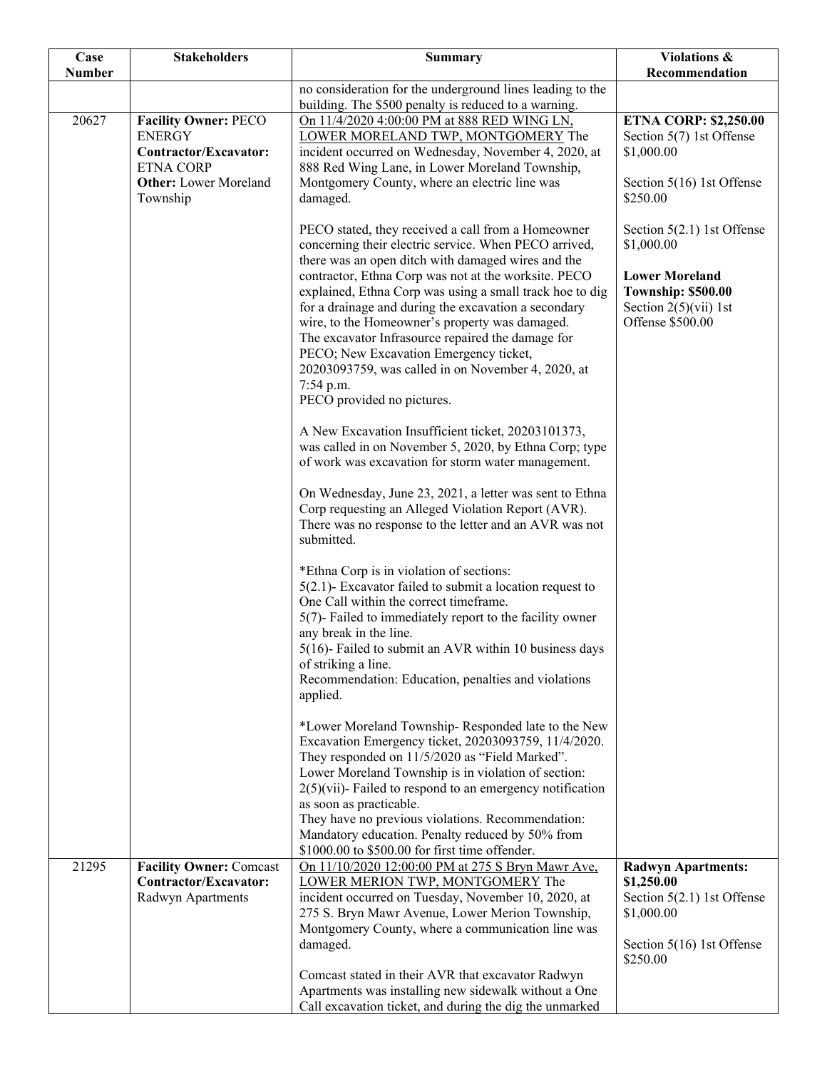| Case Number | Stakeholders | Summary | Violations & Recommendation |
|---|---|---|---|
| | | no consideration for the underground lines leading to the building. The $500 penalty is reduced to a warning. | |
| 20627 | **Facility Owner:** PECO ENERGY<br>**Contractor/Excavator:** ETNA CORP<br>**Other:** Lower Moreland Township | On 11/4/2020 4:00:00 PM at 888 RED WING LN, LOWER MORELAND TWP, MONTGOMERY The incident occurred on Wednesday, November 4, 2020, at 888 Red Wing Lane, in Lower Moreland Township, Montgomery County, where an electric line was damaged.<br><br>PECO stated, they received a call from a Homeowner concerning their electric service. When PECO arrived, there was an open ditch with damaged wires and the contractor, Ethna Corp was not at the worksite. PECO explained, Ethna Corp was using a small track hoe to dig for a drainage and during the excavation a secondary wire, to the Homeowner's property was damaged. The excavator Infrasource repaired the damage for PECO; New Excavation Emergency ticket, 20203093759, was called in on November 4, 2020, at 7:54 p.m.<br>PECO provided no pictures.<br><br>A New Excavation Insufficient ticket, 20203101373, was called in on November 5, 2020, by Ethna Corp; type of work was excavation for storm water management.<br><br>On Wednesday, June 23, 2021, a letter was sent to Ethna Corp requesting an Alleged Violation Report (AVR). There was no response to the letter and an AVR was not submitted.<br><br>*Ethna Corp is in violation of sections:<br>5(2.1)- Excavator failed to submit a location request to One Call within the correct timeframe.<br>5(7)- Failed to immediately report to the facility owner any break in the line.<br>5(16)- Failed to submit an AVR within 10 business days of striking a line.<br>Recommendation: Education, penalties and violations applied.<br><br>*Lower Moreland Township- Responded late to the New Excavation Emergency ticket, 20203093759, 11/4/2020. They responded on 11/5/2020 as "Field Marked". Lower Moreland Township is in violation of section: 2(5)(vii)- Failed to respond to an emergency notification as soon as practicable.<br>They have no previous violations. Recommendation: Mandatory education. Penalty reduced by 50% from $1000.00 to $500.00 for first time offender. | **ETNA CORP: $2,250.00**<br>Section 5(7) 1st Offense $1,000.00<br><br>Section 5(16) 1st Offense $250.00<br><br>Section 5(2.1) 1st Offense $1,000.00<br><br>**Lower Moreland Township: $500.00**<br>Section 2(5)(vii) 1st Offense $500.00 |
| 21295 | **Facility Owner:** Comcast<br>**Contractor/Excavator:** Radwyn Apartments | On 11/10/2020 12:00:00 PM at 275 S Bryn Mawr Ave, LOWER MERION TWP, MONTGOMERY The incident occurred on Tuesday, November 10, 2020, at 275 S. Bryn Mawr Avenue, Lower Merion Township, Montgomery County, where a communication line was damaged.<br><br>Comcast stated in their AVR that excavator Radwyn Apartments was installing new sidewalk without a One Call excavation ticket, and during the dig the unmarked | **Radwyn Apartments: $1,250.00**<br>Section 5(2.1) 1st Offense $1,000.00<br><br>Section 5(16) 1st Offense $250.00 |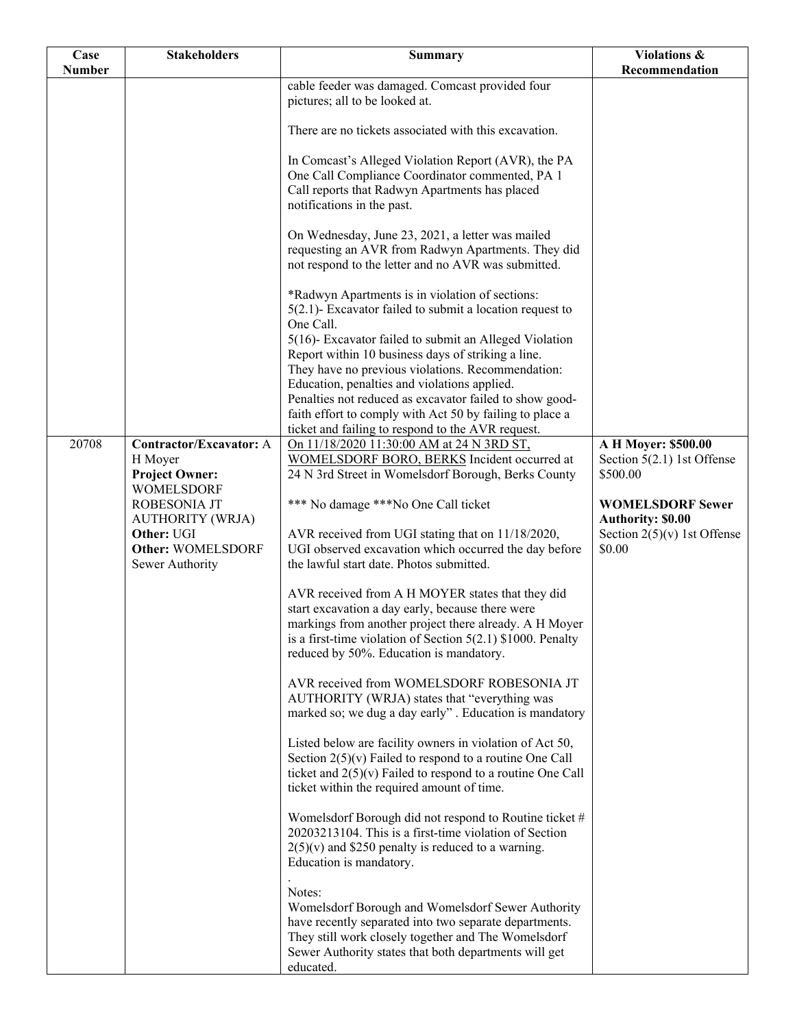| Case Number | Stakeholders | Summary | Violations & Recommendation |
|---|---|---|---|
| | | cable feeder was damaged. Comcast provided four pictures; all to be looked at.<br><br>There are no tickets associated with this excavation.<br><br>In Comcast's Alleged Violation Report (AVR), the PA One Call Compliance Coordinator commented, PA 1 Call reports that Radwyn Apartments has placed notifications in the past.<br><br>On Wednesday, June 23, 2021, a letter was mailed requesting an AVR from Radwyn Apartments. They did not respond to the letter and no AVR was submitted.<br><br>*Radwyn Apartments is in violation of sections:<br>5(2.1)- Excavator failed to submit a location request to One Call.<br>5(16)- Excavator failed to submit an Alleged Violation Report within 10 business days of striking a line.<br>They have no previous violations. Recommendation: Education, penalties and violations applied.<br>Penalties not reduced as excavator failed to show good-faith effort to comply with Act 50 by failing to place a ticket and failing to respond to the AVR request. | |
| 20708 | **Contractor/Excavator:** A H Moyer<br>**Project Owner:** WOMELSDORF ROBESONIA JT AUTHORITY (WRJA)<br>**Other:** UGI<br>**Other:** WOMELSDORF Sewer Authority | On 11/18/2020 11:30:00 AM at 24 N 3RD ST, WOMELSDORF BORO, BERKS Incident occurred at 24 N 3rd Street in Womelsdorf Borough, Berks County<br><br>*** No damage ***No One Call ticket<br><br>AVR received from UGI stating that on 11/18/2020, UGI observed excavation which occurred the day before the lawful start date. Photos submitted.<br><br>AVR received from A H MOYER states that they did start excavation a day early, because there were markings from another project there already. A H Moyer is a first-time violation of Section 5(2.1) $1000. Penalty reduced by 50%. Education is mandatory.<br><br>AVR received from WOMELSDORF ROBESONIA JT AUTHORITY (WRJA) states that "everything was marked so; we dug a day early" . Education is mandatory<br><br>Listed below are facility owners in violation of Act 50, Section 2(5)(v) Failed to respond to a routine One Call ticket and 2(5)(v) Failed to respond to a routine One Call ticket within the required amount of time.<br><br>Womelsdorf Borough did not respond to Routine ticket # 20203213104. This is a first-time violation of Section 2(5)(v) and $250 penalty is reduced to a warning. Education is mandatory.<br><br>.<br>Notes:<br>Womelsdorf Borough and Womelsdorf Sewer Authority have recently separated into two separate departments. They still work closely together and The Womelsdorf Sewer Authority states that both departments will get educated. | **A H Moyer: $500.00**<br>Section 5(2.1) 1st Offense $500.00<br><br>**WOMELSDORF Sewer Authority: $0.00**<br>Section 2(5)(v) 1st Offense $0.00 |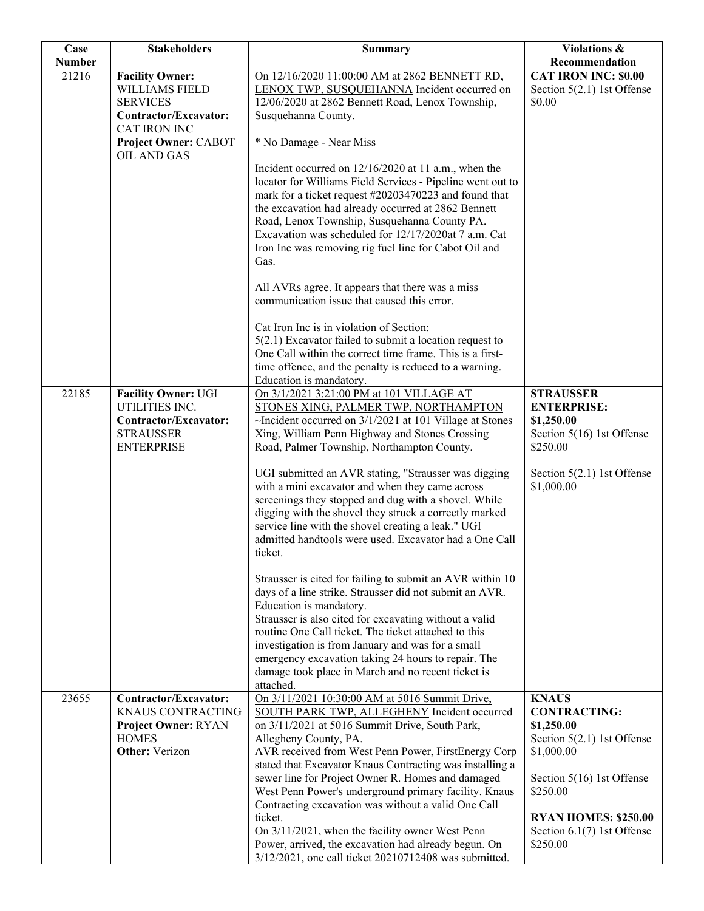| Case Number | Stakeholders | Summary | Violations & Recommendation |
|---|---|---|---|
| 21216 | **Facility Owner:** WILLIAMS FIELD SERVICES<br>**Contractor/Excavator:** CAT IRON INC<br>**Project Owner:** CABOT OIL AND GAS | On 12/16/2020 11:00:00 AM at 2862 BENNETT RD, LENOX TWP, SUSQUEHANNA Incident occurred on 12/06/2020 at 2862 Bennett Road, Lenox Township, Susquehanna County.<br><br>* No Damage - Near Miss<br><br>Incident occurred on 12/16/2020 at 11 a.m., when the locator for Williams Field Services - Pipeline went out to mark for a ticket request #20203470223 and found that the excavation had already occurred at 2862 Bennett Road, Lenox Township, Susquehanna County PA. Excavation was scheduled for 12/17/2020at 7 a.m. Cat Iron Inc was removing rig fuel line for Cabot Oil and Gas.<br><br>All AVRs agree. It appears that there was a miss communication issue that caused this error.<br><br>Cat Iron Inc is in violation of Section:<br>5(2.1) Excavator failed to submit a location request to One Call within the correct time frame. This is a first-time offence, and the penalty is reduced to a warning. Education is mandatory. | **CAT IRON INC: $0.00**<br>Section 5(2.1) 1st Offense $0.00 |
| 22185 | **Facility Owner:** UGI UTILITIES INC.<br>**Contractor/Excavator:** STRAUSSER ENTERPRISE | On 3/1/2021 3:21:00 PM at 101 VILLAGE AT STONES XING, PALMER TWP, NORTHAMPTON ~Incident occurred on 3/1/2021 at 101 Village at Stones Xing, William Penn Highway and Stones Crossing Road, Palmer Township, Northampton County.<br><br>UGI submitted an AVR stating, "Strausser was digging with a mini excavator and when they came across screenings they stopped and dug with a shovel. While digging with the shovel they struck a correctly marked service line with the shovel creating a leak." UGI admitted handtools were used. Excavator had a One Call ticket.<br><br>Strausser is cited for failing to submit an AVR within 10 days of a line strike. Strausser did not submit an AVR. Education is mandatory.<br>Strausser is also cited for excavating without a valid routine One Call ticket. The ticket attached to this investigation is from January and was for a small emergency excavation taking 24 hours to repair. The damage took place in March and no recent ticket is attached. | **STRAUSSER ENTERPRISE: $1,250.00**<br>Section 5(16) 1st Offense $250.00<br><br>Section 5(2.1) 1st Offense $1,000.00 |
| 23655 | **Contractor/Excavator:** KNAUS CONTRACTING<br>**Project Owner:** RYAN HOMES<br>**Other:** Verizon | On 3/11/2021 10:30:00 AM at 5016 Summit Drive, SOUTH PARK TWP, ALLEGHENY Incident occurred on 3/11/2021 at 5016 Summit Drive, South Park, Allegheny County, PA.<br>AVR received from West Penn Power, FirstEnergy Corp stated that Excavator Knaus Contracting was installing a sewer line for Project Owner R. Homes and damaged West Penn Power's underground primary facility. Knaus Contracting excavation was without a valid One Call ticket.<br>On 3/11/2021, when the facility owner West Penn Power, arrived, the excavation had already begun. On 3/12/2021, one call ticket 20210712408 was submitted. | **KNAUS CONTRACTING: $1,250.00**<br>Section 5(2.1) 1st Offense $1,000.00<br><br>Section 5(16) 1st Offense $250.00<br><br>**RYAN HOMES: $250.00**<br>Section 6.1(7) 1st Offense $250.00 |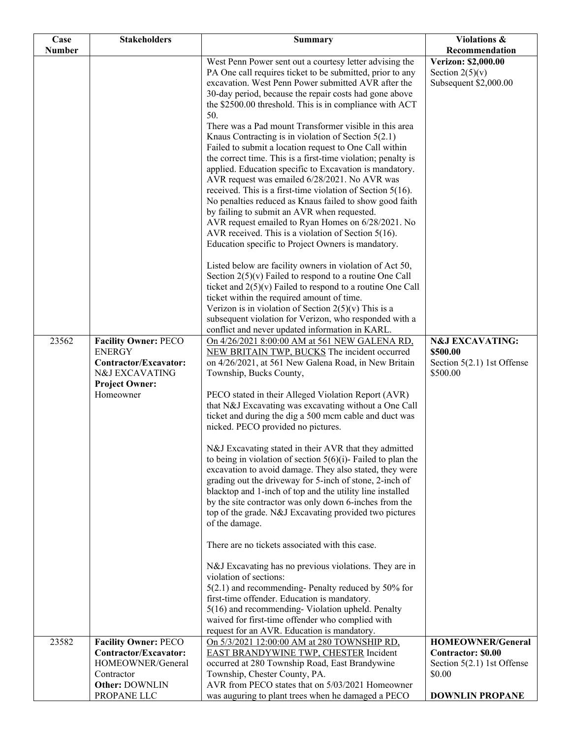| Case Number | Stakeholders | Summary | Violations & Recommendation |
|---|---|---|---|
| | | West Penn Power sent out a courtesy letter advising the PA One call requires ticket to be submitted, prior to any excavation. West Penn Power submitted AVR after the 30-day period, because the repair costs had gone above the $2500.00 threshold. This is in compliance with ACT 50.<br>There was a Pad mount Transformer visible in this area Knaus Contracting is in violation of Section 5(2.1) Failed to submit a location request to One Call within the correct time. This is a first-time violation; penalty is applied. Education specific to Excavation is mandatory.<br>AVR request was emailed 6/28/2021. No AVR was received. This is a first-time violation of Section 5(16). No penalties reduced as Knaus failed to show good faith by failing to submit an AVR when requested.<br>AVR request emailed to Ryan Homes on 6/28/2021. No AVR received. This is a violation of Section 5(16). Education specific to Project Owners is mandatory.<br><br>Listed below are facility owners in violation of Act 50, Section 2(5)(v) Failed to respond to a routine One Call ticket and 2(5)(v) Failed to respond to a routine One Call ticket within the required amount of time.<br>Verizon is in violation of Section 2(5)(v) This is a subsequent violation for Verizon, who responded with a conflict and never updated information in KARL. | **Verizon: $2,000.00**<br>Section 2(5)(v)<br>Subsequent $2,000.00 |
| 23562 | **Facility Owner:** PECO ENERGY<br>**Contractor/Excavator:** N&J EXCAVATING<br>**Project Owner:** Homeowner | On 4/26/2021 8:00:00 AM at 561 NEW GALENA RD, NEW BRITAIN TWP, BUCKS The incident occurred on 4/26/2021, at 561 New Galena Road, in New Britain Township, Bucks County,<br><br>PECO stated in their Alleged Violation Report (AVR) that N&J Excavating was excavating without a One Call ticket and during the dig a 500 mcm cable and duct was nicked. PECO provided no pictures.<br><br>N&J Excavating stated in their AVR that they admitted to being in violation of section 5(6)(i)- Failed to plan the excavation to avoid damage. They also stated, they were grading out the driveway for 5-inch of stone, 2-inch of blacktop and 1-inch of top and the utility line installed by the site contractor was only down 6-inches from the top of the grade. N&J Excavating provided two pictures of the damage.<br><br>There are no tickets associated with this case.<br><br>N&J Excavating has no previous violations. They are in violation of sections:<br>5(2.1) and recommending- Penalty reduced by 50% for first-time offender. Education is mandatory.<br>5(16) and recommending- Violation upheld. Penalty waived for first-time offender who complied with request for an AVR. Education is mandatory. | **N&J EXCAVATING: $500.00**<br>Section 5(2.1) 1st Offense $500.00 |
| 23582 | **Facility Owner:** PECO<br>**Contractor/Excavator:** HOMEOWNER/General Contractor<br>**Other:** DOWNLIN PROPANE LLC | On 5/3/2021 12:00:00 AM at 280 TOWNSHIP RD, EAST BRANDYWINE TWP, CHESTER Incident occurred at 280 Township Road, East Brandywine Township, Chester County, PA.<br>AVR from PECO states that on 5/03/2021 Homeowner was auguring to plant trees when he damaged a PECO | **HOMEOWNER/General Contractor: $0.00**<br>Section 5(2.1) 1st Offense $0.00<br><br>**DOWNLIN PROPANE** |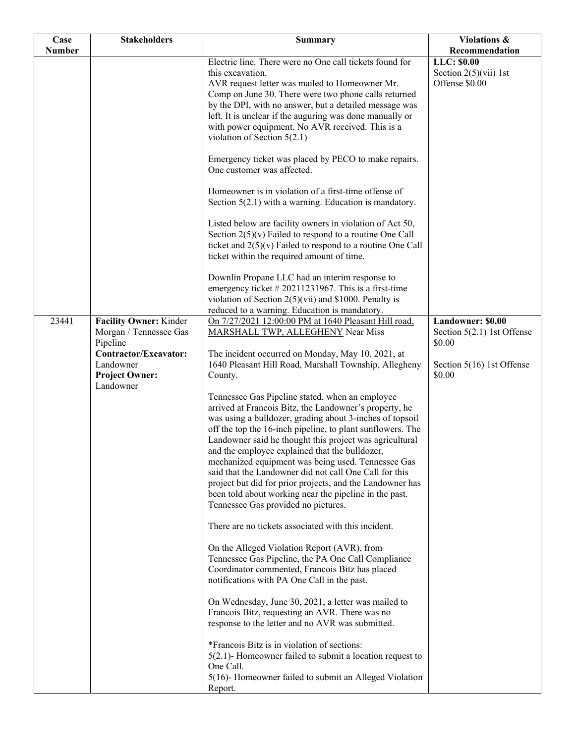| Case Number | Stakeholders | Summary | Violations & Recommendation |
|---|---|---|---|
| | | Electric line. There were no One call tickets found for this excavation.<br>AVR request letter was mailed to Homeowner Mr. Comp on June 30. There were two phone calls returned by the DPI, with no answer, but a detailed message was left. It is unclear if the auguring was done manually or with power equipment. No AVR received. This is a violation of Section 5(2.1)<br><br>Emergency ticket was placed by PECO to make repairs. One customer was affected.<br><br>Homeowner is in violation of a first-time offense of Section 5(2.1) with a warning. Education is mandatory.<br><br>Listed below are facility owners in violation of Act 50, Section 2(5)(v) Failed to respond to a routine One Call ticket and 2(5)(v) Failed to respond to a routine One Call ticket within the required amount of time.<br><br>Downlin Propane LLC had an interim response to emergency ticket # 20211231967. This is a first-time violation of Section 2(5)(vii) and $1000. Penalty is reduced to a warning. Education is mandatory. | **LLC: $0.00**<br>Section 2(5)(vii) 1st Offense $0.00 |
| 23441 | **Facility Owner:** Kinder Morgan / Tennessee Gas Pipeline<br>**Contractor/Excavator:** Landowner<br>**Project Owner:** Landowner | On 7/27/2021 12:00:00 PM at 1640 Pleasant Hill road, MARSHALL TWP, ALLEGHENY Near Miss<br><br>The incident occurred on Monday, May 10, 2021, at 1640 Pleasant Hill Road, Marshall Township, Allegheny County.<br><br>Tennessee Gas Pipeline stated, when an employee arrived at Francois Bitz, the Landowner's property, he was using a bulldozer, grading about 3-inches of topsoil off the top the 16-inch pipeline, to plant sunflowers. The Landowner said he thought this project was agricultural and the employee explained that the bulldozer, mechanized equipment was being used. Tennessee Gas said that the Landowner did not call One Call for this project but did for prior projects, and the Landowner has been told about working near the pipeline in the past. Tennessee Gas provided no pictures.<br><br>There are no tickets associated with this incident.<br><br>On the Alleged Violation Report (AVR), from Tennessee Gas Pipeline, the PA One Call Compliance Coordinator commented, Francois Bitz has placed notifications with PA One Call in the past.<br><br>On Wednesday, June 30, 2021, a letter was mailed to Francois Bitz, requesting an AVR. There was no response to the letter and no AVR was submitted.<br><br>*Francois Bitz is in violation of sections:<br>5(2.1)- Homeowner failed to submit a location request to One Call.<br>5(16)- Homeowner failed to submit an Alleged Violation Report. | **Landowner: $0.00**<br>Section 5(2.1) 1st Offense $0.00<br><br>Section 5(16) 1st Offense $0.00 |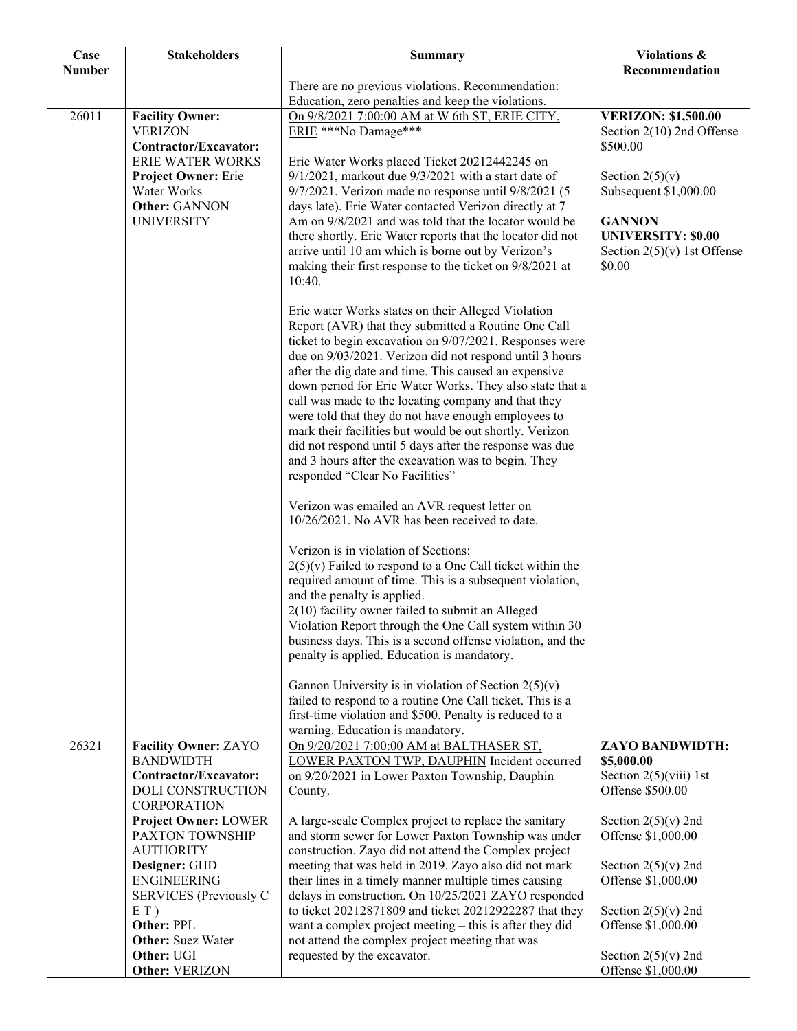| Case Number | Stakeholders | Summary | Violations & Recommendation |
|---|---|---|---|
| | | There are no previous violations. Recommendation: Education, zero penalties and keep the violations. | |
| 26011 | **Facility Owner:** VERIZON<br>**Contractor/Excavator:** ERIE WATER WORKS<br>**Project Owner:** Erie Water Works<br>**Other:** GANNON UNIVERSITY | On 9/8/2021 7:00:00 AM at W 6th ST, ERIE CITY, ERIE ***No Damage***<br><br>Erie Water Works placed Ticket 20212442245 on 9/1/2021, markout due 9/3/2021 with a start date of 9/7/2021. Verizon made no response until 9/8/2021 (5 days late). Erie Water contacted Verizon directly at 7 Am on 9/8/2021 and was told that the locator would be there shortly. Erie Water reports that the locator did not arrive until 10 am which is borne out by Verizon's making their first response to the ticket on 9/8/2021 at 10:40.<br><br>Erie water Works states on their Alleged Violation Report (AVR) that they submitted a Routine One Call ticket to begin excavation on 9/07/2021. Responses were due on 9/03/2021. Verizon did not respond until 3 hours after the dig date and time. This caused an expensive down period for Erie Water Works. They also state that a call was made to the locating company and that they were told that they do not have enough employees to mark their facilities but would be out shortly. Verizon did not respond until 5 days after the response was due and 3 hours after the excavation was to begin. They responded "Clear No Facilities"<br><br>Verizon was emailed an AVR request letter on 10/26/2021. No AVR has been received to date.<br><br>Verizon is in violation of Sections:<br>2(5)(v) Failed to respond to a One Call ticket within the required amount of time. This is a subsequent violation, and the penalty is applied.<br>2(10) facility owner failed to submit an Alleged Violation Report through the One Call system within 30 business days. This is a second offense violation, and the penalty is applied. Education is mandatory.<br><br>Gannon University is in violation of Section 2(5)(v) failed to respond to a routine One Call ticket. This is a first-time violation and $500. Penalty is reduced to a warning. Education is mandatory. | **VERIZON: $1,500.00**<br>Section 2(10) 2nd Offense $500.00<br><br>Section 2(5)(v) Subsequent $1,000.00<br><br>**GANNON UNIVERSITY: $0.00**<br>Section 2(5)(v) 1st Offense $0.00 |
| 26321 | **Facility Owner:** ZAYO BANDWIDTH<br>**Contractor/Excavator:** DOLI CONSTRUCTION CORPORATION<br>**Project Owner:** LOWER PAXTON TOWNSHIP AUTHORITY<br>**Designer:** GHD ENGINEERING SERVICES (Previously C E T )<br>**Other:** PPL<br>**Other:** Suez Water<br>**Other:** UGI<br>**Other:** VERIZON | On 9/20/2021 7:00:00 AM at BALTHASER ST, LOWER PAXTON TWP, DAUPHIN Incident occurred on 9/20/2021 in Lower Paxton Township, Dauphin County.<br><br>A large-scale Complex project to replace the sanitary and storm sewer for Lower Paxton Township was under construction. Zayo did not attend the Complex project meeting that was held in 2019. Zayo also did not mark their lines in a timely manner multiple times causing delays in construction. On 10/25/2021 ZAYO responded to ticket 20212871809 and ticket 20212922287 that they want a complex project meeting – this is after they did not attend the complex project meeting that was requested by the excavator. | **ZAYO BANDWIDTH: $5,000.00**<br>Section 2(5)(viii) 1st Offense $500.00<br><br>Section 2(5)(v) 2nd Offense $1,000.00<br><br>Section 2(5)(v) 2nd Offense $1,000.00<br><br>Section 2(5)(v) 2nd Offense $1,000.00<br><br>Section 2(5)(v) 2nd Offense $1,000.00 |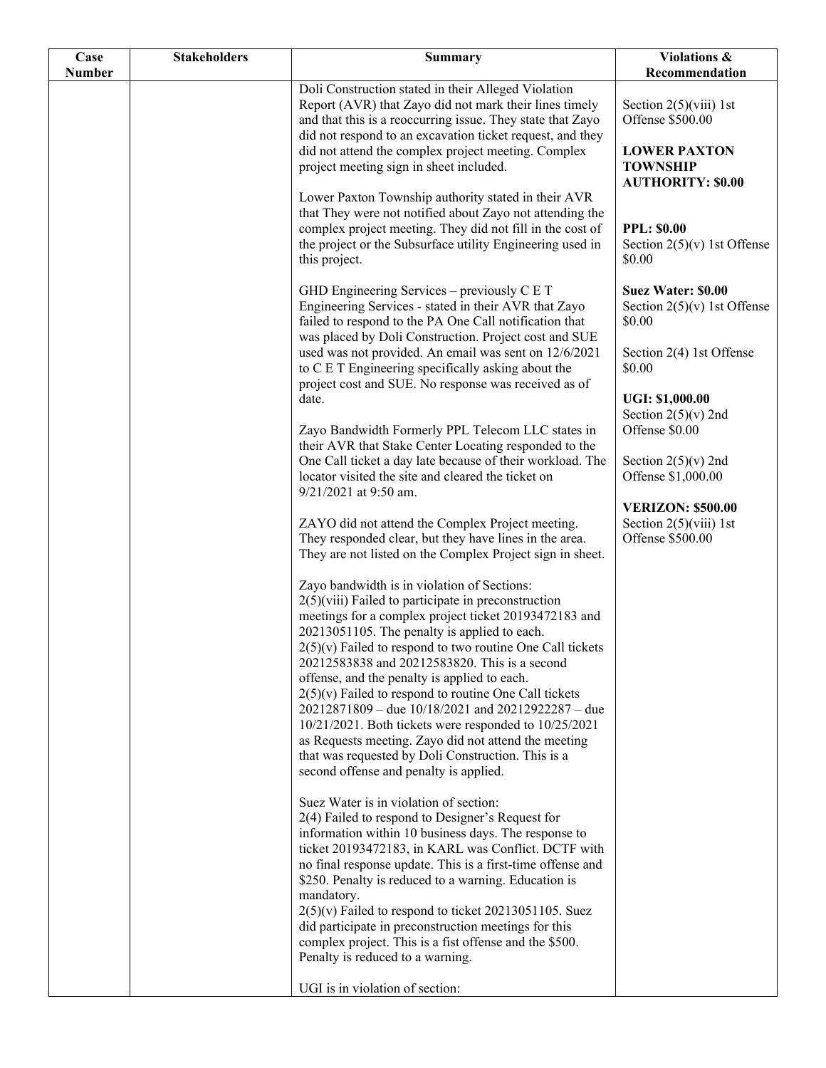| Case Number | Stakeholders | Summary | Violations & Recommendation |
|---|---|---|---|
| | | Doli Construction stated in their Alleged Violation Report (AVR) that Zayo did not mark their lines timely and that this is a reoccurring issue. They state that Zayo did not respond to an excavation ticket request, and they did not attend the complex project meeting. Complex project meeting sign in sheet included.<br><br>Lower Paxton Township authority stated in their AVR that They were not notified about Zayo not attending the complex project meeting. They did not fill in the cost of the project or the Subsurface utility Engineering used in this project.<br><br>GHD Engineering Services – previously C E T Engineering Services - stated in their AVR that Zayo failed to respond to the PA One Call notification that was placed by Doli Construction. Project cost and SUE used was not provided. An email was sent on 12/6/2021 to C E T Engineering specifically asking about the project cost and SUE. No response was received as of date.<br><br>Zayo Bandwidth Formerly PPL Telecom LLC states in their AVR that Stake Center Locating responded to the One Call ticket a day late because of their workload. The locator visited the site and cleared the ticket on 9/21/2021 at 9:50 am.<br><br>ZAYO did not attend the Complex Project meeting. They responded clear, but they have lines in the area. They are not listed on the Complex Project sign in sheet.<br><br>Zayo bandwidth is in violation of Sections:<br>2(5)(viii) Failed to participate in preconstruction meetings for a complex project ticket 20193472183 and 20213051105. The penalty is applied to each.<br>2(5)(v) Failed to respond to two routine One Call tickets 20212583838 and 20212583820. This is a second offense, and the penalty is applied to each.<br>2(5)(v) Failed to respond to routine One Call tickets 20212871809 – due 10/18/2021 and 20212922287 – due 10/21/2021. Both tickets were responded to 10/25/2021 as Requests meeting. Zayo did not attend the meeting that was requested by Doli Construction. This is a second offense and penalty is applied.<br><br>Suez Water is in violation of section:<br>2(4) Failed to respond to Designer's Request for information within 10 business days. The response to ticket 20193472183, in KARL was Conflict. DCTF with no final response update. This is a first-time offense and $250. Penalty is reduced to a warning. Education is mandatory.<br>2(5)(v) Failed to respond to ticket 20213051105. Suez did participate in preconstruction meetings for this complex project. This is a fist offense and the $500. Penalty is reduced to a warning.<br><br>UGI is in violation of section: | Section 2(5)(viii) 1st Offense $500.00<br><br>**LOWER PAXTON TOWNSHIP AUTHORITY: $0.00**<br><br>**PPL: $0.00**<br>Section 2(5)(v) 1st Offense $0.00<br><br>**Suez Water: $0.00**<br>Section 2(5)(v) 1st Offense $0.00<br><br>Section 2(4) 1st Offense $0.00<br><br>**UGI: $1,000.00**<br>Section 2(5)(v) 2nd Offense $0.00<br><br>Section 2(5)(v) 2nd Offense $1,000.00<br><br>**VERIZON: $500.00**<br>Section 2(5)(viii) 1st Offense $500.00 |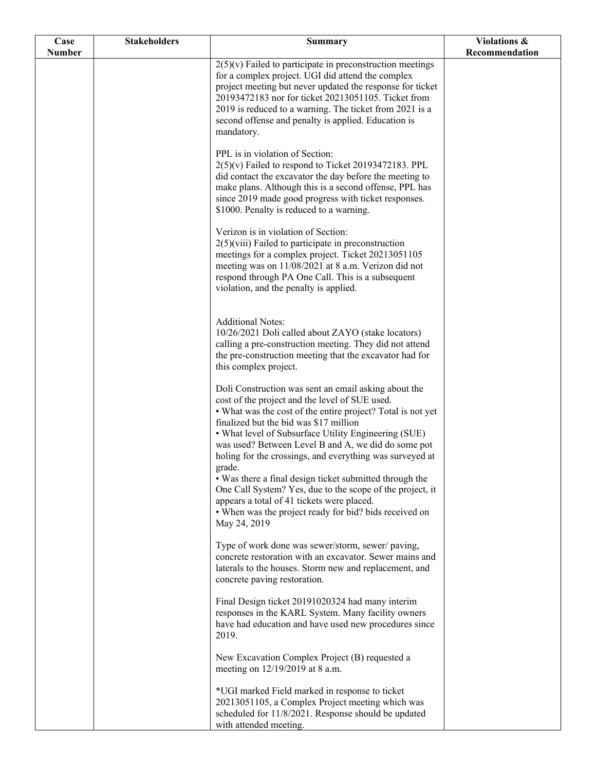| Case Number | Stakeholders | Summary | Violations & Recommendation |
|---|---|---|---|
| | | 2(5)(v) Failed to participate in preconstruction meetings for a complex project. UGI did attend the complex project meeting but never updated the response for ticket 20193472183 nor for ticket 20213051105. Ticket from 2019 is reduced to a warning. The ticket from 2021 is a second offense and penalty is applied. Education is mandatory.<br><br>PPL is in violation of Section:<br>2(5)(v) Failed to respond to Ticket 20193472183. PPL did contact the excavator the day before the meeting to make plans. Although this is a second offense, PPL has since 2019 made good progress with ticket responses. $1000. Penalty is reduced to a warning.<br><br>Verizon is in violation of Section:<br>2(5)(viii) Failed to participate in preconstruction meetings for a complex project. Ticket 20213051105 meeting was on 11/08/2021 at 8 a.m. Verizon did not respond through PA One Call. This is a subsequent violation, and the penalty is applied.<br><br>Additional Notes:<br>10/26/2021 Doli called about ZAYO (stake locators) calling a pre-construction meeting. They did not attend the pre-construction meeting that the excavator had for this complex project.<br><br>Doli Construction was sent an email asking about the cost of the project and the level of SUE used.<br>• What was the cost of the entire project? Total is not yet finalized but the bid was $17 million<br>• What level of Subsurface Utility Engineering (SUE) was used? Between Level B and A, we did do some pot holing for the crossings, and everything was surveyed at grade.<br>• Was there a final design ticket submitted through the One Call System? Yes, due to the scope of the project, it appears a total of 41 tickets were placed.<br>• When was the project ready for bid? bids received on May 24, 2019<br><br>Type of work done was sewer/storm, sewer/ paving, concrete restoration with an excavator. Sewer mains and laterals to the houses. Storm new and replacement, and concrete paving restoration.<br><br>Final Design ticket 20191020324 had many interim responses in the KARL System. Many facility owners have had education and have used new procedures since 2019.<br><br>New Excavation Complex Project (B) requested a meeting on 12/19/2019 at 8 a.m.<br><br>*UGI marked Field marked in response to ticket 20213051105, a Complex Project meeting which was scheduled for 11/8/2021. Response should be updated with attended meeting. | |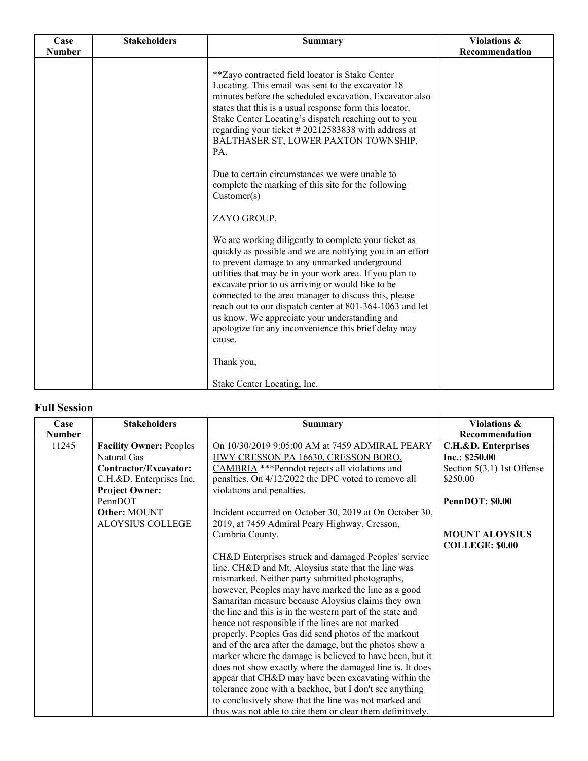| Case Number | Stakeholders | Summary | Violations & Recommendation |
|---|---|---|---|
| | | **Zayo contracted field locator is Stake Center Locating. This email was sent to the excavator 18 minutes before the scheduled excavation. Excavator also states that this is a usual response form this locator. Stake Center Locating's dispatch reaching out to you regarding your ticket # 20212583838 with address at BALTHASER ST, LOWER PAXTON TOWNSHIP, PA.<br><br>Due to certain circumstances we were unable to complete the marking of this site for the following Customer(s)<br><br>ZAYO GROUP.<br><br>We are working diligently to complete your ticket as quickly as possible and we are notifying you in an effort to prevent damage to any unmarked underground utilities that may be in your work area. If you plan to excavate prior to us arriving or would like to be connected to the area manager to discuss this, please reach out to our dispatch center at 801-364-1063 and let us know. We appreciate your understanding and apologize for any inconvenience this brief delay may cause.<br><br>Thank you,<br><br>Stake Center Locating, Inc. | |

## Full Session

| Case Number | Stakeholders | Summary | Violations & Recommendation |
|---|---|---|---|
| 11245 | **Facility Owner:** Peoples Natural Gas<br>**Contractor/Excavator:** C.H.&D. Enterprises Inc.<br>**Project Owner:** PennDOT<br>**Other:** MOUNT ALOYSIUS COLLEGE | <u>On 10/30/2019 9:05:00 AM at 7459 ADMIRAL PEARY HWY CRESSON PA 16630, CRESSON BORO, CAMBRIA</u> ***Penndot rejects all violations and penslties. On 4/12/2022 the DPC voted to remove all violations and penalties.<br><br>Incident occurred on October 30, 2019 at On October 30, 2019, at 7459 Admiral Peary Highway, Cresson, Cambria County.<br><br>CH&D Enterprises struck and damaged Peoples' service line. CH&D and Mt. Aloysius state that the line was mismarked. Neither party submitted photographs, however, Peoples may have marked the line as a good Samaritan measure because Aloysius claims they own the line and this is in the western part of the state and hence not responsible if the lines are not marked properly. Peoples Gas did send photos of the markout and of the area after the damage, but the photos show a marker where the damage is believed to have been, but it does not show exactly where the damaged line is. It does appear that CH&D may have been excavating within the tolerance zone with a backhoe, but I don't see anything to conclusively show that the line was not marked and thus was not able to cite them or clear them definitively. | **C.H.&D. Enterprises Inc.: $250.00**<br>Section 5(3.1) 1st Offense $250.00<br><br>**PennDOT: $0.00**<br><br>**MOUNT ALOYSIUS COLLEGE: $0.00** |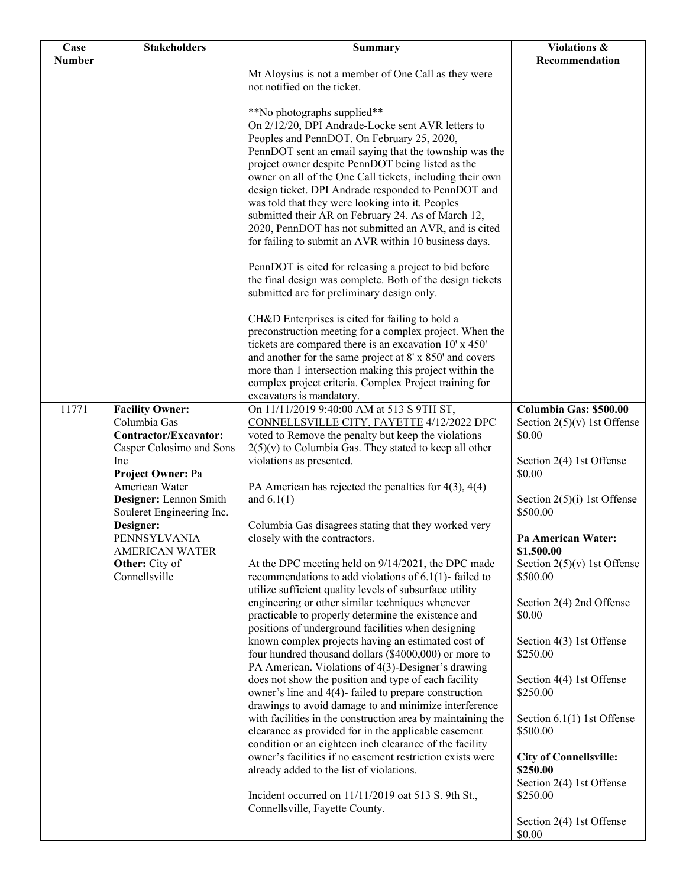| Case Number | Stakeholders | Summary | Violations & Recommendation |
|---|---|---|---|
| | | Mt Aloysius is not a member of One Call as they were not notified on the ticket.<br><br>**No photographs supplied**<br>On 2/12/20, DPI Andrade-Locke sent AVR letters to Peoples and PennDOT. On February 25, 2020, PennDOT sent an email saying that the township was the project owner despite PennDOT being listed as the owner on all of the One Call tickets, including their own design ticket. DPI Andrade responded to PennDOT and was told that they were looking into it. Peoples submitted their AR on February 24. As of March 12, 2020, PennDOT has not submitted an AVR, and is cited for failing to submit an AVR within 10 business days.<br><br>PennDOT is cited for releasing a project to bid before the final design was complete. Both of the design tickets submitted are for preliminary design only.<br><br>CH&D Enterprises is cited for failing to hold a preconstruction meeting for a complex project. When the tickets are compared there is an excavation 10' x 450' and another for the same project at 8' x 850' and covers more than 1 intersection making this project within the complex project criteria. Complex Project training for excavators is mandatory. | |
| 11771 | **Facility Owner:** Columbia Gas<br>**Contractor/Excavator:** Casper Colosimo and Sons Inc<br>**Project Owner:** Pa American Water<br>**Designer:** Lennon Smith Souleret Engineering Inc.<br>**Designer:** PENNSYLVANIA AMERICAN WATER<br>**Other:** City of Connellsville | On 11/11/2019 9:40:00 AM at 513 S 9TH ST, CONNELLSVILLE CITY, FAYETTE 4/12/2022 DPC voted to Remove the penalty but keep the violations 2(5)(v) to Columbia Gas. They stated to keep all other violations as presented.<br><br>PA American has rejected the penalties for 4(3), 4(4) and 6.1(1)<br><br>Columbia Gas disagrees stating that they worked very closely with the contractors.<br><br>At the DPC meeting held on 9/14/2021, the DPC made recommendations to add violations of 6.1(1)- failed to utilize sufficient quality levels of subsurface utility engineering or other similar techniques whenever practicable to properly determine the existence and positions of underground facilities when designing known complex projects having an estimated cost of four hundred thousand dollars ($4000,000) or more to PA American. Violations of 4(3)-Designer's drawing does not show the position and type of each facility owner's line and 4(4)- failed to prepare construction drawings to avoid damage to and minimize interference with facilities in the construction area by maintaining the clearance as provided for in the applicable easement condition or an eighteen inch clearance of the facility owner's facilities if no easement restriction exists were already added to the list of violations.<br><br>Incident occurred on 11/11/2019 oat 513 S. 9th St., Connellsville, Fayette County. | **Columbia Gas: $500.00**<br>Section 2(5)(v) 1st Offense $0.00<br><br>Section 2(4) 1st Offense $0.00<br><br>Section 2(5)(i) 1st Offense $500.00<br><br>**Pa American Water: $1,500.00**<br>Section 2(5)(v) 1st Offense $500.00<br><br>Section 2(4) 2nd Offense $0.00<br><br>Section 4(3) 1st Offense $250.00<br><br>Section 4(4) 1st Offense $250.00<br><br>Section 6.1(1) 1st Offense $500.00<br><br>**City of Connellsville: $250.00**<br>Section 2(4) 1st Offense $250.00<br><br>Section 2(4) 1st Offense $0.00 |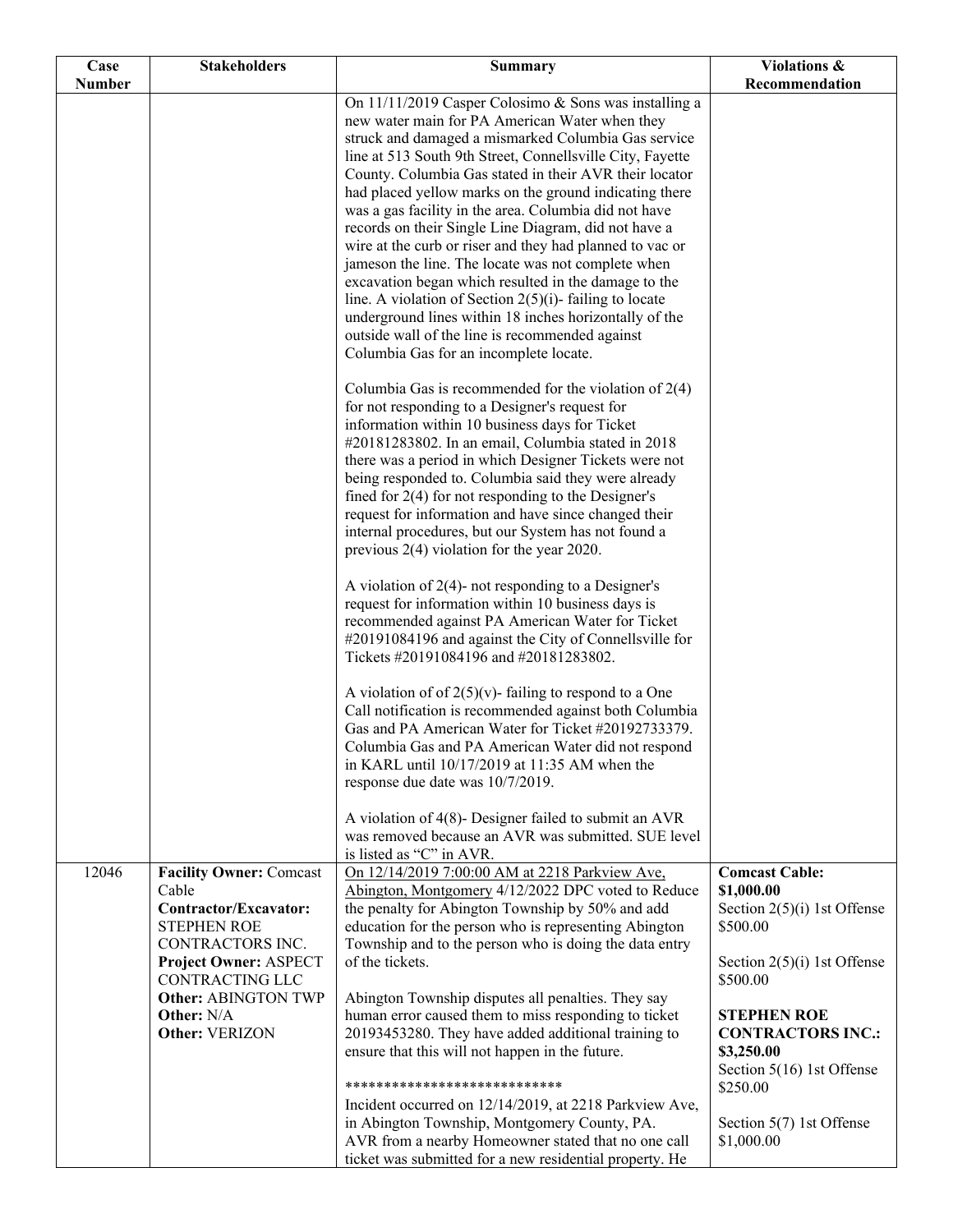| Case Number | Stakeholders | Summary | Violations & Recommendation |
|---|---|---|---|
| | | On 11/11/2019 Casper Colosimo & Sons was installing a new water main for PA American Water when they struck and damaged a mismarked Columbia Gas service line at 513 South 9th Street, Connellsville City, Fayette County. Columbia Gas stated in their AVR their locator had placed yellow marks on the ground indicating there was a gas facility in the area. Columbia did not have records on their Single Line Diagram, did not have a wire at the curb or riser and they had planned to vac or jameson the line. The locate was not complete when excavation began which resulted in the damage to the line. A violation of Section 2(5)(i)- failing to locate underground lines within 18 inches horizontally of the outside wall of the line is recommended against Columbia Gas for an incomplete locate.<br><br>Columbia Gas is recommended for the violation of 2(4) for not responding to a Designer's request for information within 10 business days for Ticket #20181283802. In an email, Columbia stated in 2018 there was a period in which Designer Tickets were not being responded to. Columbia said they were already fined for 2(4) for not responding to the Designer's request for information and have since changed their internal procedures, but our System has not found a previous 2(4) violation for the year 2020.<br><br>A violation of 2(4)- not responding to a Designer's request for information within 10 business days is recommended against PA American Water for Ticket #20191084196 and against the City of Connellsville for Tickets #20191084196 and #20181283802.<br><br>A violation of of 2(5)(v)- failing to respond to a One Call notification is recommended against both Columbia Gas and PA American Water for Ticket #20192733379. Columbia Gas and PA American Water did not respond in KARL until 10/17/2019 at 11:35 AM when the response due date was 10/7/2019.<br><br>A violation of 4(8)- Designer failed to submit an AVR was removed because an AVR was submitted. SUE level is listed as "C" in AVR. | |
| 12046 | **Facility Owner:** Comcast Cable<br>**Contractor/Excavator:** STEPHEN ROE CONTRACTORS INC.<br>**Project Owner:** ASPECT CONTRACTING LLC<br>**Other:** ABINGTON TWP<br>**Other:** N/A<br>**Other:** VERIZON | On 12/14/2019 7:00:00 AM at 2218 Parkview Ave, Abington, Montgomery 4/12/2022 DPC voted to Reduce the penalty for Abington Township by 50% and add education for the person who is representing Abington Township and to the person who is doing the data entry of the tickets.<br><br>Abington Township disputes all penalties. They say human error caused them to miss responding to ticket 20193453280. They have added additional training to ensure that this will not happen in the future.<br><br>****************************<br>Incident occurred on 12/14/2019, at 2218 Parkview Ave, in Abington Township, Montgomery County, PA. AVR from a nearby Homeowner stated that no one call ticket was submitted for a new residential property. He | **Comcast Cable: $1,000.00**<br>Section 2(5)(i) 1st Offense $500.00<br><br>Section 2(5)(i) 1st Offense $500.00<br><br>**STEPHEN ROE CONTRACTORS INC.: $3,250.00**<br>Section 5(16) 1st Offense $250.00<br><br>Section 5(7) 1st Offense $1,000.00 |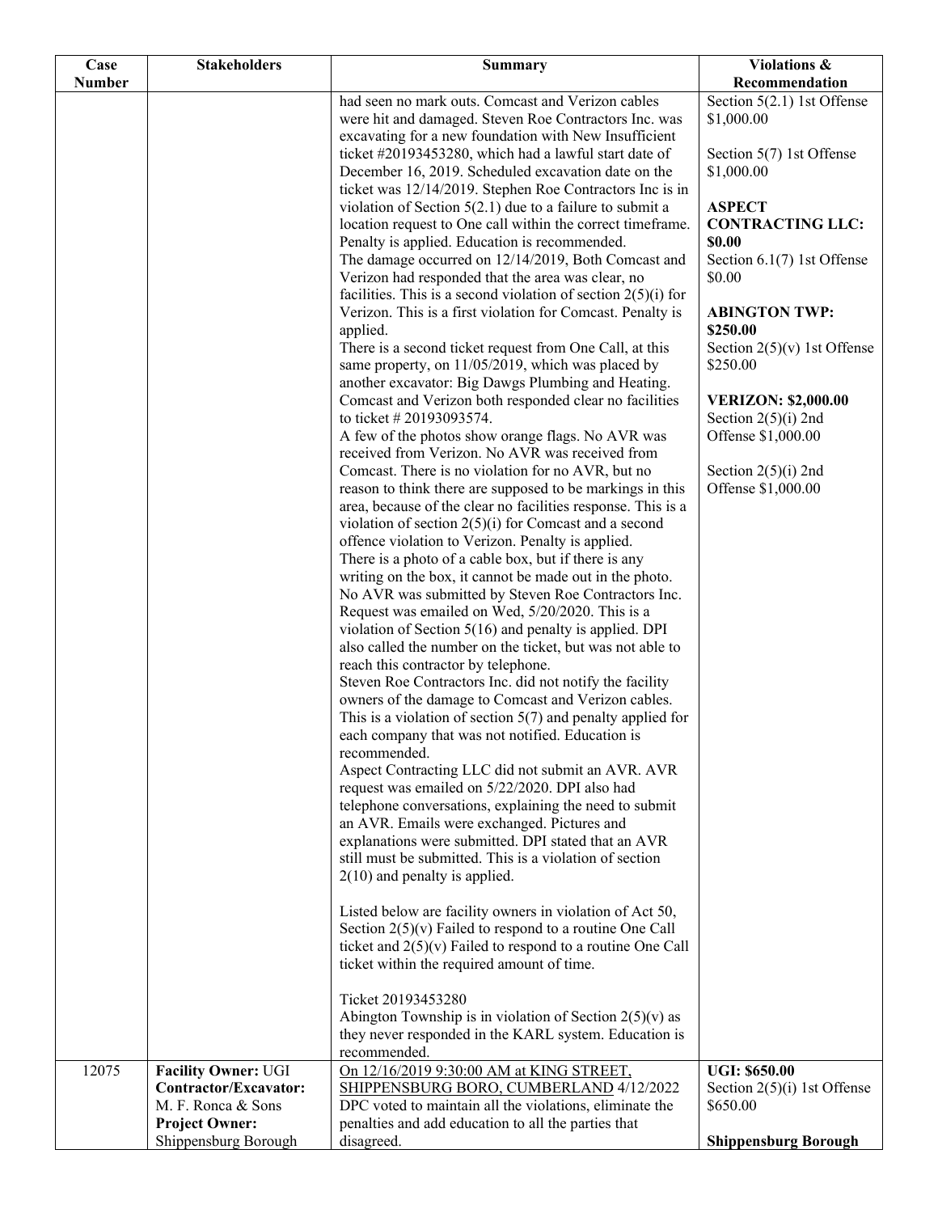| Case Number | Stakeholders | Summary | Violations & Recommendation |
|---|---|---|---|
| | | had seen no mark outs. Comcast and Verizon cables were hit and damaged. Steven Roe Contractors Inc. was excavating for a new foundation with New Insufficient ticket #20193453280, which had a lawful start date of December 16, 2019. Scheduled excavation date on the ticket was 12/14/2019. Stephen Roe Contractors Inc is in violation of Section 5(2.1) due to a failure to submit a location request to One call within the correct timeframe. Penalty is applied. Education is recommended.<br>The damage occurred on 12/14/2019, Both Comcast and Verizon had responded that the area was clear, no facilities. This is a second violation of section 2(5)(i) for Verizon. This is a first violation for Comcast. Penalty is applied.<br>There is a second ticket request from One Call, at this same property, on 11/05/2019, which was placed by another excavator: Big Dawgs Plumbing and Heating. Comcast and Verizon both responded clear no facilities to ticket # 20193093574.<br>A few of the photos show orange flags. No AVR was received from Verizon. No AVR was received from Comcast. There is no violation for no AVR, but no reason to think there are supposed to be markings in this area, because of the clear no facilities response. This is a violation of section 2(5)(i) for Comcast and a second offence violation to Verizon. Penalty is applied.<br>There is a photo of a cable box, but if there is any writing on the box, it cannot be made out in the photo. No AVR was submitted by Steven Roe Contractors Inc. Request was emailed on Wed, 5/20/2020. This is a violation of Section 5(16) and penalty is applied. DPI also called the number on the ticket, but was not able to reach this contractor by telephone.<br>Steven Roe Contractors Inc. did not notify the facility owners of the damage to Comcast and Verizon cables. This is a violation of section 5(7) and penalty applied for each company that was not notified. Education is recommended.<br>Aspect Contracting LLC did not submit an AVR. AVR request was emailed on 5/22/2020. DPI also had telephone conversations, explaining the need to submit an AVR. Emails were exchanged. Pictures and explanations were submitted. DPI stated that an AVR still must be submitted. This is a violation of section 2(10) and penalty is applied.<br><br>Listed below are facility owners in violation of Act 50, Section 2(5)(v) Failed to respond to a routine One Call ticket and 2(5)(v) Failed to respond to a routine One Call ticket within the required amount of time.<br><br>Ticket 20193453280<br>Abington Township is in violation of Section 2(5)(v) as they never responded in the KARL system. Education is recommended. | Section 5(2.1) 1st Offense $1,000.00<br><br>Section 5(7) 1st Offense $1,000.00<br><br>**ASPECT CONTRACTING LLC: $0.00**<br>Section 6.1(7) 1st Offense $0.00<br><br>**ABINGTON TWP: $250.00**<br>Section 2(5)(v) 1st Offense $250.00<br><br>**VERIZON: $2,000.00**<br>Section 2(5)(i) 2nd Offense $1,000.00<br><br>Section 2(5)(i) 2nd Offense $1,000.00 |
| 12075 | **Facility Owner:** UGI<br>**Contractor/Excavator:** M. F. Ronca & Sons<br>**Project Owner:** Shippensburg Borough | <u>On 12/16/2019 9:30:00 AM at KING STREET, SHIPPENSBURG BORO, CUMBERLAND</u> 4/12/2022 DPC voted to maintain all the violations, eliminate the penalties and add education to all the parties that disagreed. | **UGI: $650.00**<br>Section 2(5)(i) 1st Offense $650.00<br><br>**Shippensburg Borough** |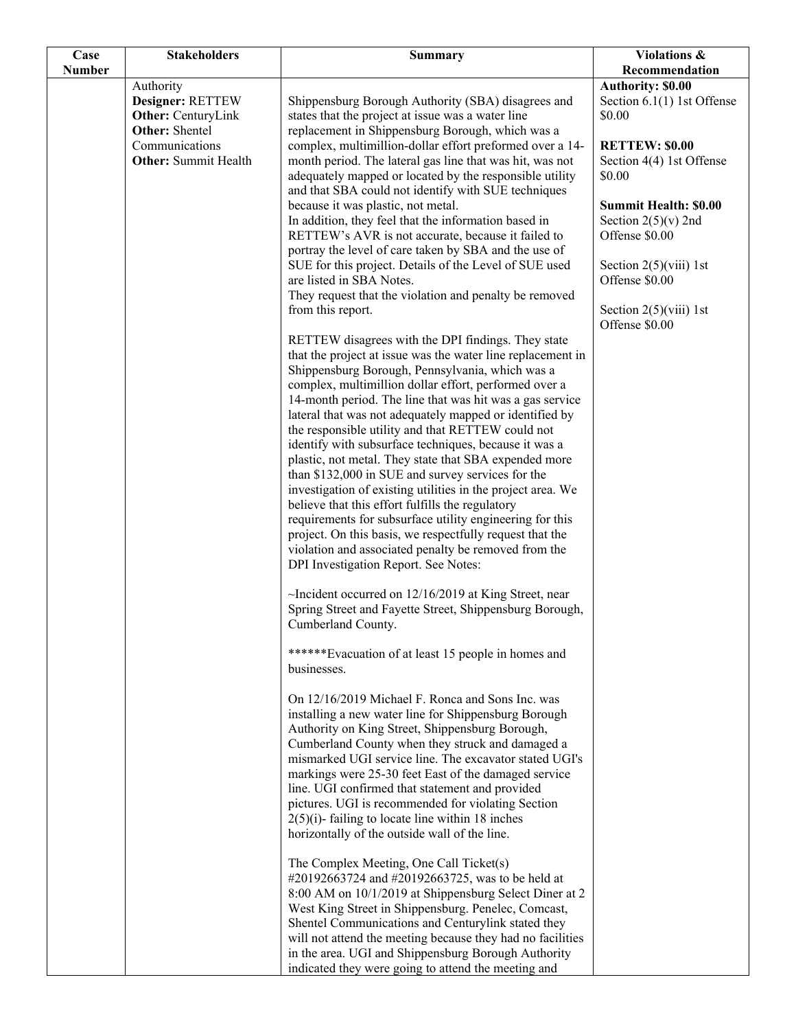| Case Number | Stakeholders | Summary | Violations & Recommendation |
|---|---|---|---|
| | Authority<br>**Designer:** RETTEW<br>**Other:** CenturyLink<br>**Other:** Shentel Communications<br>**Other:** Summit Health | Shippensburg Borough Authority (SBA) disagrees and states that the project at issue was a water line replacement in Shippensburg Borough, which was a complex, multimillion-dollar effort preformed over a 14-month period. The lateral gas line that was hit, was not adequately mapped or located by the responsible utility and that SBA could not identify with SUE techniques because it was plastic, not metal.<br>In addition, they feel that the information based in RETTEW's AVR is not accurate, because it failed to portray the level of care taken by SBA and the use of SUE for this project. Details of the Level of SUE used are listed in SBA Notes.<br>They request that the violation and penalty be removed from this report.<br><br>RETTEW disagrees with the DPI findings. They state that the project at issue was the water line replacement in Shippensburg Borough, Pennsylvania, which was a complex, multimillion dollar effort, performed over a 14-month period. The line that was hit was a gas service lateral that was not adequately mapped or identified by the responsible utility and that RETTEW could not identify with subsurface techniques, because it was a plastic, not metal. They state that SBA expended more than $132,000 in SUE and survey services for the investigation of existing utilities in the project area. We believe that this effort fulfills the regulatory requirements for subsurface utility engineering for this project. On this basis, we respectfully request that the violation and associated penalty be removed from the DPI Investigation Report. See Notes:<br><br>~Incident occurred on 12/16/2019 at King Street, near Spring Street and Fayette Street, Shippensburg Borough, Cumberland County.<br><br>******Evacuation of at least 15 people in homes and businesses.<br><br>On 12/16/2019 Michael F. Ronca and Sons Inc. was installing a new water line for Shippensburg Borough Authority on King Street, Shippensburg Borough, Cumberland County when they struck and damaged a mismarked UGI service line. The excavator stated UGI's markings were 25-30 feet East of the damaged service line. UGI confirmed that statement and provided pictures. UGI is recommended for violating Section 2(5)(i)- failing to locate line within 18 inches horizontally of the outside wall of the line.<br><br>The Complex Meeting, One Call Ticket(s) #20192663724 and #20192663725, was to be held at 8:00 AM on 10/1/2019 at Shippensburg Select Diner at 2 West King Street in Shippensburg. Penelec, Comcast, Shentel Communications and Centurylink stated they will not attend the meeting because they had no facilities in the area. UGI and Shippensburg Borough Authority indicated they were going to attend the meeting and | **Authority: $0.00**<br>Section 6.1(1) 1st Offense $0.00<br><br>**RETTEW: $0.00**<br>Section 4(4) 1st Offense $0.00<br><br>**Summit Health: $0.00**<br>Section 2(5)(v) 2nd Offense $0.00<br><br>Section 2(5)(viii) 1st Offense $0.00<br><br>Section 2(5)(viii) 1st Offense $0.00 |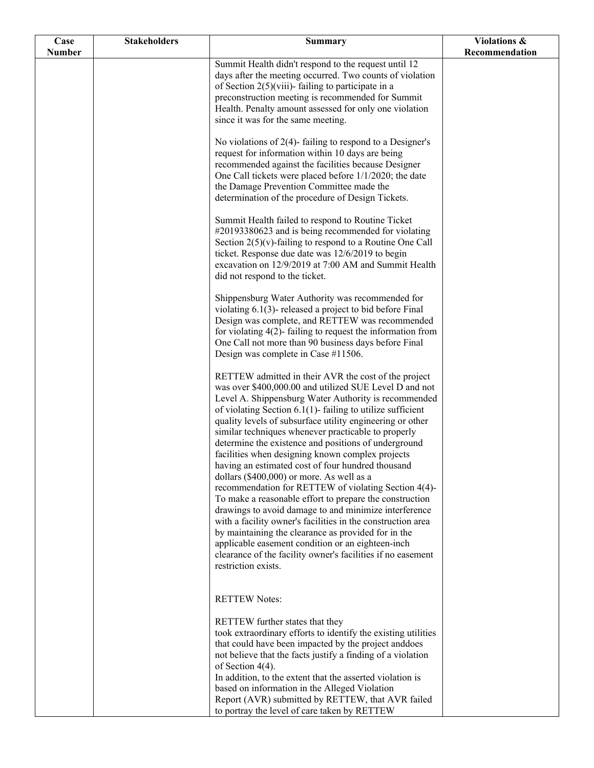| Case Number | Stakeholders | Summary | Violations & Recommendation |
|---|---|---|---|
| | | Summit Health didn't respond to the request until 12 days after the meeting occurred. Two counts of violation of Section 2(5)(viii)- failing to participate in a preconstruction meeting is recommended for Summit Health. Penalty amount assessed for only one violation since it was for the same meeting.<br><br>No violations of 2(4)- failing to respond to a Designer's request for information within 10 days are being recommended against the facilities because Designer One Call tickets were placed before 1/1/2020; the date the Damage Prevention Committee made the determination of the procedure of Design Tickets.<br><br>Summit Health failed to respond to Routine Ticket #20193380623 and is being recommended for violating Section 2(5)(v)-failing to respond to a Routine One Call ticket. Response due date was 12/6/2019 to begin excavation on 12/9/2019 at 7:00 AM and Summit Health did not respond to the ticket.<br><br>Shippensburg Water Authority was recommended for violating 6.1(3)- released a project to bid before Final Design was complete, and RETTEW was recommended for violating 4(2)- failing to request the information from One Call not more than 90 business days before Final Design was complete in Case #11506.<br><br>RETTEW admitted in their AVR the cost of the project was over $400,000.00 and utilized SUE Level D and not Level A. Shippensburg Water Authority is recommended of violating Section 6.1(1)- failing to utilize sufficient quality levels of subsurface utility engineering or other similar techniques whenever practicable to properly determine the existence and positions of underground facilities when designing known complex projects having an estimated cost of four hundred thousand dollars ($400,000) or more. As well as a recommendation for RETTEW of violating Section 4(4)- To make a reasonable effort to prepare the construction drawings to avoid damage to and minimize interference with a facility owner's facilities in the construction area by maintaining the clearance as provided for in the applicable easement condition or an eighteen-inch clearance of the facility owner's facilities if no easement restriction exists.<br><br>RETTEW Notes:<br><br>RETTEW further states that they took extraordinary efforts to identify the existing utilities that could have been impacted by the project anddoes not believe that the facts justify a finding of a violation of Section 4(4).<br>In addition, to the extent that the asserted violation is based on information in the Alleged Violation Report (AVR) submitted by RETTEW, that AVR failed to portray the level of care taken by RETTEW | |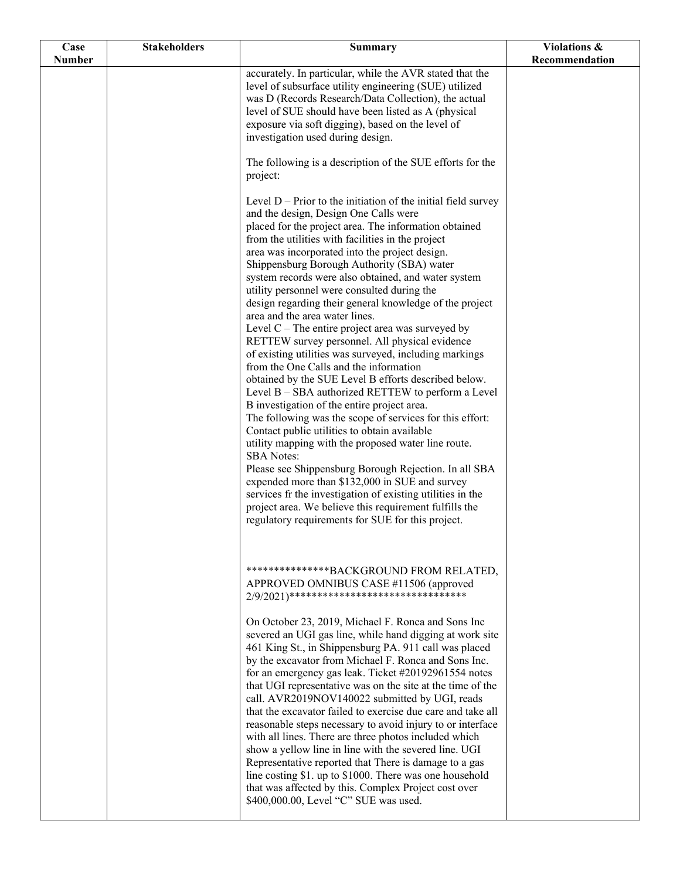| Case Number | Stakeholders | Summary | Violations & Recommendation |
|---|---|---|---|
| | | accurately. In particular, while the AVR stated that the level of subsurface utility engineering (SUE) utilized was D (Records Research/Data Collection), the actual level of SUE should have been listed as A (physical exposure via soft digging), based on the level of investigation used during design.<br><br>The following is a description of the SUE efforts for the project:<br><br>Level D – Prior to the initiation of the initial field survey and the design, Design One Calls were placed for the project area. The information obtained from the utilities with facilities in the project area was incorporated into the project design. Shippensburg Borough Authority (SBA) water system records were also obtained, and water system utility personnel were consulted during the design regarding their general knowledge of the project area and the area water lines.<br>Level C – The entire project area was surveyed by RETTEW survey personnel. All physical evidence of existing utilities was surveyed, including markings from the One Calls and the information obtained by the SUE Level B efforts described below.<br>Level B – SBA authorized RETTEW to perform a Level B investigation of the entire project area.<br>The following was the scope of services for this effort: Contact public utilities to obtain available utility mapping with the proposed water line route.<br>SBA Notes:<br>Please see Shippensburg Borough Rejection. In all SBA expended more than $132,000 in SUE and survey services fr the investigation of existing utilities in the project area. We believe this requirement fulfills the regulatory requirements for SUE for this project.<br><br>***************BACKGROUND FROM RELATED, APPROVED OMNIBUS CASE #11506 (approved 2/9/2021)*********************************<br><br>On October 23, 2019, Michael F. Ronca and Sons Inc severed an UGI gas line, while hand digging at work site 461 King St., in Shippensburg PA. 911 call was placed by the excavator from Michael F. Ronca and Sons Inc. for an emergency gas leak. Ticket #20192961554 notes that UGI representative was on the site at the time of the call. AVR2019NOV140022 submitted by UGI, reads that the excavator failed to exercise due care and take all reasonable steps necessary to avoid injury to or interface with all lines. There are three photos included which show a yellow line in line with the severed line. UGI Representative reported that There is damage to a gas line costing $1. up to $1000. There was one household that was affected by this. Complex Project cost over $400,000.00, Level "C" SUE was used. | |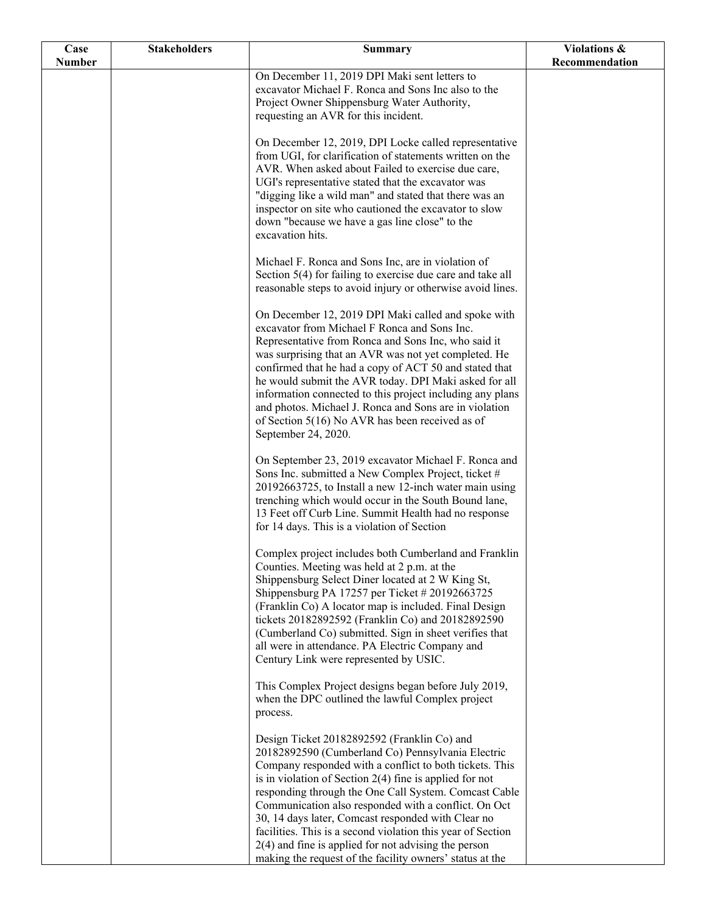| Case Number | Stakeholders | Summary | Violations & Recommendation |
|---|---|---|---|
| | | On December 11, 2019 DPI Maki sent letters to excavator Michael F. Ronca and Sons Inc also to the Project Owner Shippensburg Water Authority, requesting an AVR for this incident.<br><br>On December 12, 2019, DPI Locke called representative from UGI, for clarification of statements written on the AVR. When asked about Failed to exercise due care, UGI's representative stated that the excavator was "digging like a wild man" and stated that there was an inspector on site who cautioned the excavator to slow down "because we have a gas line close" to the excavation hits.<br><br>Michael F. Ronca and Sons Inc, are in violation of Section 5(4) for failing to exercise due care and take all reasonable steps to avoid injury or otherwise avoid lines.<br><br>On December 12, 2019 DPI Maki called and spoke with excavator from Michael F Ronca and Sons Inc. Representative from Ronca and Sons Inc, who said it was surprising that an AVR was not yet completed. He confirmed that he had a copy of ACT 50 and stated that he would submit the AVR today. DPI Maki asked for all information connected to this project including any plans and photos. Michael J. Ronca and Sons are in violation of Section 5(16) No AVR has been received as of September 24, 2020.<br><br>On September 23, 2019 excavator Michael F. Ronca and Sons Inc. submitted a New Complex Project, ticket # 20192663725, to Install a new 12-inch water main using trenching which would occur in the South Bound lane, 13 Feet off Curb Line. Summit Health had no response for 14 days. This is a violation of Section<br><br>Complex project includes both Cumberland and Franklin Counties. Meeting was held at 2 p.m. at the Shippensburg Select Diner located at 2 W King St, Shippensburg PA 17257 per Ticket # 20192663725 (Franklin Co) A locator map is included. Final Design tickets 20182892592 (Franklin Co) and 20182892590 (Cumberland Co) submitted. Sign in sheet verifies that all were in attendance. PA Electric Company and Century Link were represented by USIC.<br><br>This Complex Project designs began before July 2019, when the DPC outlined the lawful Complex project process.<br><br>Design Ticket 20182892592 (Franklin Co) and 20182892590 (Cumberland Co) Pennsylvania Electric Company responded with a conflict to both tickets. This is in violation of Section 2(4) fine is applied for not responding through the One Call System. Comcast Cable Communication also responded with a conflict. On Oct 30, 14 days later, Comcast responded with Clear no facilities. This is a second violation this year of Section 2(4) and fine is applied for not advising the person making the request of the facility owners' status at the | |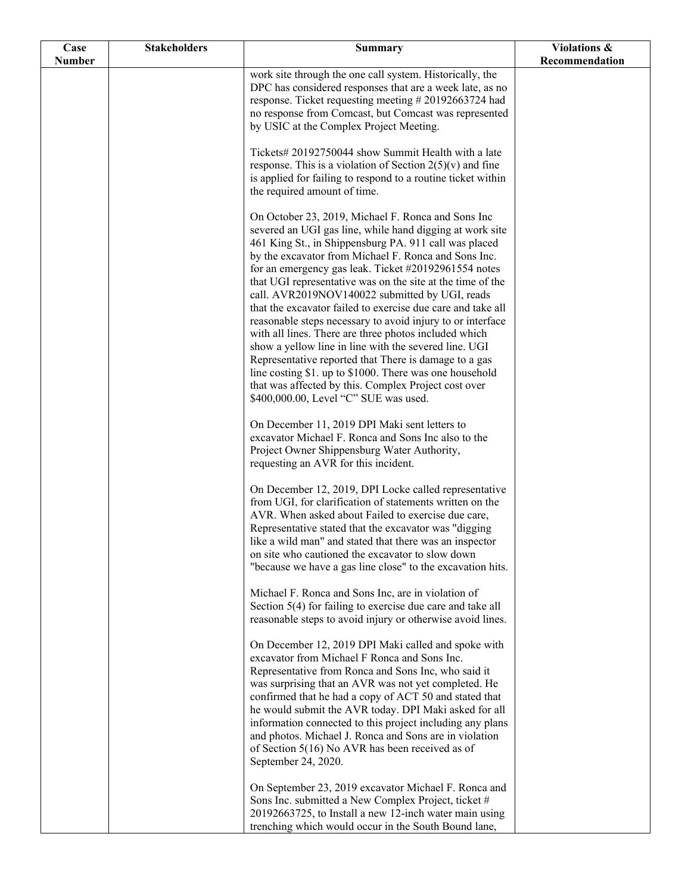| Case Number | Stakeholders | Summary | Violations & Recommendation |
|---|---|---|---|
| | | work site through the one call system. Historically, the DPC has considered responses that are a week late, as no response. Ticket requesting meeting # 20192663724 had no response from Comcast, but Comcast was represented by USIC at the Complex Project Meeting.<br><br>Tickets# 20192750044 show Summit Health with a late response. This is a violation of Section 2(5)(v) and fine is applied for failing to respond to a routine ticket within the required amount of time.<br><br>On October 23, 2019, Michael F. Ronca and Sons Inc severed an UGI gas line, while hand digging at work site 461 King St., in Shippensburg PA. 911 call was placed by the excavator from Michael F. Ronca and Sons Inc. for an emergency gas leak. Ticket #20192961554 notes that UGI representative was on the site at the time of the call. AVR2019NOV140022 submitted by UGI, reads that the excavator failed to exercise due care and take all reasonable steps necessary to avoid injury to or interface with all lines. There are three photos included which show a yellow line in line with the severed line. UGI Representative reported that There is damage to a gas line costing $1. up to $1000. There was one household that was affected by this. Complex Project cost over $400,000.00, Level "C" SUE was used.<br><br>On December 11, 2019 DPI Maki sent letters to excavator Michael F. Ronca and Sons Inc also to the Project Owner Shippensburg Water Authority, requesting an AVR for this incident.<br><br>On December 12, 2019, DPI Locke called representative from UGI, for clarification of statements written on the AVR. When asked about Failed to exercise due care, Representative stated that the excavator was "digging like a wild man" and stated that there was an inspector on site who cautioned the excavator to slow down "because we have a gas line close" to the excavation hits.<br><br>Michael F. Ronca and Sons Inc, are in violation of Section 5(4) for failing to exercise due care and take all reasonable steps to avoid injury or otherwise avoid lines.<br><br>On December 12, 2019 DPI Maki called and spoke with excavator from Michael F Ronca and Sons Inc. Representative from Ronca and Sons Inc, who said it was surprising that an AVR was not yet completed. He confirmed that he had a copy of ACT 50 and stated that he would submit the AVR today. DPI Maki asked for all information connected to this project including any plans and photos. Michael J. Ronca and Sons are in violation of Section 5(16) No AVR has been received as of September 24, 2020.<br><br>On September 23, 2019 excavator Michael F. Ronca and Sons Inc. submitted a New Complex Project, ticket # 20192663725, to Install a new 12-inch water main using trenching which would occur in the South Bound lane, | |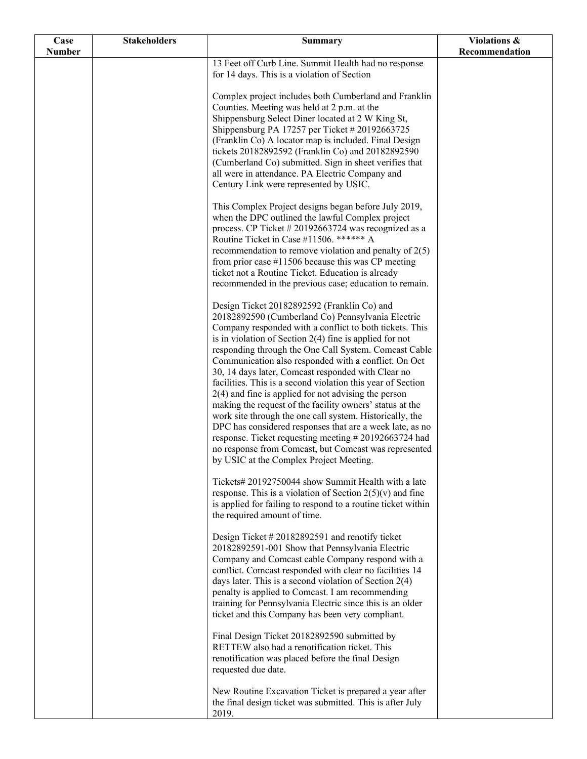| Case Number | Stakeholders | Summary | Violations & Recommendation |
|---|---|---|---|
| | | 13 Feet off Curb Line. Summit Health had no response for 14 days. This is a violation of Section<br><br>Complex project includes both Cumberland and Franklin Counties. Meeting was held at 2 p.m. at the Shippensburg Select Diner located at 2 W King St, Shippensburg PA 17257 per Ticket # 20192663725 (Franklin Co) A locator map is included. Final Design tickets 20182892592 (Franklin Co) and 20182892590 (Cumberland Co) submitted. Sign in sheet verifies that all were in attendance. PA Electric Company and Century Link were represented by USIC.<br><br>This Complex Project designs began before July 2019, when the DPC outlined the lawful Complex project process. CP Ticket # 20192663724 was recognized as a Routine Ticket in Case #11506. ****** A recommendation to remove violation and penalty of 2(5) from prior case #11506 because this was CP meeting ticket not a Routine Ticket. Education is already recommended in the previous case; education to remain.<br><br>Design Ticket 20182892592 (Franklin Co) and 20182892590 (Cumberland Co) Pennsylvania Electric Company responded with a conflict to both tickets. This is in violation of Section 2(4) fine is applied for not responding through the One Call System. Comcast Cable Communication also responded with a conflict. On Oct 30, 14 days later, Comcast responded with Clear no facilities. This is a second violation this year of Section 2(4) and fine is applied for not advising the person making the request of the facility owners' status at the work site through the one call system. Historically, the DPC has considered responses that are a week late, as no response. Ticket requesting meeting # 20192663724 had no response from Comcast, but Comcast was represented by USIC at the Complex Project Meeting.<br><br>Tickets# 20192750044 show Summit Health with a late response. This is a violation of Section 2(5)(v) and fine is applied for failing to respond to a routine ticket within the required amount of time.<br><br>Design Ticket # 20182892591 and renotify ticket 20182892591-001 Show that Pennsylvania Electric Company and Comcast cable Company respond with a conflict. Comcast responded with clear no facilities 14 days later. This is a second violation of Section 2(4) penalty is applied to Comcast. I am recommending training for Pennsylvania Electric since this is an older ticket and this Company has been very compliant.<br><br>Final Design Ticket 20182892590 submitted by RETTEW also had a renotification ticket. This renotification was placed before the final Design requested due date.<br><br>New Routine Excavation Ticket is prepared a year after the final design ticket was submitted. This is after July 2019. | |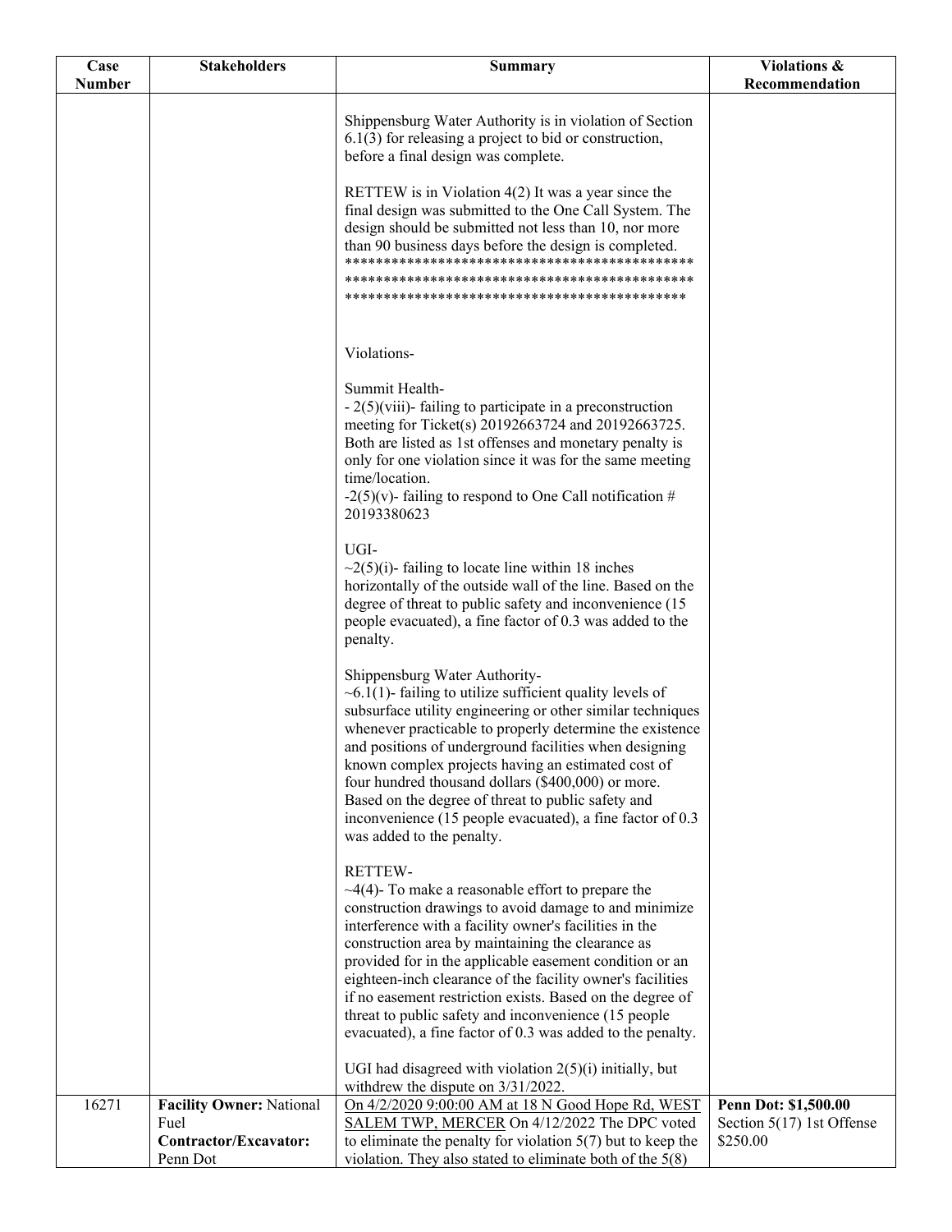| Case Number | Stakeholders | Summary | Violations & Recommendation |
|---|---|---|---|
| | | Shippensburg Water Authority is in violation of Section 6.1(3) for releasing a project to bid or construction, before a final design was complete.<br><br>RETTEW is in Violation 4(2) It was a year since the final design was submitted to the One Call System. The design should be submitted not less than 10, nor more than 90 business days before the design is completed.<br>*********************************************<br>*********************************************<br>********************************************<br><br>Violations-<br><br>Summit Health-<br>- 2(5)(viii)- failing to participate in a preconstruction meeting for Ticket(s) 20192663724 and 20192663725. Both are listed as 1st offenses and monetary penalty is only for one violation since it was for the same meeting time/location.<br>-2(5)(v)- failing to respond to One Call notification # 20193380623<br><br>UGI-<br>~2(5)(i)- failing to locate line within 18 inches horizontally of the outside wall of the line. Based on the degree of threat to public safety and inconvenience (15 people evacuated), a fine factor of 0.3 was added to the penalty.<br><br>Shippensburg Water Authority-<br>~6.1(1)- failing to utilize sufficient quality levels of subsurface utility engineering or other similar techniques whenever practicable to properly determine the existence and positions of underground facilities when designing known complex projects having an estimated cost of four hundred thousand dollars ($400,000) or more. Based on the degree of threat to public safety and inconvenience (15 people evacuated), a fine factor of 0.3 was added to the penalty.<br><br>RETTEW-<br>~4(4)- To make a reasonable effort to prepare the construction drawings to avoid damage to and minimize interference with a facility owner's facilities in the construction area by maintaining the clearance as provided for in the applicable easement condition or an eighteen-inch clearance of the facility owner's facilities if no easement restriction exists. Based on the degree of threat to public safety and inconvenience (15 people evacuated), a fine factor of 0.3 was added to the penalty.<br><br>UGI had disagreed with violation 2(5)(i) initially, but withdrew the dispute on 3/31/2022. | |
| 16271 | **Facility Owner:** National Fuel<br>**Contractor/Excavator:** Penn Dot | On 4/2/2020 9:00:00 AM at 18 N Good Hope Rd, WEST SALEM TWP, MERCER On 4/12/2022 The DPC voted to eliminate the penalty for violation 5(7) but to keep the violation. They also stated to eliminate both of the 5(8) | **Penn Dot: $1,500.00**<br>Section 5(17) 1st Offense $250.00 |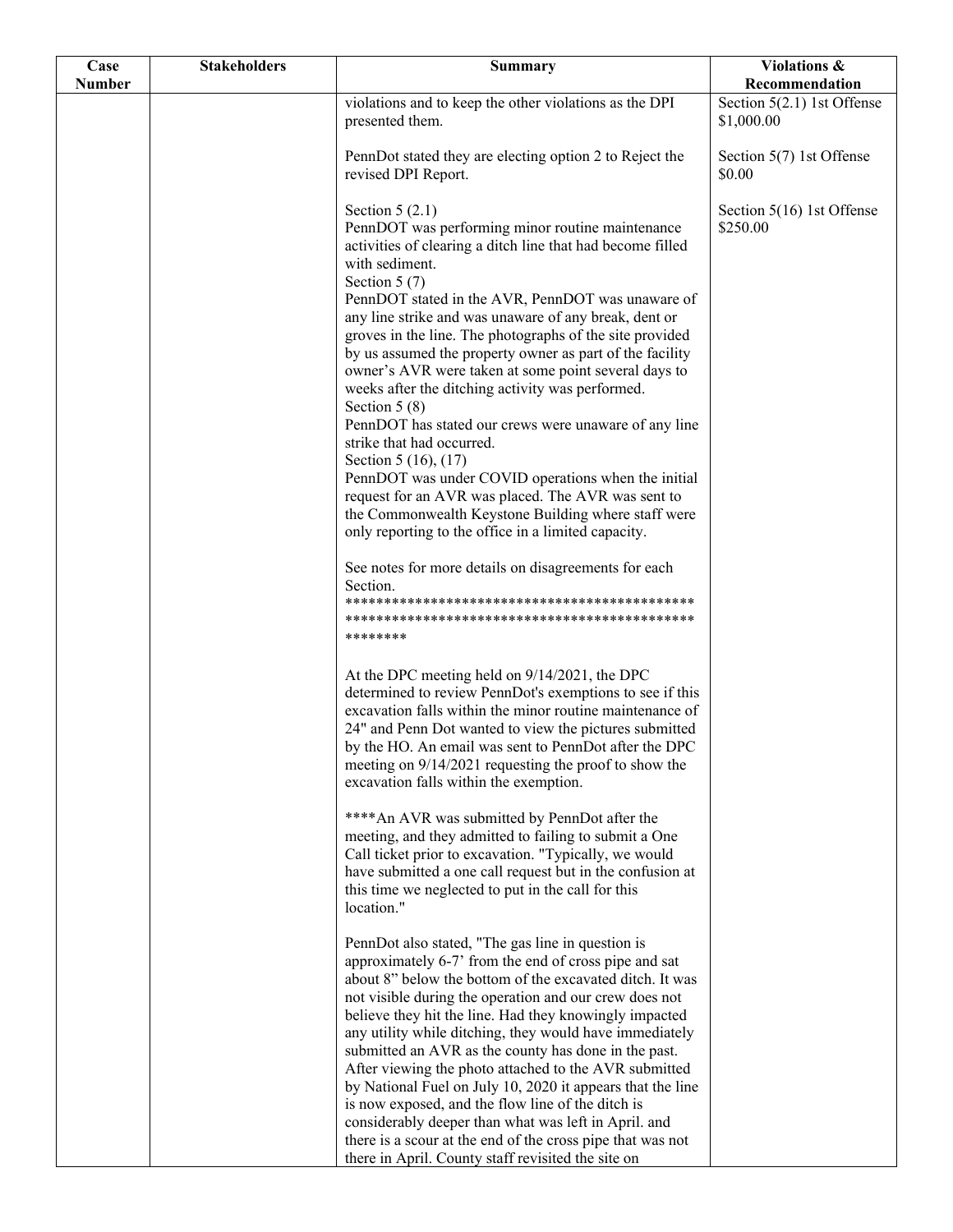| Case Number | Stakeholders | Summary | Violations & Recommendation |
|---|---|---|---|
| | | violations and to keep the other violations as the DPI presented them.<br><br>PennDot stated they are electing option 2 to Reject the revised DPI Report.<br><br>Section 5 (2.1)<br>PennDOT was performing minor routine maintenance activities of clearing a ditch line that had become filled with sediment.<br>Section 5 (7)<br>PennDOT stated in the AVR, PennDOT was unaware of any line strike and was unaware of any break, dent or groves in the line. The photographs of the site provided by us assumed the property owner as part of the facility owner's AVR were taken at some point several days to weeks after the ditching activity was performed.<br>Section 5 (8)<br>PennDOT has stated our crews were unaware of any line strike that had occurred.<br>Section 5 (16), (17)<br>PennDOT was under COVID operations when the initial request for an AVR was placed. The AVR was sent to the Commonwealth Keystone Building where staff were only reporting to the office in a limited capacity.<br><br>See notes for more details on disagreements for each Section.<br>************************************************************************************************<br><br>At the DPC meeting held on 9/14/2021, the DPC determined to review PennDot's exemptions to see if this excavation falls within the minor routine maintenance of 24" and Penn Dot wanted to view the pictures submitted by the HO. An email was sent to PennDot after the DPC meeting on 9/14/2021 requesting the proof to show the excavation falls within the exemption.<br><br>****An AVR was submitted by PennDot after the meeting, and they admitted to failing to submit a One Call ticket prior to excavation. "Typically, we would have submitted a one call request but in the confusion at this time we neglected to put in the call for this location."<br><br>PennDot also stated, "The gas line in question is approximately 6-7' from the end of cross pipe and sat about 8" below the bottom of the excavated ditch. It was not visible during the operation and our crew does not believe they hit the line. Had they knowingly impacted any utility while ditching, they would have immediately submitted an AVR as the county has done in the past. After viewing the photo attached to the AVR submitted by National Fuel on July 10, 2020 it appears that the line is now exposed, and the flow line of the ditch is considerably deeper than what was left in April. and there is a scour at the end of the cross pipe that was not there in April. County staff revisited the site on | Section 5(2.1) 1st Offense $1,000.00<br><br>Section 5(7) 1st Offense $0.00<br><br>Section 5(16) 1st Offense $250.00 |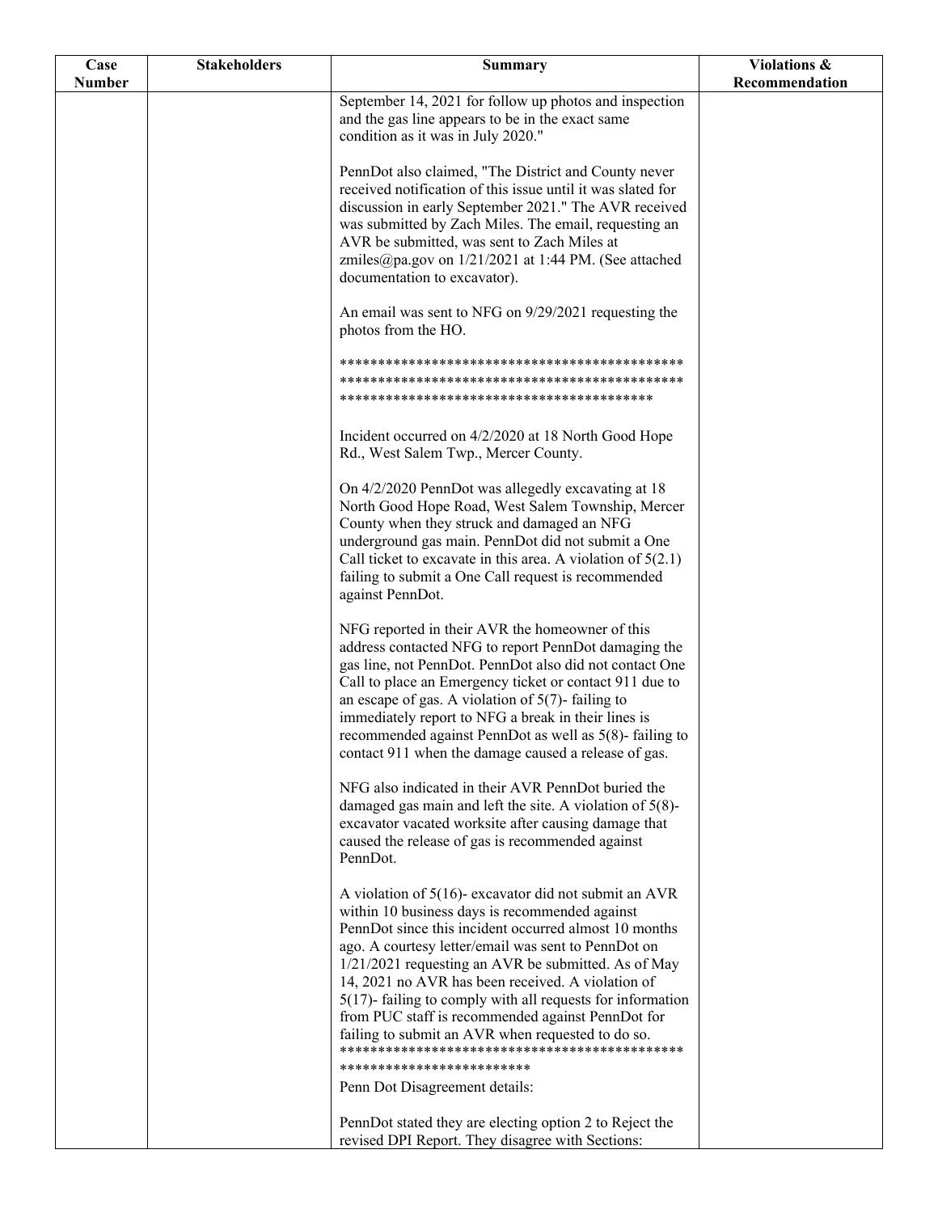| Case Number | Stakeholders | Summary | Violations & Recommendation |
|---|---|---|---|
| | | September 14, 2021 for follow up photos and inspection and the gas line appears to be in the exact same condition as it was in July 2020."<br><br>PennDot also claimed, "The District and County never received notification of this issue until it was slated for discussion in early September 2021." The AVR received was submitted by Zach Miles. The email, requesting an AVR be submitted, was sent to Zach Miles at zmiles@pa.gov on 1/21/2021 at 1:44 PM. (See attached documentation to excavator).<br><br>An email was sent to NFG on 9/29/2021 requesting the photos from the HO.<br><br>********************************************************************************************************************************<br><br>Incident occurred on 4/2/2020 at 18 North Good Hope Rd., West Salem Twp., Mercer County.<br><br>On 4/2/2020 PennDot was allegedly excavating at 18 North Good Hope Road, West Salem Township, Mercer County when they struck and damaged an NFG underground gas main. PennDot did not submit a One Call ticket to excavate in this area. A violation of 5(2.1) failing to submit a One Call request is recommended against PennDot.<br><br>NFG reported in their AVR the homeowner of this address contacted NFG to report PennDot damaging the gas line, not PennDot. PennDot also did not contact One Call to place an Emergency ticket or contact 911 due to an escape of gas. A violation of 5(7)- failing to immediately report to NFG a break in their lines is recommended against PennDot as well as 5(8)- failing to contact 911 when the damage caused a release of gas.<br><br>NFG also indicated in their AVR PennDot buried the damaged gas main and left the site. A violation of 5(8)- excavator vacated worksite after causing damage that caused the release of gas is recommended against PennDot.<br><br>A violation of 5(16)- excavator did not submit an AVR within 10 business days is recommended against PennDot since this incident occurred almost 10 months ago. A courtesy letter/email was sent to PennDot on 1/21/2021 requesting an AVR be submitted. As of May 14, 2021 no AVR has been received. A violation of 5(17)- failing to comply with all requests for information from PUC staff is recommended against PennDot for failing to submit an AVR when requested to do so.<br>*********************************************************************<br>Penn Dot Disagreement details:<br><br>PennDot stated they are electing option 2 to Reject the revised DPI Report. They disagree with Sections: | |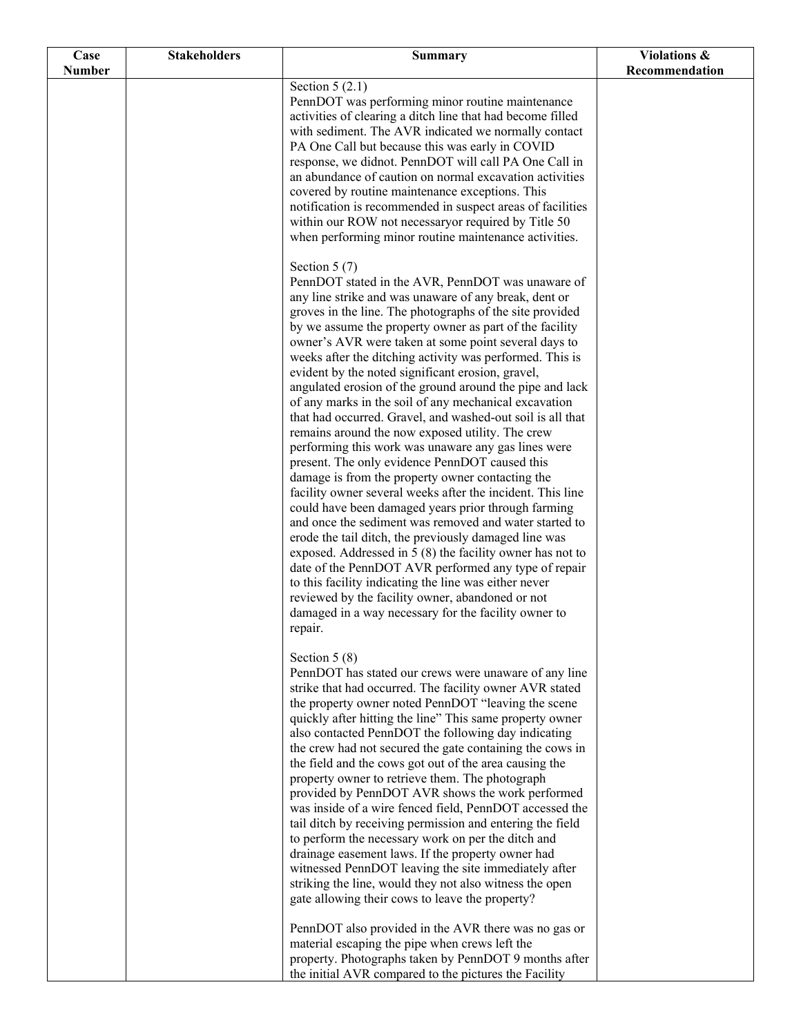| Case Number | Stakeholders | Summary | Violations & Recommendation |
|---|---|---|---|
| | | Section 5 (2.1)<br>PennDOT was performing minor routine maintenance activities of clearing a ditch line that had become filled with sediment. The AVR indicated we normally contact PA One Call but because this was early in COVID response, we didnot. PennDOT will call PA One Call in an abundance of caution on normal excavation activities covered by routine maintenance exceptions. This notification is recommended in suspect areas of facilities within our ROW not necessaryor required by Title 50 when performing minor routine maintenance activities.<br><br>Section 5 (7)<br>PennDOT stated in the AVR, PennDOT was unaware of any line strike and was unaware of any break, dent or groves in the line. The photographs of the site provided by we assume the property owner as part of the facility owner's AVR were taken at some point several days to weeks after the ditching activity was performed. This is evident by the noted significant erosion, gravel, angulated erosion of the ground around the pipe and lack of any marks in the soil of any mechanical excavation that had occurred. Gravel, and washed-out soil is all that remains around the now exposed utility. The crew performing this work was unaware any gas lines were present. The only evidence PennDOT caused this damage is from the property owner contacting the facility owner several weeks after the incident. This line could have been damaged years prior through farming and once the sediment was removed and water started to erode the tail ditch, the previously damaged line was exposed. Addressed in 5 (8) the facility owner has not to date of the PennDOT AVR performed any type of repair to this facility indicating the line was either never reviewed by the facility owner, abandoned or not damaged in a way necessary for the facility owner to repair.<br><br>Section 5 (8)<br>PennDOT has stated our crews were unaware of any line strike that had occurred. The facility owner AVR stated the property owner noted PennDOT "leaving the scene quickly after hitting the line" This same property owner also contacted PennDOT the following day indicating the crew had not secured the gate containing the cows in the field and the cows got out of the area causing the property owner to retrieve them. The photograph provided by PennDOT AVR shows the work performed was inside of a wire fenced field, PennDOT accessed the tail ditch by receiving permission and entering the field to perform the necessary work on per the ditch and drainage easement laws. If the property owner had witnessed PennDOT leaving the site immediately after striking the line, would they not also witness the open gate allowing their cows to leave the property?<br><br>PennDOT also provided in the AVR there was no gas or material escaping the pipe when crews left the property. Photographs taken by PennDOT 9 months after the initial AVR compared to the pictures the Facility | |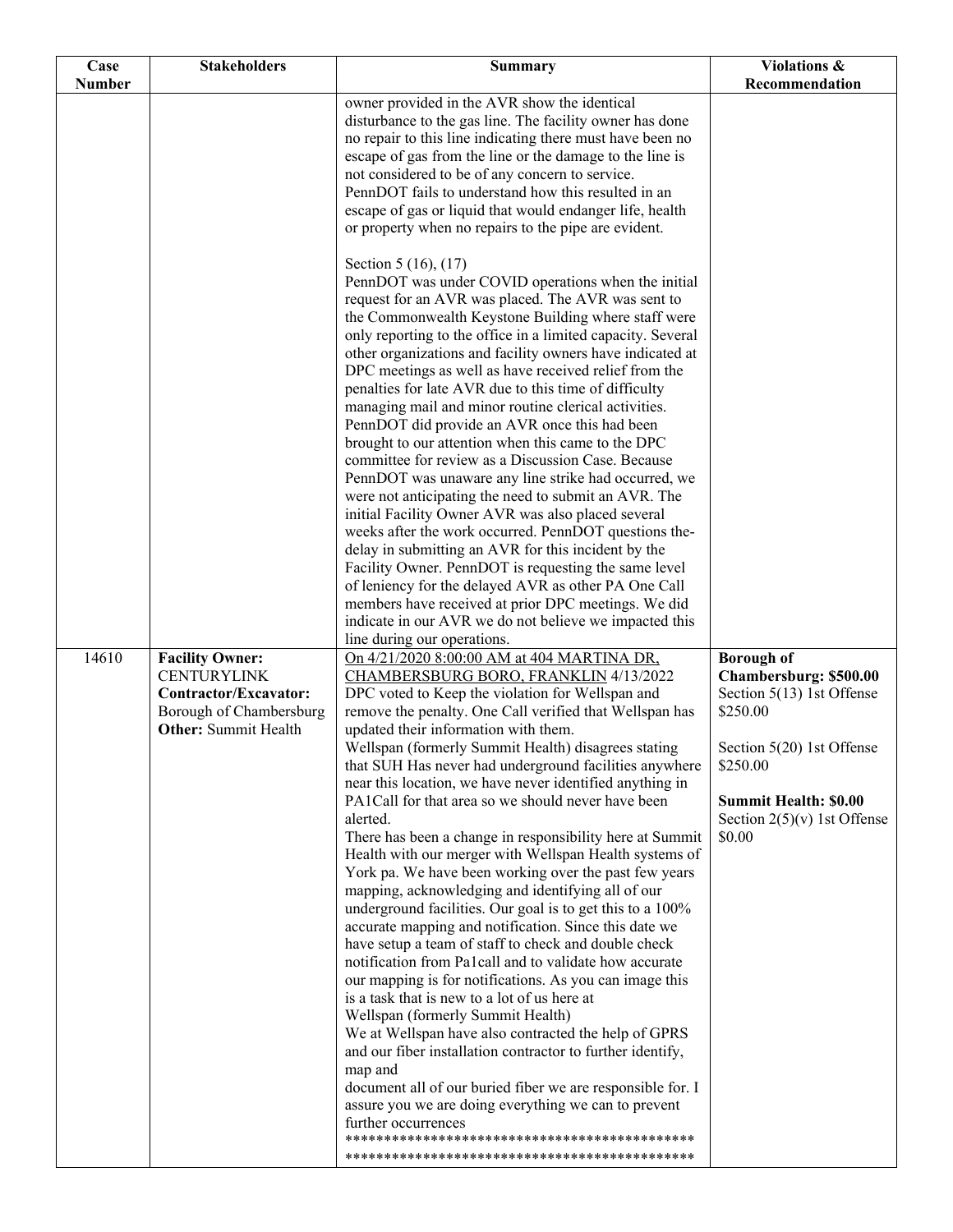| Case Number | Stakeholders | Summary | Violations & Recommendation |
|---|---|---|---|
| | | owner provided in the AVR show the identical disturbance to the gas line. The facility owner has done no repair to this line indicating there must have been no escape of gas from the line or the damage to the line is not considered to be of any concern to service. PennDOT fails to understand how this resulted in an escape of gas or liquid that would endanger life, health or property when no repairs to the pipe are evident.<br><br>Section 5 (16), (17)<br>PennDOT was under COVID operations when the initial request for an AVR was placed. The AVR was sent to the Commonwealth Keystone Building where staff were only reporting to the office in a limited capacity. Several other organizations and facility owners have indicated at DPC meetings as well as have received relief from the penalties for late AVR due to this time of difficulty managing mail and minor routine clerical activities. PennDOT did provide an AVR once this had been brought to our attention when this came to the DPC committee for review as a Discussion Case. Because PennDOT was unaware any line strike had occurred, we were not anticipating the need to submit an AVR. The initial Facility Owner AVR was also placed several weeks after the work occurred. PennDOT questions the-delay in submitting an AVR for this incident by the Facility Owner. PennDOT is requesting the same level of leniency for the delayed AVR as other PA One Call members have received at prior DPC meetings. We did indicate in our AVR we do not believe we impacted this line during our operations. | |
| 14610 | **Facility Owner:** CENTURYLINK<br>**Contractor/Excavator:** Borough of Chambersburg<br>**Other:** Summit Health | <u>On 4/21/2020 8:00:00 AM at 404 MARTINA DR, CHAMBERSBURG BORO, FRANKLIN</u> 4/13/2022 DPC voted to Keep the violation for Wellspan and remove the penalty. One Call verified that Wellspan has updated their information with them.<br>Wellspan (formerly Summit Health) disagrees stating that SUH Has never had underground facilities anywhere near this location, we have never identified anything in PA1Call for that area so we should never have been alerted.<br>There has been a change in responsibility here at Summit Health with our merger with Wellspan Health systems of York pa. We have been working over the past few years mapping, acknowledging and identifying all of our underground facilities. Our goal is to get this to a 100% accurate mapping and notification. Since this date we have setup a team of staff to check and double check notification from Pa1call and to validate how accurate our mapping is for notifications. As you can image this is a task that is new to a lot of us here at Wellspan (formerly Summit Health)<br>We at Wellspan have also contracted the help of GPRS and our fiber installation contractor to further identify, map and<br>document all of our buried fiber we are responsible for. I assure you we are doing everything we can to prevent further occurrences<br>********************************************<br>******************************************** | **Borough of Chambersburg: $500.00**<br>Section 5(13) 1st Offense $250.00<br><br>Section 5(20) 1st Offense $250.00<br><br>**Summit Health: $0.00**<br>Section 2(5)(v) 1st Offense $0.00 |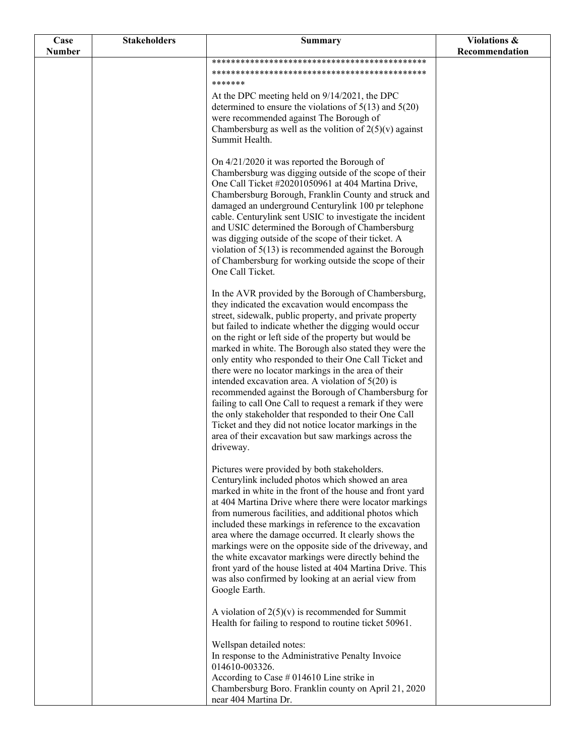| Case Number | Stakeholders | Summary | Violations & Recommendation |
| --- | --- | --- | --- |
| | | ********************************************<br>********************************************<br>*******<br>At the DPC meeting held on 9/14/2021, the DPC determined to ensure the violations of 5(13) and 5(20) were recommended against The Borough of Chambersburg as well as the volition of 2(5)(v) against Summit Health.<br><br>On 4/21/2020 it was reported the Borough of Chambersburg was digging outside of the scope of their One Call Ticket #20201050961 at 404 Martina Drive, Chambersburg Borough, Franklin County and struck and damaged an underground Centurylink 100 pr telephone cable. Centurylink sent USIC to investigate the incident and USIC determined the Borough of Chambersburg was digging outside of the scope of their ticket. A violation of 5(13) is recommended against the Borough of Chambersburg for working outside the scope of their One Call Ticket.<br><br>In the AVR provided by the Borough of Chambersburg, they indicated the excavation would encompass the street, sidewalk, public property, and private property but failed to indicate whether the digging would occur on the right or left side of the property but would be marked in white. The Borough also stated they were the only entity who responded to their One Call Ticket and there were no locator markings in the area of their intended excavation area. A violation of 5(20) is recommended against the Borough of Chambersburg for failing to call One Call to request a remark if they were the only stakeholder that responded to their One Call Ticket and they did not notice locator markings in the area of their excavation but saw markings across the driveway.<br><br>Pictures were provided by both stakeholders. Centurylink included photos which showed an area marked in white in the front of the house and front yard at 404 Martina Drive where there were locator markings from numerous facilities, and additional photos which included these markings in reference to the excavation area where the damage occurred. It clearly shows the markings were on the opposite side of the driveway, and the white excavator markings were directly behind the front yard of the house listed at 404 Martina Drive. This was also confirmed by looking at an aerial view from Google Earth.<br><br>A violation of 2(5)(v) is recommended for Summit Health for failing to respond to routine ticket 50961.<br><br>Wellspan detailed notes:<br>In response to the Administrative Penalty Invoice 014610-003326.<br>According to Case # 014610 Line strike in Chambersburg Boro. Franklin county on April 21, 2020 near 404 Martina Dr. | |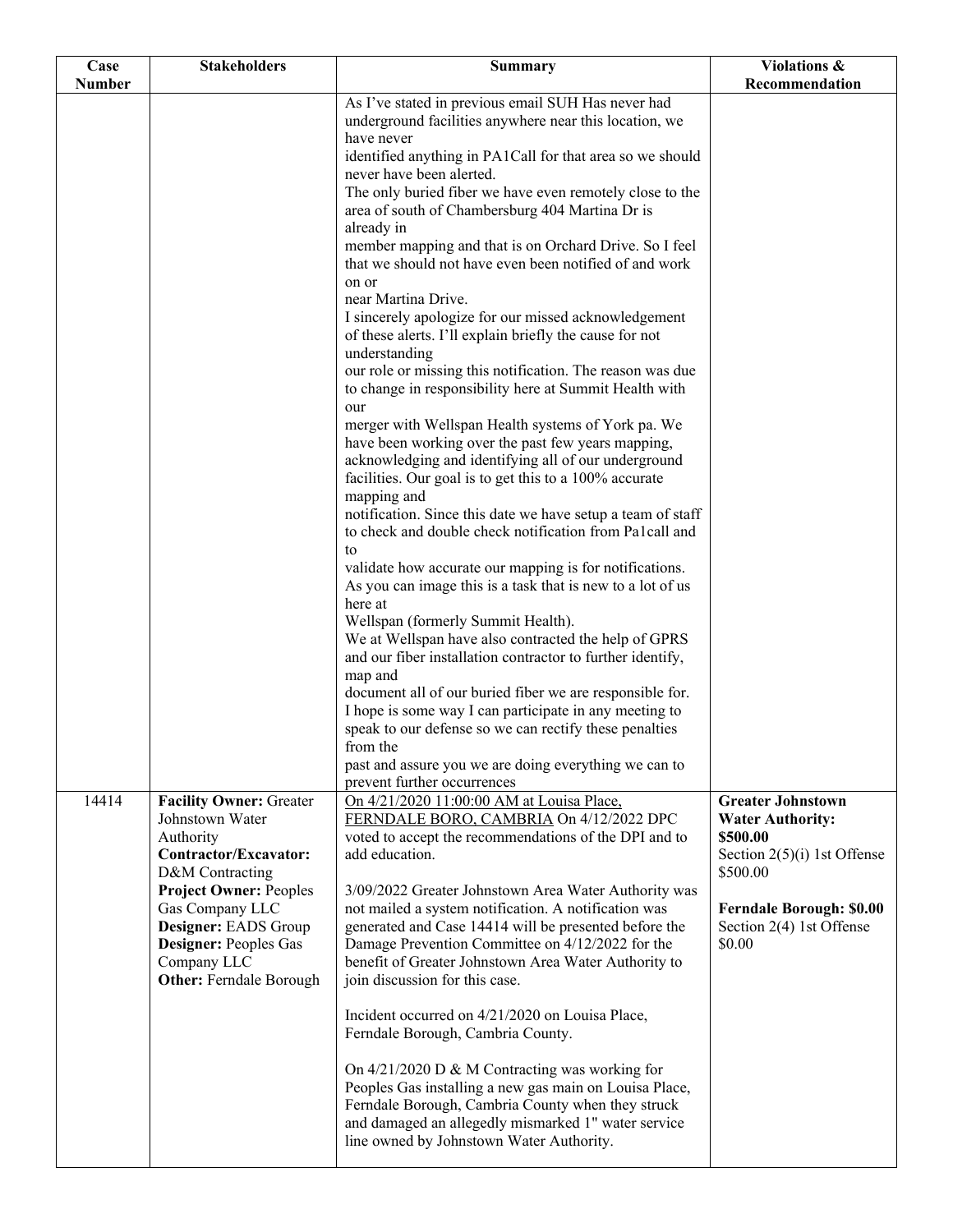| Case Number | Stakeholders | Summary | Violations & Recommendation |
|---|---|---|---|
| | | As I've stated in previous email SUH Has never had underground facilities anywhere near this location, we have never identified anything in PA1Call for that area so we should never have been alerted.<br>The only buried fiber we have even remotely close to the area of south of Chambersburg 404 Martina Dr is already in member mapping and that is on Orchard Drive. So I feel that we should not have even been notified of and work on or near Martina Drive.<br>I sincerely apologize for our missed acknowledgement of these alerts. I'll explain briefly the cause for not understanding our role or missing this notification. The reason was due to change in responsibility here at Summit Health with our merger with Wellspan Health systems of York pa. We have been working over the past few years mapping, acknowledging and identifying all of our underground facilities. Our goal is to get this to a 100% accurate mapping and notification. Since this date we have setup a team of staff to check and double check notification from Pa1call and to validate how accurate our mapping is for notifications. As you can image this is a task that is new to a lot of us here at Wellspan (formerly Summit Health).<br>We at Wellspan have also contracted the help of GPRS and our fiber installation contractor to further identify, map and document all of our buried fiber we are responsible for.<br>I hope is some way I can participate in any meeting to speak to our defense so we can rectify these penalties from the past and assure you we are doing everything we can to prevent further occurrences | |
| 14414 | **Facility Owner:** Greater Johnstown Water Authority<br>**Contractor/Excavator:** D&M Contracting<br>**Project Owner:** Peoples Gas Company LLC<br>**Designer:** EADS Group<br>**Designer:** Peoples Gas Company LLC<br>**Other:** Ferndale Borough | On 4/21/2020 11:00:00 AM at Louisa Place, FERNDALE BORO, CAMBRIA On 4/12/2022 DPC voted to accept the recommendations of the DPI and to add education.<br><br>3/09/2022 Greater Johnstown Area Water Authority was not mailed a system notification. A notification was generated and Case 14414 will be presented before the Damage Prevention Committee on 4/12/2022 for the benefit of Greater Johnstown Area Water Authority to join discussion for this case.<br><br>Incident occurred on 4/21/2020 on Louisa Place, Ferndale Borough, Cambria County.<br><br>On 4/21/2020 D & M Contracting was working for Peoples Gas installing a new gas main on Louisa Place, Ferndale Borough, Cambria County when they struck and damaged an allegedly mismarked 1" water service line owned by Johnstown Water Authority. | **Greater Johnstown Water Authority: $500.00**<br>Section 2(5)(i) 1st Offense $500.00<br><br>**Ferndale Borough: $0.00**<br>Section 2(4) 1st Offense $0.00 |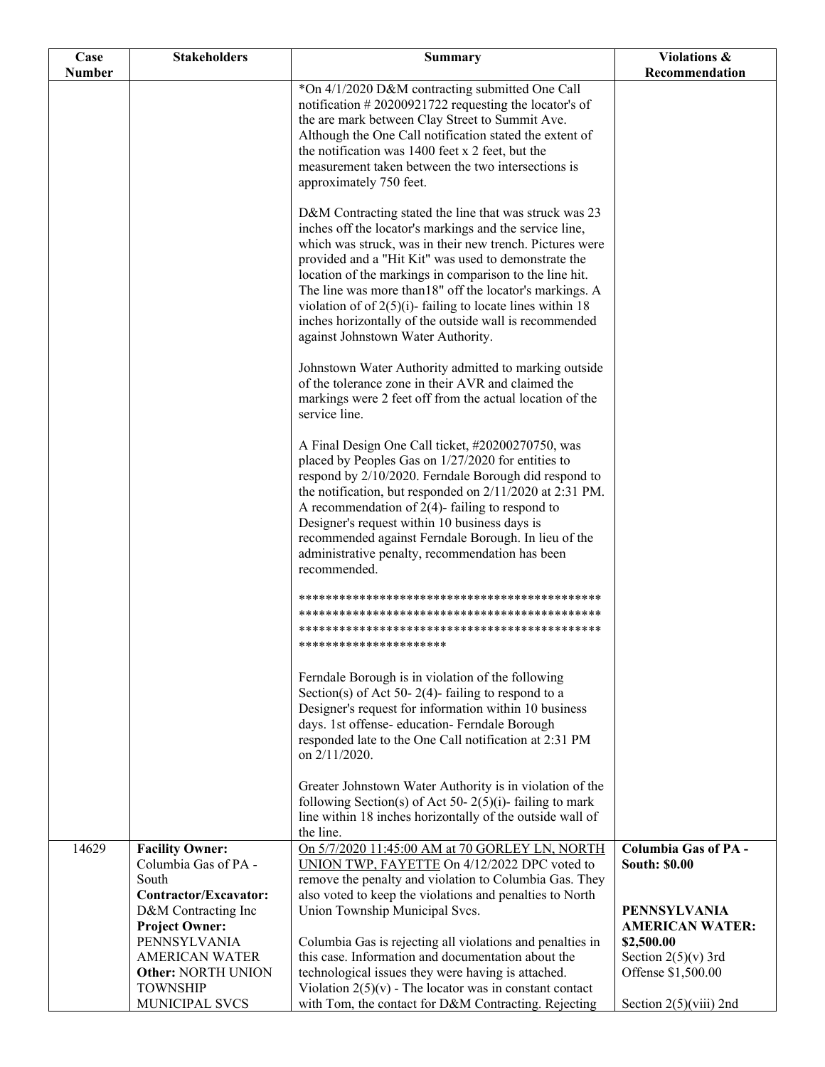| Case Number | Stakeholders | Summary | Violations & Recommendation |
|---|---|---|---|
| | | *On 4/1/2020 D&M contracting submitted One Call notification # 20200921722 requesting the locator's of the are mark between Clay Street to Summit Ave. Although the One Call notification stated the extent of the notification was 1400 feet x 2 feet, but the measurement taken between the two intersections is approximately 750 feet.<br><br>D&M Contracting stated the line that was struck was 23 inches off the locator's markings and the service line, which was struck, was in their new trench. Pictures were provided and a "Hit Kit" was used to demonstrate the location of the markings in comparison to the line hit. The line was more than18" off the locator's markings. A violation of of 2(5)(i)- failing to locate lines within 18 inches horizontally of the outside wall is recommended against Johnstown Water Authority.<br><br>Johnstown Water Authority admitted to marking outside of the tolerance zone in their AVR and claimed the markings were 2 feet off from the actual location of the service line.<br><br>A Final Design One Call ticket, #20200270750, was placed by Peoples Gas on 1/27/2020 for entities to respond by 2/10/2020. Ferndale Borough did respond to the notification, but responded on 2/11/2020 at 2:31 PM. A recommendation of 2(4)- failing to respond to Designer's request within 10 business days is recommended against Ferndale Borough. In lieu of the administrative penalty, recommendation has been recommended.<br><br>*********************************************<br>*********************************************<br>*********************************************<br>*********************<br><br>Ferndale Borough is in violation of the following Section(s) of Act 50- 2(4)- failing to respond to a Designer's request for information within 10 business days. 1st offense- education- Ferndale Borough responded late to the One Call notification at 2:31 PM on 2/11/2020.<br><br>Greater Johnstown Water Authority is in violation of the following Section(s) of Act 50- 2(5)(i)- failing to mark line within 18 inches horizontally of the outside wall of the line. | |
| 14629 | **Facility Owner:** Columbia Gas of PA - South<br>**Contractor/Excavator:** D&M Contracting Inc<br>**Project Owner:** PENNSYLVANIA AMERICAN WATER<br>**Other:** NORTH UNION TOWNSHIP MUNICIPAL SVCS | On 5/7/2020 11:45:00 AM at 70 GORLEY LN, NORTH UNION TWP, FAYETTE On 4/12/2022 DPC voted to remove the penalty and violation to Columbia Gas. They also voted to keep the violations and penalties to North Union Township Municipal Svcs.<br><br>Columbia Gas is rejecting all violations and penalties in this case. Information and documentation about the technological issues they were having is attached. Violation 2(5)(v) - The locator was in constant contact with Tom, the contact for D&M Contracting. Rejecting | **Columbia Gas of PA - South: $0.00**<br><br>**PENNSYLVANIA AMERICAN WATER: $2,500.00**<br>Section 2(5)(v) 3rd Offense $1,500.00<br><br>Section 2(5)(viii) 2nd |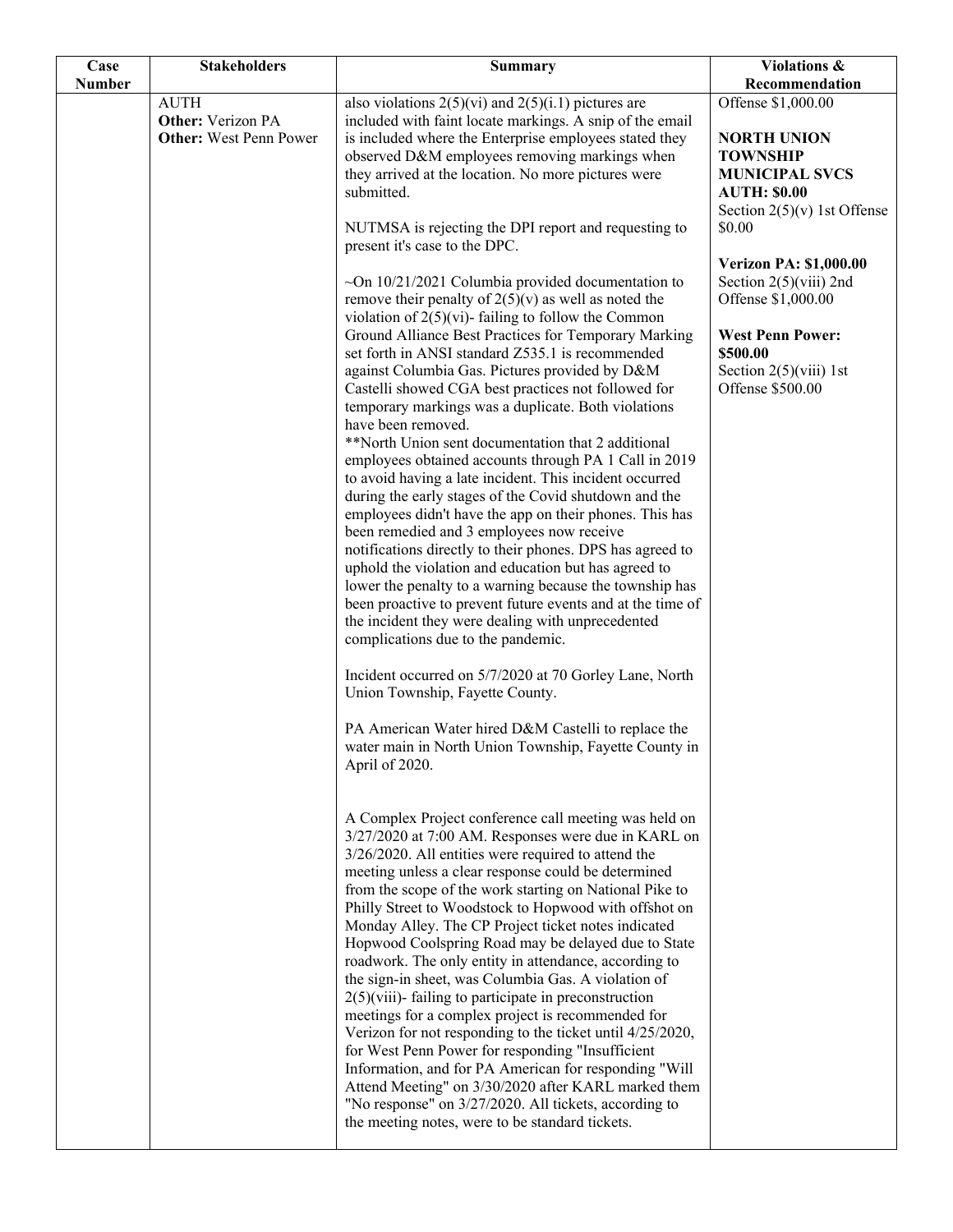| Case Number | Stakeholders | Summary | Violations & Recommendation |
|---|---|---|---|
| | AUTH<br>**Other:** Verizon PA<br>**Other:** West Penn Power | also violations 2(5)(vi) and 2(5)(i.1) pictures are included with faint locate markings. A snip of the email is included where the Enterprise employees stated they observed D&M employees removing markings when they arrived at the location. No more pictures were submitted.<br><br>NUTMSA is rejecting the DPI report and requesting to present it's case to the DPC.<br><br>~On 10/21/2021 Columbia provided documentation to remove their penalty of 2(5)(v) as well as noted the violation of 2(5)(vi)- failing to follow the Common Ground Alliance Best Practices for Temporary Marking set forth in ANSI standard Z535.1 is recommended against Columbia Gas. Pictures provided by D&M Castelli showed CGA best practices not followed for temporary markings was a duplicate. Both violations have been removed.<br>**North Union sent documentation that 2 additional employees obtained accounts through PA 1 Call in 2019 to avoid having a late incident. This incident occurred during the early stages of the Covid shutdown and the employees didn't have the app on their phones. This has been remedied and 3 employees now receive notifications directly to their phones. DPS has agreed to uphold the violation and education but has agreed to lower the penalty to a warning because the township has been proactive to prevent future events and at the time of the incident they were dealing with unprecedented complications due to the pandemic.<br><br>Incident occurred on 5/7/2020 at 70 Gorley Lane, North Union Township, Fayette County.<br><br>PA American Water hired D&M Castelli to replace the water main in North Union Township, Fayette County in April of 2020.<br><br>A Complex Project conference call meeting was held on 3/27/2020 at 7:00 AM. Responses were due in KARL on 3/26/2020. All entities were required to attend the meeting unless a clear response could be determined from the scope of the work starting on National Pike to Philly Street to Woodstock to Hopwood with offshot on Monday Alley. The CP Project ticket notes indicated Hopwood Coolspring Road may be delayed due to State roadwork. The only entity in attendance, according to the sign-in sheet, was Columbia Gas. A violation of 2(5)(viii)- failing to participate in preconstruction meetings for a complex project is recommended for Verizon for not responding to the ticket until 4/25/2020, for West Penn Power for responding "Insufficient Information, and for PA American for responding "Will Attend Meeting" on 3/30/2020 after KARL marked them "No response" on 3/27/2020. All tickets, according to the meeting notes, were to be standard tickets. | Offense $1,000.00<br><br>**NORTH UNION TOWNSHIP MUNICIPAL SVCS AUTH: $0.00**<br>Section 2(5)(v) 1st Offense $0.00<br><br>**Verizon PA: $1,000.00**<br>Section 2(5)(viii) 2nd Offense $1,000.00<br><br>**West Penn Power: $500.00**<br>Section 2(5)(viii) 1st Offense $500.00 |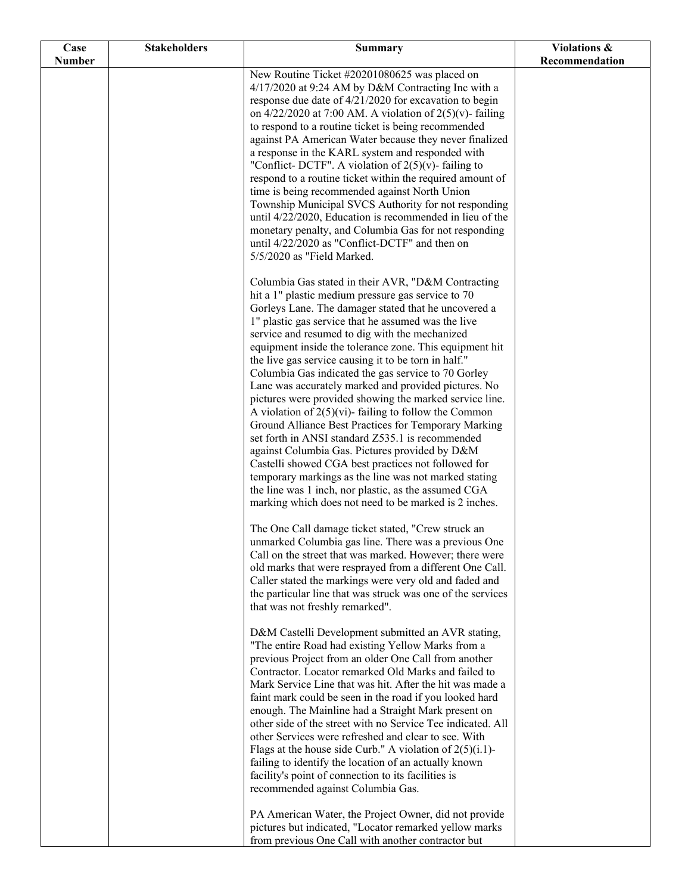| Case Number | Stakeholders | Summary | Violations & Recommendation |
|---|---|---|---|
| | | New Routine Ticket #20201080625 was placed on 4/17/2020 at 9:24 AM by D&M Contracting Inc with a response due date of 4/21/2020 for excavation to begin on 4/22/2020 at 7:00 AM. A violation of 2(5)(v)- failing to respond to a routine ticket is being recommended against PA American Water because they never finalized a response in the KARL system and responded with "Conflict- DCTF". A violation of 2(5)(v)- failing to respond to a routine ticket within the required amount of time is being recommended against North Union Township Municipal SVCS Authority for not responding until 4/22/2020, Education is recommended in lieu of the monetary penalty, and Columbia Gas for not responding until 4/22/2020 as "Conflict-DCTF" and then on 5/5/2020 as "Field Marked.<br><br>Columbia Gas stated in their AVR, "D&M Contracting hit a 1" plastic medium pressure gas service to 70 Gorleys Lane. The damager stated that he uncovered a 1" plastic gas service that he assumed was the live service and resumed to dig with the mechanized equipment inside the tolerance zone. This equipment hit the live gas service causing it to be torn in half." Columbia Gas indicated the gas service to 70 Gorley Lane was accurately marked and provided pictures. No pictures were provided showing the marked service line. A violation of 2(5)(vi)- failing to follow the Common Ground Alliance Best Practices for Temporary Marking set forth in ANSI standard Z535.1 is recommended against Columbia Gas. Pictures provided by D&M Castelli showed CGA best practices not followed for temporary markings as the line was not marked stating the line was 1 inch, nor plastic, as the assumed CGA marking which does not need to be marked is 2 inches.<br><br>The One Call damage ticket stated, "Crew struck an unmarked Columbia gas line. There was a previous One Call on the street that was marked. However; there were old marks that were resprayed from a different One Call. Caller stated the markings were very old and faded and the particular line that was struck was one of the services that was not freshly remarked".<br><br>D&M Castelli Development submitted an AVR stating, "The entire Road had existing Yellow Marks from a previous Project from an older One Call from another Contractor. Locator remarked Old Marks and failed to Mark Service Line that was hit. After the hit was made a faint mark could be seen in the road if you looked hard enough. The Mainline had a Straight Mark present on other side of the street with no Service Tee indicated. All other Services were refreshed and clear to see. With Flags at the house side Curb." A violation of 2(5)(i.1)- failing to identify the location of an actually known facility's point of connection to its facilities is recommended against Columbia Gas.<br><br>PA American Water, the Project Owner, did not provide pictures but indicated, "Locator remarked yellow marks from previous One Call with another contractor but | |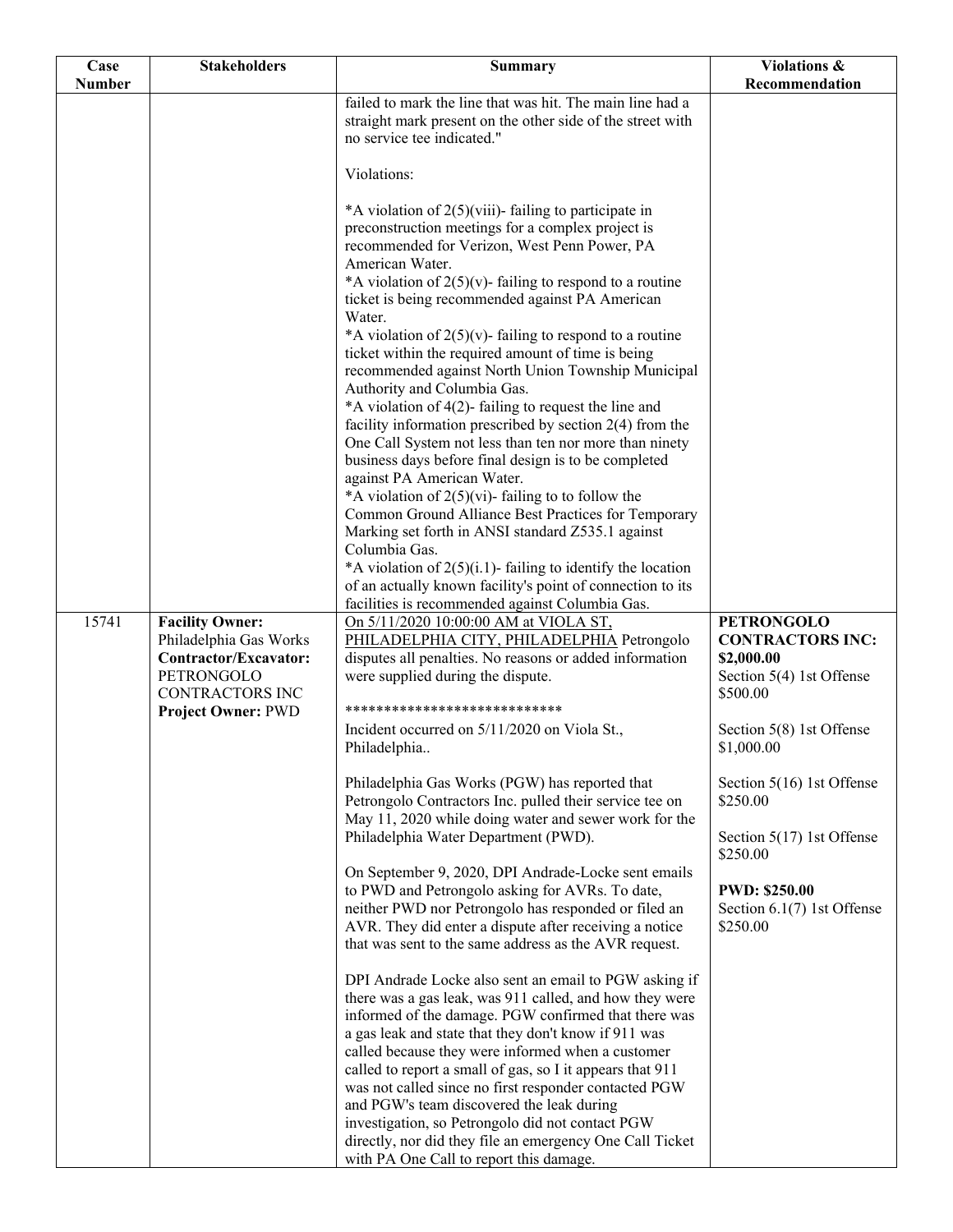| Case Number | Stakeholders | Summary | Violations & Recommendation |
|---|---|---|---|
| | | failed to mark the line that was hit. The main line had a straight mark present on the other side of the street with no service tee indicated."<br><br>Violations:<br><br>*A violation of 2(5)(viii)- failing to participate in preconstruction meetings for a complex project is recommended for Verizon, West Penn Power, PA American Water.<br>*A violation of 2(5)(v)- failing to respond to a routine ticket is being recommended against PA American Water.<br>*A violation of 2(5)(v)- failing to respond to a routine ticket within the required amount of time is being recommended against North Union Township Municipal Authority and Columbia Gas.<br>*A violation of 4(2)- failing to request the line and facility information prescribed by section 2(4) from the One Call System not less than ten nor more than ninety business days before final design is to be completed against PA American Water.<br>*A violation of 2(5)(vi)- failing to to follow the Common Ground Alliance Best Practices for Temporary Marking set forth in ANSI standard Z535.1 against Columbia Gas.<br>*A violation of 2(5)(i.1)- failing to identify the location of an actually known facility's point of connection to its facilities is recommended against Columbia Gas. | |
| 15741 | **Facility Owner:** Philadelphia Gas Works<br>**Contractor/Excavator:** PETRONGOLO CONTRACTORS INC<br>**Project Owner:** PWD | On 5/11/2020 10:00:00 AM at VIOLA ST, PHILADELPHIA CITY, PHILADELPHIA Petrongolo disputes all penalties. No reasons or added information were supplied during the dispute.<br><br>****************************<br>Incident occurred on 5/11/2020 on Viola St., Philadelphia..<br><br>Philadelphia Gas Works (PGW) has reported that Petrongolo Contractors Inc. pulled their service tee on May 11, 2020 while doing water and sewer work for the Philadelphia Water Department (PWD).<br><br>On September 9, 2020, DPI Andrade-Locke sent emails to PWD and Petrongolo asking for AVRs. To date, neither PWD nor Petrongolo has responded or filed an AVR. They did enter a dispute after receiving a notice that was sent to the same address as the AVR request.<br><br>DPI Andrade Locke also sent an email to PGW asking if there was a gas leak, was 911 called, and how they were informed of the damage. PGW confirmed that there was a gas leak and state that they don't know if 911 was called because they were informed when a customer called to report a small of gas, so I it appears that 911 was not called since no first responder contacted PGW and PGW's team discovered the leak during investigation, so Petrongolo did not contact PGW directly, nor did they file an emergency One Call Ticket with PA One Call to report this damage. | **PETRONGOLO CONTRACTORS INC: $2,000.00**<br>Section 5(4) 1st Offense $500.00<br><br>Section 5(8) 1st Offense $1,000.00<br><br>Section 5(16) 1st Offense $250.00<br><br>Section 5(17) 1st Offense $250.00<br><br>**PWD: $250.00**<br>Section 6.1(7) 1st Offense $250.00 |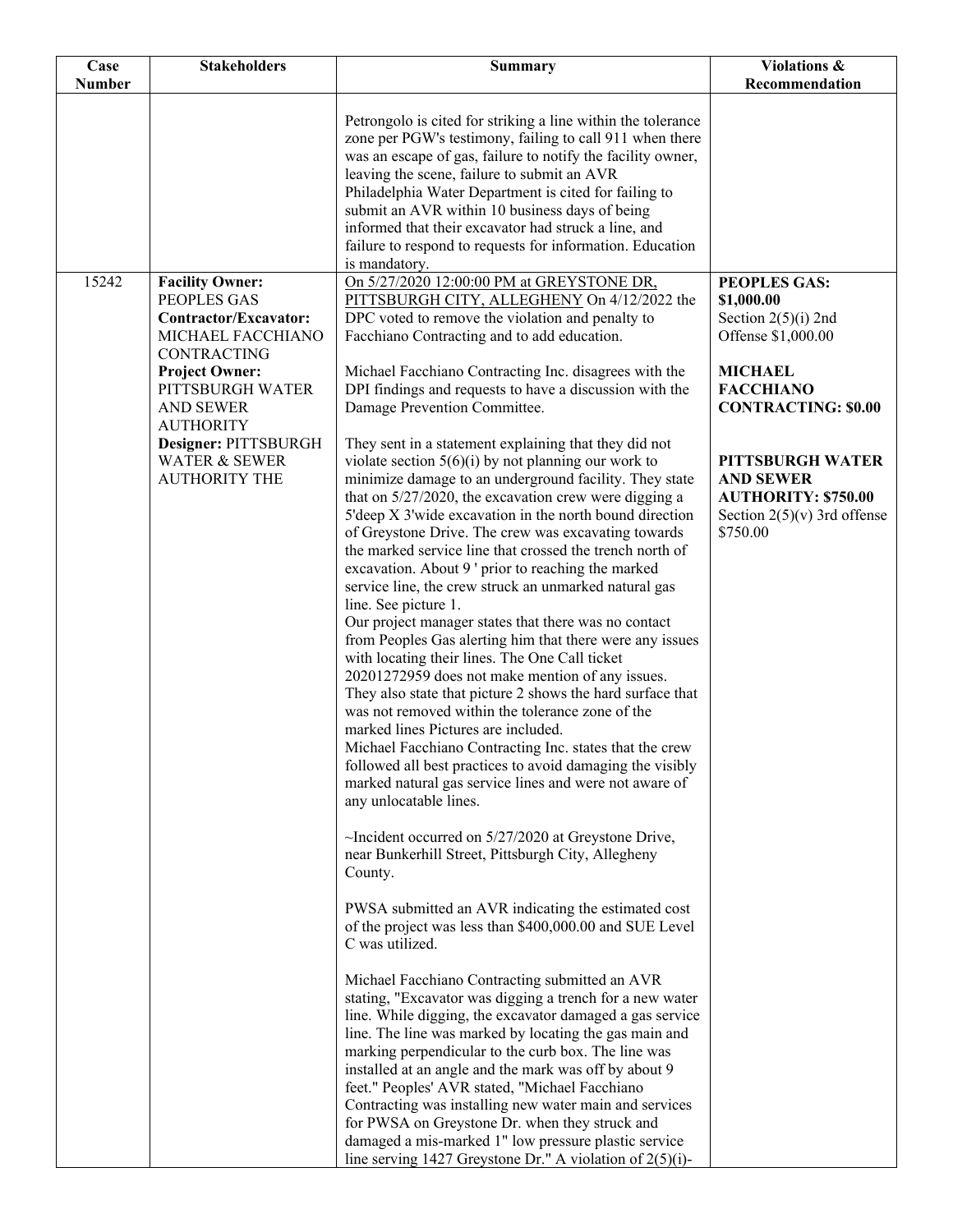| Case Number | Stakeholders | Summary | Violations & Recommendation |
| --- | --- | --- | --- |
| | | Petrongolo is cited for striking a line within the tolerance zone per PGW's testimony, failing to call 911 when there was an escape of gas, failure to notify the facility owner, leaving the scene, failure to submit an AVR Philadelphia Water Department is cited for failing to submit an AVR within 10 business days of being informed that their excavator had struck a line, and failure to respond to requests for information. Education is mandatory. | |
| 15242 | **Facility Owner:** PEOPLES GAS<br>**Contractor/Excavator:** MICHAEL FACCHIANO CONTRACTING<br>**Project Owner:** PITTSBURGH WATER AND SEWER AUTHORITY<br>**Designer:** PITTSBURGH WATER & SEWER AUTHORITY THE | On 5/27/2020 12:00:00 PM at GREYSTONE DR, PITTSBURGH CITY, ALLEGHENY On 4/12/2022 the DPC voted to remove the violation and penalty to Facchiano Contracting and to add education.<br><br>Michael Facchiano Contracting Inc. disagrees with the DPI findings and requests to have a discussion with the Damage Prevention Committee.<br><br>They sent in a statement explaining that they did not violate section 5(6)(i) by not planning our work to minimize damage to an underground facility. They state that on 5/27/2020, the excavation crew were digging a 5'deep X 3'wide excavation in the north bound direction of Greystone Drive. The crew was excavating towards the marked service line that crossed the trench north of excavation. About 9 ' prior to reaching the marked service line, the crew struck an unmarked natural gas line. See picture 1.<br>Our project manager states that there was no contact from Peoples Gas alerting him that there were any issues with locating their lines. The One Call ticket 20201272959 does not make mention of any issues. They also state that picture 2 shows the hard surface that was not removed within the tolerance zone of the marked lines Pictures are included.<br>Michael Facchiano Contracting Inc. states that the crew followed all best practices to avoid damaging the visibly marked natural gas service lines and were not aware of any unlocatable lines.<br><br>~Incident occurred on 5/27/2020 at Greystone Drive, near Bunkerhill Street, Pittsburgh City, Allegheny County.<br><br>PWSA submitted an AVR indicating the estimated cost of the project was less than $400,000.00 and SUE Level C was utilized.<br><br>Michael Facchiano Contracting submitted an AVR stating, "Excavator was digging a trench for a new water line. While digging, the excavator damaged a gas service line. The line was marked by locating the gas main and marking perpendicular to the curb box. The line was installed at an angle and the mark was off by about 9 feet." Peoples' AVR stated, "Michael Facchiano Contracting was installing new water main and services for PWSA on Greystone Dr. when they struck and damaged a mis-marked 1" low pressure plastic service line serving 1427 Greystone Dr." A violation of 2(5)(i)- | **PEOPLES GAS: $1,000.00**<br>Section 2(5)(i) 2nd Offense $1,000.00<br><br>**MICHAEL FACCHIANO CONTRACTING: $0.00**<br><br>**PITTSBURGH WATER AND SEWER AUTHORITY: $750.00**<br>Section 2(5)(v) 3rd offense $750.00 |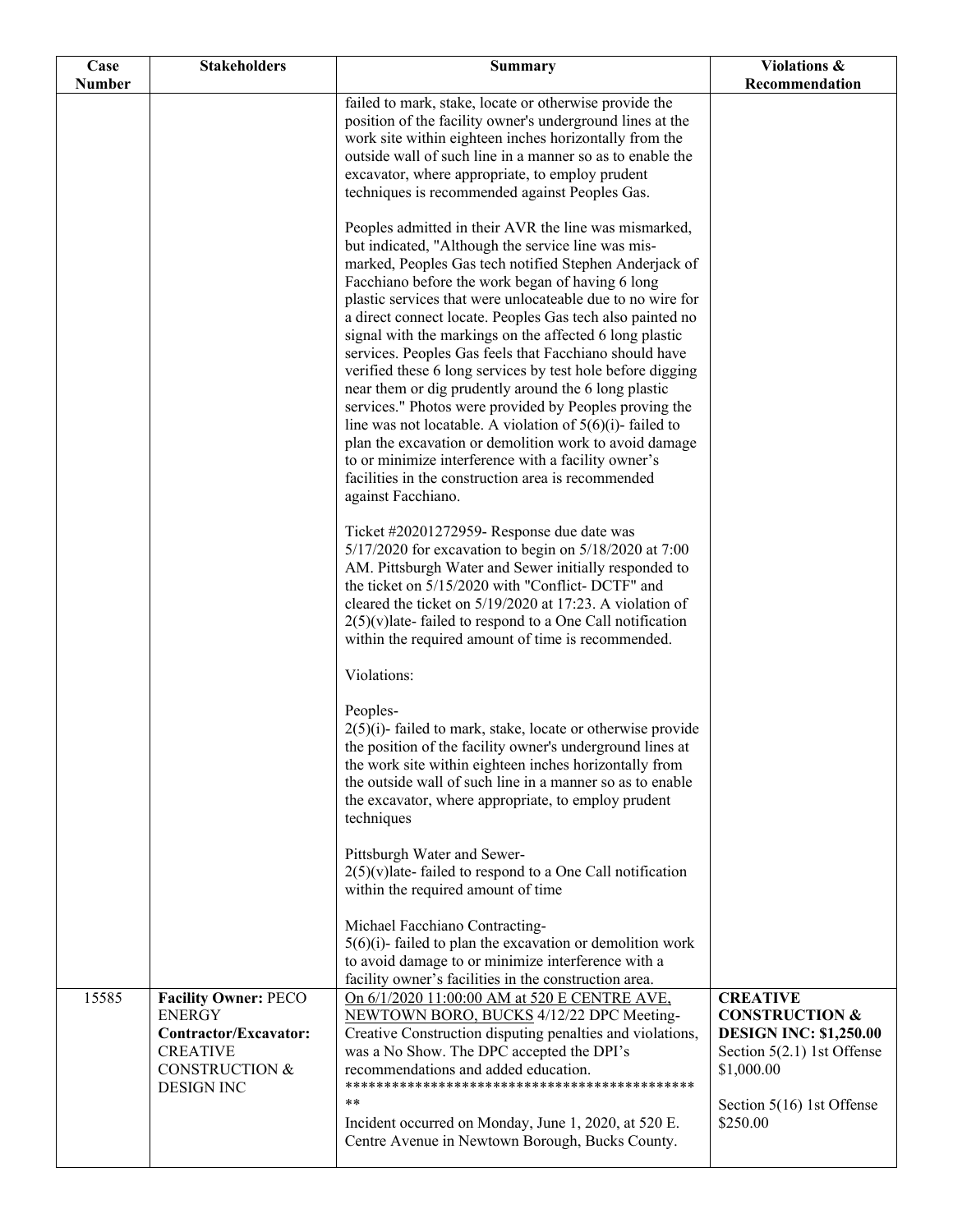| Case Number | Stakeholders | Summary | Violations & Recommendation |
|---|---|---|---|
| | | failed to mark, stake, locate or otherwise provide the position of the facility owner's underground lines at the work site within eighteen inches horizontally from the outside wall of such line in a manner so as to enable the excavator, where appropriate, to employ prudent techniques is recommended against Peoples Gas.<br><br>Peoples admitted in their AVR the line was mismarked, but indicated, "Although the service line was mis-marked, Peoples Gas tech notified Stephen Anderjack of Facchiano before the work began of having 6 long plastic services that were unlocateable due to no wire for a direct connect locate. Peoples Gas tech also painted no signal with the markings on the affected 6 long plastic services. Peoples Gas feels that Facchiano should have verified these 6 long services by test hole before digging near them or dig prudently around the 6 long plastic services." Photos were provided by Peoples proving the line was not locatable. A violation of 5(6)(i)- failed to plan the excavation or demolition work to avoid damage to or minimize interference with a facility owner's facilities in the construction area is recommended against Facchiano.<br><br>Ticket #20201272959- Response due date was 5/17/2020 for excavation to begin on 5/18/2020 at 7:00 AM. Pittsburgh Water and Sewer initially responded to the ticket on 5/15/2020 with "Conflict- DCTF" and cleared the ticket on 5/19/2020 at 17:23. A violation of 2(5)(v)late- failed to respond to a One Call notification within the required amount of time is recommended.<br><br>Violations:<br><br>Peoples-<br>2(5)(i)- failed to mark, stake, locate or otherwise provide the position of the facility owner's underground lines at the work site within eighteen inches horizontally from the outside wall of such line in a manner so as to enable the excavator, where appropriate, to employ prudent techniques<br><br>Pittsburgh Water and Sewer-<br>2(5)(v)late- failed to respond to a One Call notification within the required amount of time<br><br>Michael Facchiano Contracting-<br>5(6)(i)- failed to plan the excavation or demolition work to avoid damage to or minimize interference with a facility owner's facilities in the construction area. | |
| 15585 | **Facility Owner:** PECO ENERGY<br>**Contractor/Excavator:** CREATIVE CONSTRUCTION & DESIGN INC | On 6/1/2020 11:00:00 AM at 520 E CENTRE AVE, NEWTOWN BORO, BUCKS 4/12/22 DPC Meeting- Creative Construction disputing penalties and violations, was a No Show. The DPC accepted the DPI's recommendations and added education.<br>***********************************************<br>Incident occurred on Monday, June 1, 2020, at 520 E. Centre Avenue in Newtown Borough, Bucks County. | **CREATIVE CONSTRUCTION & DESIGN INC: $1,250.00**<br>Section 5(2.1) 1st Offense $1,000.00<br><br>Section 5(16) 1st Offense $250.00 |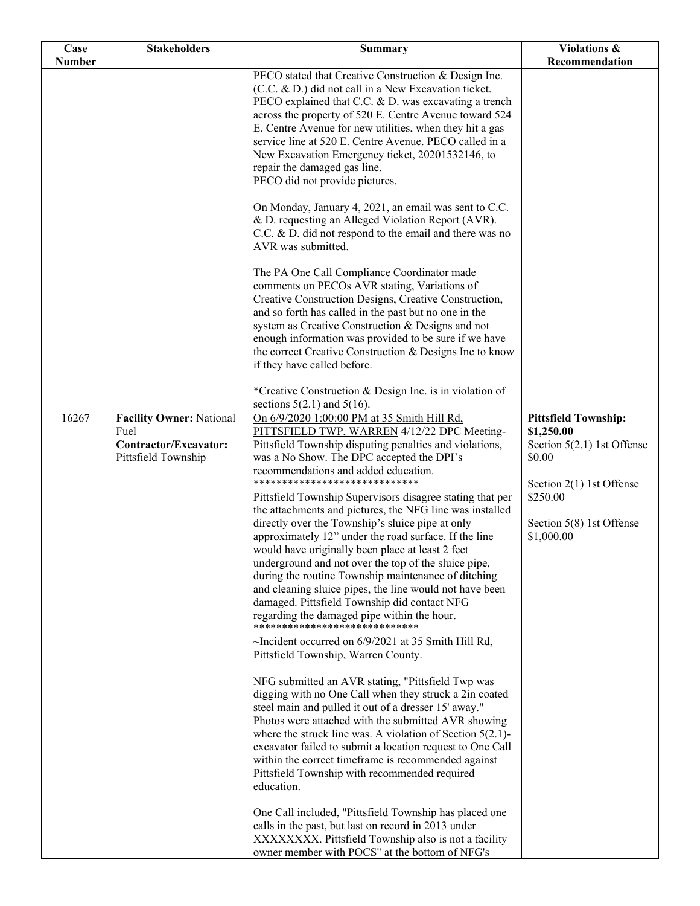| Case Number | Stakeholders | Summary | Violations & Recommendation |
|---|---|---|---|
| | | PECO stated that Creative Construction & Design Inc. (C.C. & D.) did not call in a New Excavation ticket. PECO explained that C.C. & D. was excavating a trench across the property of 520 E. Centre Avenue toward 524 E. Centre Avenue for new utilities, when they hit a gas service line at 520 E. Centre Avenue. PECO called in a New Excavation Emergency ticket, 20201532146, to repair the damaged gas line.<br>PECO did not provide pictures.<br><br>On Monday, January 4, 2021, an email was sent to C.C. & D. requesting an Alleged Violation Report (AVR). C.C. & D. did not respond to the email and there was no AVR was submitted.<br><br>The PA One Call Compliance Coordinator made comments on PECOs AVR stating, Variations of Creative Construction Designs, Creative Construction, and so forth has called in the past but no one in the system as Creative Construction & Designs and not enough information was provided to be sure if we have the correct Creative Construction & Designs Inc to know if they have called before.<br><br>*Creative Construction & Design Inc. is in violation of sections 5(2.1) and 5(16). | |
| 16267 | **Facility Owner:** National Fuel<br>**Contractor/Excavator:** Pittsfield Township | On 6/9/2020 1:00:00 PM at 35 Smith Hill Rd, PITTSFIELD TWP, WARREN 4/12/22 DPC Meeting- Pittsfield Township disputing penalties and violations, was a No Show. The DPC accepted the DPI's recommendations and added education.<br>*****************************<br>Pittsfield Township Supervisors disagree stating that per the attachments and pictures, the NFG line was installed directly over the Township's sluice pipe at only approximately 12" under the road surface. If the line would have originally been place at least 2 feet underground and not over the top of the sluice pipe, during the routine Township maintenance of ditching and cleaning sluice pipes, the line would not have been damaged. Pittsfield Township did contact NFG regarding the damaged pipe within the hour.<br>*****************************<br>~Incident occurred on 6/9/2021 at 35 Smith Hill Rd, Pittsfield Township, Warren County.<br><br>NFG submitted an AVR stating, "Pittsfield Twp was digging with no One Call when they struck a 2in coated steel main and pulled it out of a dresser 15' away." Photos were attached with the submitted AVR showing where the struck line was. A violation of Section 5(2.1)- excavator failed to submit a location request to One Call within the correct timeframe is recommended against Pittsfield Township with recommended required education.<br><br>One Call included, "Pittsfield Township has placed one calls in the past, but last on record in 2013 under XXXXXXXX. Pittsfield Township also is not a facility owner member with POCS" at the bottom of NFG's | **Pittsfield Township: $1,250.00**<br>Section 5(2.1) 1st Offense $0.00<br><br>Section 2(1) 1st Offense $250.00<br><br>Section 5(8) 1st Offense $1,000.00 |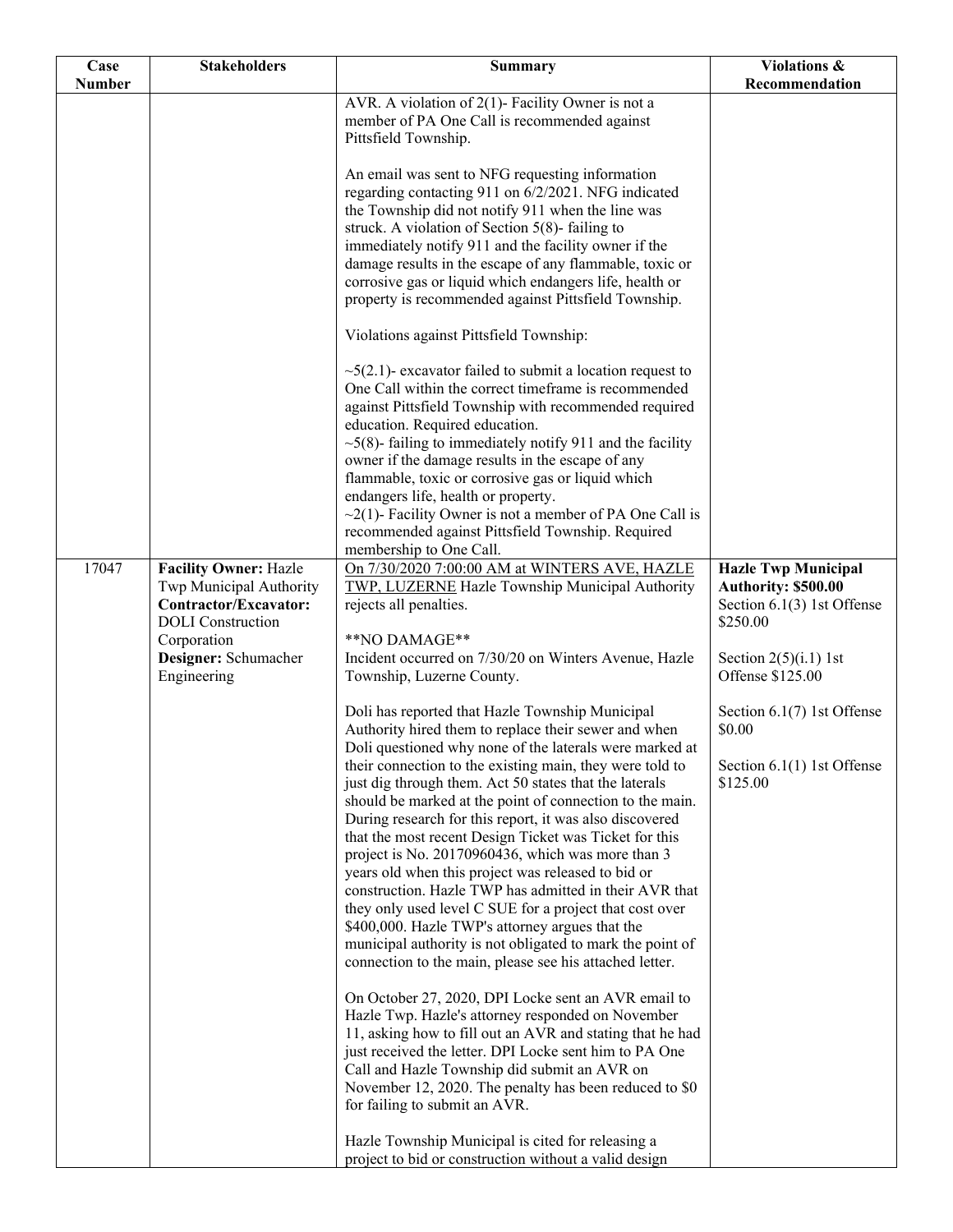| Case Number | Stakeholders | Summary | Violations & Recommendation |
|---|---|---|---|
| | | AVR. A violation of 2(1)- Facility Owner is not a member of PA One Call is recommended against Pittsfield Township.<br><br>An email was sent to NFG requesting information regarding contacting 911 on 6/2/2021. NFG indicated the Township did not notify 911 when the line was struck. A violation of Section 5(8)- failing to immediately notify 911 and the facility owner if the damage results in the escape of any flammable, toxic or corrosive gas or liquid which endangers life, health or property is recommended against Pittsfield Township.<br><br>Violations against Pittsfield Township:<br><br>~5(2.1)- excavator failed to submit a location request to One Call within the correct timeframe is recommended against Pittsfield Township with recommended required education. Required education.<br>~5(8)- failing to immediately notify 911 and the facility owner if the damage results in the escape of any flammable, toxic or corrosive gas or liquid which endangers life, health or property.<br>~2(1)- Facility Owner is not a member of PA One Call is recommended against Pittsfield Township. Required membership to One Call. | |
| 17047 | **Facility Owner:** Hazle Twp Municipal Authority<br>**Contractor/Excavator:** DOLI Construction Corporation<br>**Designer:** Schumacher Engineering | On 7/30/2020 7:00:00 AM at WINTERS AVE, HAZLE TWP, LUZERNE Hazle Township Municipal Authority rejects all penalties.<br><br>\*\*NO DAMAGE\*\*<br>Incident occurred on 7/30/20 on Winters Avenue, Hazle Township, Luzerne County.<br><br>Doli has reported that Hazle Township Municipal Authority hired them to replace their sewer and when Doli questioned why none of the laterals were marked at their connection to the existing main, they were told to just dig through them. Act 50 states that the laterals should be marked at the point of connection to the main. During research for this report, it was also discovered that the most recent Design Ticket was Ticket for this project is No. 20170960436, which was more than 3 years old when this project was released to bid or construction. Hazle TWP has admitted in their AVR that they only used level C SUE for a project that cost over $400,000. Hazle TWP's attorney argues that the municipal authority is not obligated to mark the point of connection to the main, please see his attached letter.<br><br>On October 27, 2020, DPI Locke sent an AVR email to Hazle Twp. Hazle's attorney responded on November 11, asking how to fill out an AVR and stating that he had just received the letter. DPI Locke sent him to PA One Call and Hazle Township did submit an AVR on November 12, 2020. The penalty has been reduced to $0 for failing to submit an AVR.<br><br>Hazle Township Municipal is cited for releasing a project to bid or construction without a valid design | **Hazle Twp Municipal Authority: $500.00**<br>Section 6.1(3) 1st Offense $250.00<br><br>Section 2(5)(i.1) 1st Offense $125.00<br><br>Section 6.1(7) 1st Offense $0.00<br><br>Section 6.1(1) 1st Offense $125.00 |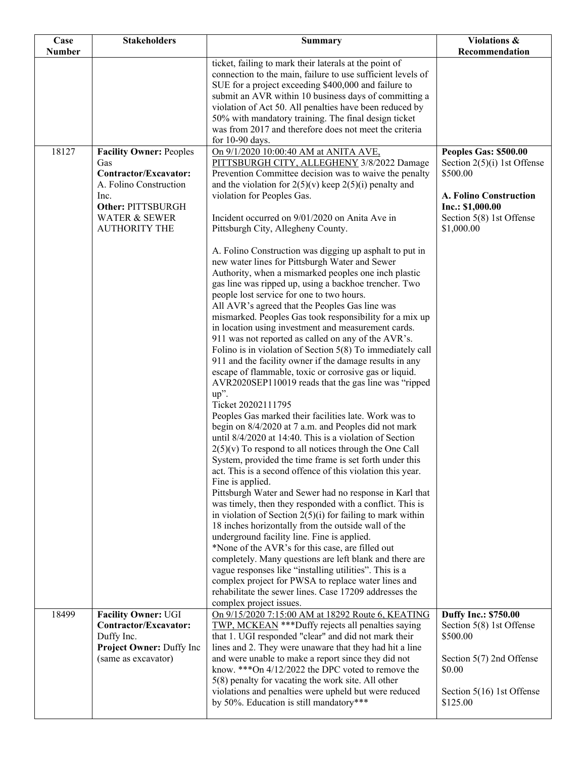| Case Number | Stakeholders | Summary | Violations & Recommendation |
|---|---|---|---|
| | | ticket, failing to mark their laterals at the point of connection to the main, failure to use sufficient levels of SUE for a project exceeding $400,000 and failure to submit an AVR within 10 business days of committing a violation of Act 50. All penalties have been reduced by 50% with mandatory training. The final design ticket was from 2017 and therefore does not meet the criteria for 10-90 days. | |
| 18127 | **Facility Owner:** Peoples Gas<br>**Contractor/Excavator:** A. Folino Construction Inc.<br>**Other:** PITTSBURGH WATER & SEWER AUTHORITY THE | <u>On 9/1/2020 10:00:40 AM at ANITA AVE, PITTSBURGH CITY, ALLEGHENY</u> 3/8/2022 Damage Prevention Committee decision was to waive the penalty and the violation for 2(5)(v) keep 2(5)(i) penalty and violation for Peoples Gas.<br><br>Incident occurred on 9/01/2020 on Anita Ave in Pittsburgh City, Allegheny County.<br><br>A. Folino Construction was digging up asphalt to put in new water lines for Pittsburgh Water and Sewer Authority, when a mismarked peoples one inch plastic gas line was ripped up, using a backhoe trencher. Two people lost service for one to two hours.<br>All AVR's agreed that the Peoples Gas line was mismarked. Peoples Gas took responsibility for a mix up in location using investment and measurement cards.<br>911 was not reported as called on any of the AVR's.<br>Folino is in violation of Section 5(8) To immediately call 911 and the facility owner if the damage results in any escape of flammable, toxic or corrosive gas or liquid. AVR2020SEP110019 reads that the gas line was "ripped up".<br>Ticket 20202111795<br>Peoples Gas marked their facilities late. Work was to begin on 8/4/2020 at 7 a.m. and Peoples did not mark until 8/4/2020 at 14:40. This is a violation of Section 2(5)(v) To respond to all notices through the One Call System, provided the time frame is set forth under this act. This is a second offence of this violation this year. Fine is applied.<br>Pittsburgh Water and Sewer had no response in Karl that was timely, then they responded with a conflict. This is in violation of Section 2(5)(i) for failing to mark within 18 inches horizontally from the outside wall of the underground facility line. Fine is applied.<br>*None of the AVR's for this case, are filled out completely. Many questions are left blank and there are vague responses like "installing utilities". This is a complex project for PWSA to replace water lines and rehabilitate the sewer lines. Case 17209 addresses the complex project issues. | **Peoples Gas: $500.00**<br>Section 2(5)(i) 1st Offense $500.00<br><br>**A. Folino Construction Inc.: $1,000.00**<br>Section 5(8) 1st Offense $1,000.00 |
| 18499 | **Facility Owner:** UGI<br>**Contractor/Excavator:** Duffy Inc.<br>**Project Owner:** Duffy Inc (same as excavator) | <u>On 9/15/2020 7:15:00 AM at 18292 Route 6, KEATING TWP, MCKEAN</u> ***Duffy rejects all penalties saying that 1. UGI responded "clear" and did not mark their lines and 2. They were unaware that they had hit a line and were unable to make a report since they did not know. ***On 4/12/2022 the DPC voted to remove the 5(8) penalty for vacating the work site. All other violations and penalties were upheld but were reduced by 50%. Education is still mandatory*** | **Duffy Inc.: $750.00**<br>Section 5(8) 1st Offense $500.00<br><br>Section 5(7) 2nd Offense $0.00<br><br>Section 5(16) 1st Offense $125.00 |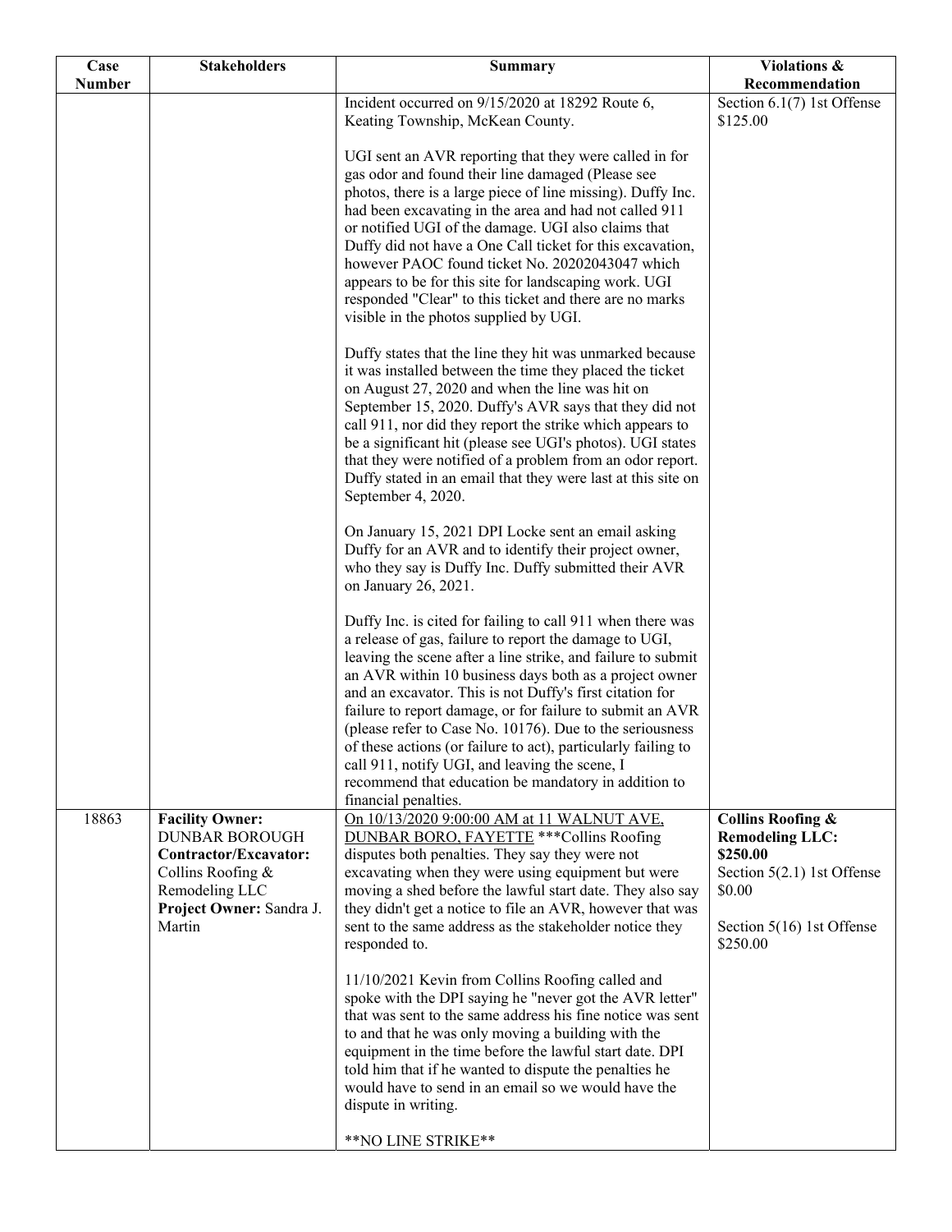| Case Number | Stakeholders | Summary | Violations & Recommendation |
| --- | --- | --- | --- |
| | | Incident occurred on 9/15/2020 at 18292 Route 6, Keating Township, McKean County.<br><br>UGI sent an AVR reporting that they were called in for gas odor and found their line damaged (Please see photos, there is a large piece of line missing). Duffy Inc. had been excavating in the area and had not called 911 or notified UGI of the damage. UGI also claims that Duffy did not have a One Call ticket for this excavation, however PAOC found ticket No. 20202043047 which appears to be for this site for landscaping work. UGI responded "Clear" to this ticket and there are no marks visible in the photos supplied by UGI.<br><br>Duffy states that the line they hit was unmarked because it was installed between the time they placed the ticket on August 27, 2020 and when the line was hit on September 15, 2020. Duffy's AVR says that they did not call 911, nor did they report the strike which appears to be a significant hit (please see UGI's photos). UGI states that they were notified of a problem from an odor report. Duffy stated in an email that they were last at this site on September 4, 2020.<br><br>On January 15, 2021 DPI Locke sent an email asking Duffy for an AVR and to identify their project owner, who they say is Duffy Inc. Duffy submitted their AVR on January 26, 2021.<br><br>Duffy Inc. is cited for failing to call 911 when there was a release of gas, failure to report the damage to UGI, leaving the scene after a line strike, and failure to submit an AVR within 10 business days both as a project owner and an excavator. This is not Duffy's first citation for failure to report damage, or for failure to submit an AVR (please refer to Case No. 10176). Due to the seriousness of these actions (or failure to act), particularly failing to call 911, notify UGI, and leaving the scene, I recommend that education be mandatory in addition to financial penalties. | Section 6.1(7) 1st Offense<br>$125.00 |
| 18863 | **Facility Owner:** DUNBAR BOROUGH<br>**Contractor/Excavator:** Collins Roofing & Remodeling LLC<br>**Project Owner:** Sandra J. Martin | <u>On 10/13/2020 9:00:00 AM at 11 WALNUT AVE, DUNBAR BORO, FAYETTE</u> ***Collins Roofing disputes both penalties. They say they were not excavating when they were using equipment but were moving a shed before the lawful start date. They also say they didn't get a notice to file an AVR, however that was sent to the same address as the stakeholder notice they responded to.<br><br>11/10/2021 Kevin from Collins Roofing called and spoke with the DPI saying he "never got the AVR letter" that was sent to the same address his fine notice was sent to and that he was only moving a building with the equipment in the time before the lawful start date. DPI told him that if he wanted to dispute the penalties he would have to send in an email so we would have the dispute in writing.<br><br>**NO LINE STRIKE** | **Collins Roofing & Remodeling LLC: $250.00**<br>Section 5(2.1) 1st Offense<br>$0.00<br><br>Section 5(16) 1st Offense<br>$250.00 |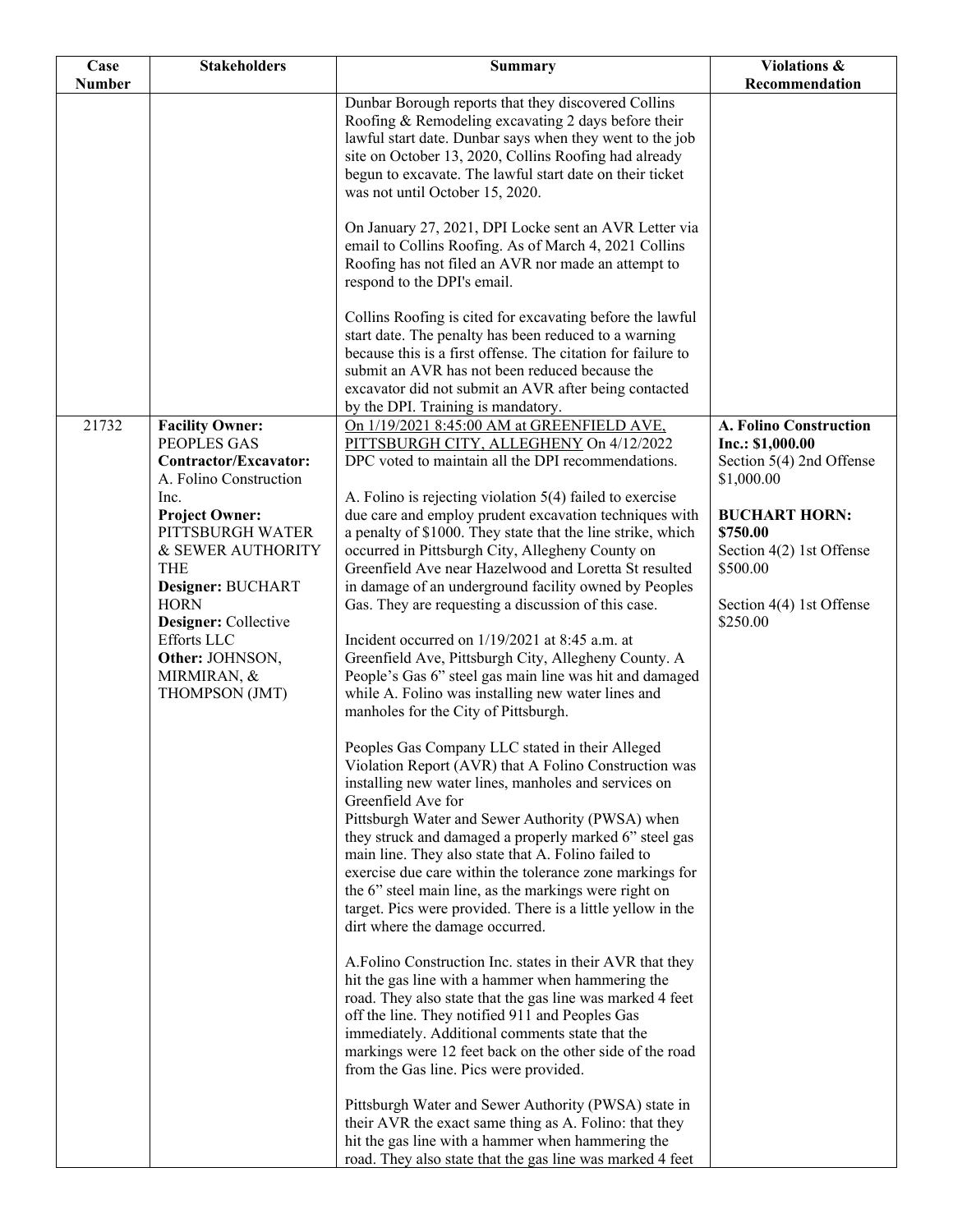| Case Number | Stakeholders | Summary | Violations & Recommendation |
|---|---|---|---|
| | | Dunbar Borough reports that they discovered Collins Roofing & Remodeling excavating 2 days before their lawful start date. Dunbar says when they went to the job site on October 13, 2020, Collins Roofing had already begun to excavate. The lawful start date on their ticket was not until October 15, 2020.<br><br>On January 27, 2021, DPI Locke sent an AVR Letter via email to Collins Roofing. As of March 4, 2021 Collins Roofing has not filed an AVR nor made an attempt to respond to the DPI's email.<br><br>Collins Roofing is cited for excavating before the lawful start date. The penalty has been reduced to a warning because this is a first offense. The citation for failure to submit an AVR has not been reduced because the excavator did not submit an AVR after being contacted by the DPI. Training is mandatory. | |
| 21732 | **Facility Owner:** PEOPLES GAS<br>**Contractor/Excavator:** A. Folino Construction Inc.<br>**Project Owner:** PITTSBURGH WATER & SEWER AUTHORITY THE<br>**Designer:** BUCHART HORN<br>**Designer:** Collective Efforts LLC<br>**Other:** JOHNSON, MIRMIRAN, & THOMPSON (JMT) | On 1/19/2021 8:45:00 AM at GREENFIELD AVE, PITTSBURGH CITY, ALLEGHENY On 4/12/2022 DPC voted to maintain all the DPI recommendations.<br><br>A. Folino is rejecting violation 5(4) failed to exercise due care and employ prudent excavation techniques with a penalty of $1000. They state that the line strike, which occurred in Pittsburgh City, Allegheny County on Greenfield Ave near Hazelwood and Loretta St resulted in damage of an underground facility owned by Peoples Gas. They are requesting a discussion of this case.<br><br>Incident occurred on 1/19/2021 at 8:45 a.m. at Greenfield Ave, Pittsburgh City, Allegheny County. A People's Gas 6" steel gas main line was hit and damaged while A. Folino was installing new water lines and manholes for the City of Pittsburgh.<br><br>Peoples Gas Company LLC stated in their Alleged Violation Report (AVR) that A Folino Construction was installing new water lines, manholes and services on Greenfield Ave for Pittsburgh Water and Sewer Authority (PWSA) when they struck and damaged a properly marked 6" steel gas main line. They also state that A. Folino failed to exercise due care within the tolerance zone markings for the 6" steel main line, as the markings were right on target. Pics were provided. There is a little yellow in the dirt where the damage occurred.<br><br>A.Folino Construction Inc. states in their AVR that they hit the gas line with a hammer when hammering the road. They also state that the gas line was marked 4 feet off the line. They notified 911 and Peoples Gas immediately. Additional comments state that the markings were 12 feet back on the other side of the road from the Gas line. Pics were provided.<br><br>Pittsburgh Water and Sewer Authority (PWSA) state in their AVR the exact same thing as A. Folino: that they hit the gas line with a hammer when hammering the road. They also state that the gas line was marked 4 feet | **A. Folino Construction Inc.: $1,000.00**<br>Section 5(4) 2nd Offense $1,000.00<br><br>**BUCHART HORN: $750.00**<br>Section 4(2) 1st Offense $500.00<br><br>Section 4(4) 1st Offense $250.00 |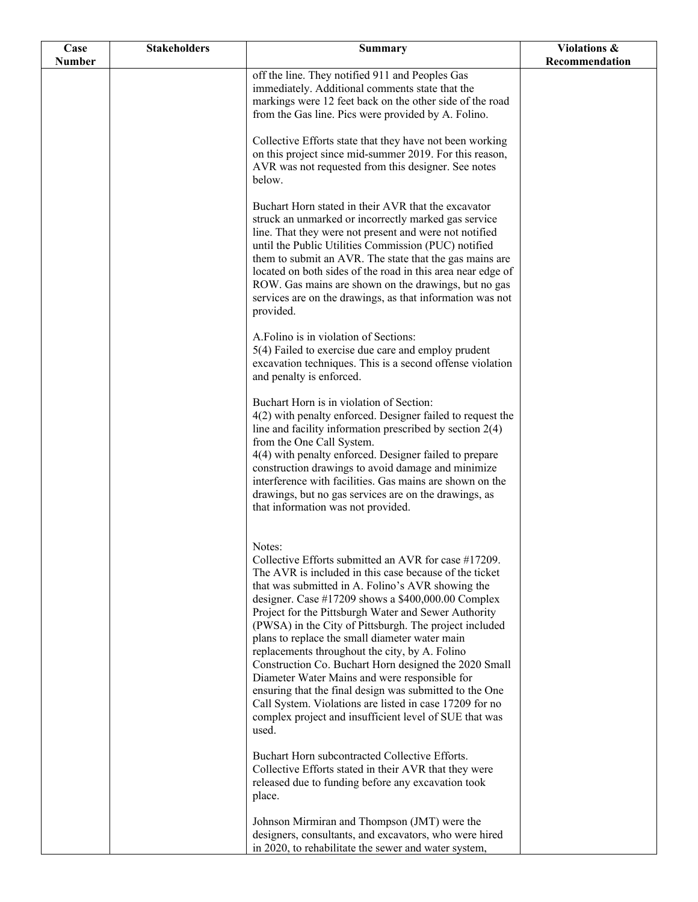| Case Number | Stakeholders | Summary | Violations & Recommendation |
|---|---|---|---|
| | | off the line. They notified 911 and Peoples Gas immediately. Additional comments state that the markings were 12 feet back on the other side of the road from the Gas line. Pics were provided by A. Folino.<br><br>Collective Efforts state that they have not been working on this project since mid-summer 2019. For this reason, AVR was not requested from this designer. See notes below.<br><br>Buchart Horn stated in their AVR that the excavator struck an unmarked or incorrectly marked gas service line. That they were not present and were not notified until the Public Utilities Commission (PUC) notified them to submit an AVR. The state that the gas mains are located on both sides of the road in this area near edge of ROW. Gas mains are shown on the drawings, but no gas services are on the drawings, as that information was not provided.<br><br>A.Folino is in violation of Sections:<br>5(4) Failed to exercise due care and employ prudent excavation techniques. This is a second offense violation and penalty is enforced.<br><br>Buchart Horn is in violation of Section:<br>4(2) with penalty enforced. Designer failed to request the line and facility information prescribed by section 2(4) from the One Call System.<br>4(4) with penalty enforced. Designer failed to prepare construction drawings to avoid damage and minimize interference with facilities. Gas mains are shown on the drawings, but no gas services are on the drawings, as that information was not provided.<br><br>Notes:<br>Collective Efforts submitted an AVR for case #17209. The AVR is included in this case because of the ticket that was submitted in A. Folino's AVR showing the designer. Case #17209 shows a $400,000.00 Complex Project for the Pittsburgh Water and Sewer Authority (PWSA) in the City of Pittsburgh. The project included plans to replace the small diameter water main replacements throughout the city, by A. Folino Construction Co. Buchart Horn designed the 2020 Small Diameter Water Mains and were responsible for ensuring that the final design was submitted to the One Call System. Violations are listed in case 17209 for no complex project and insufficient level of SUE that was used.<br><br>Buchart Horn subcontracted Collective Efforts. Collective Efforts stated in their AVR that they were released due to funding before any excavation took place.<br><br>Johnson Mirmiran and Thompson (JMT) were the designers, consultants, and excavators, who were hired in 2020, to rehabilitate the sewer and water system, | |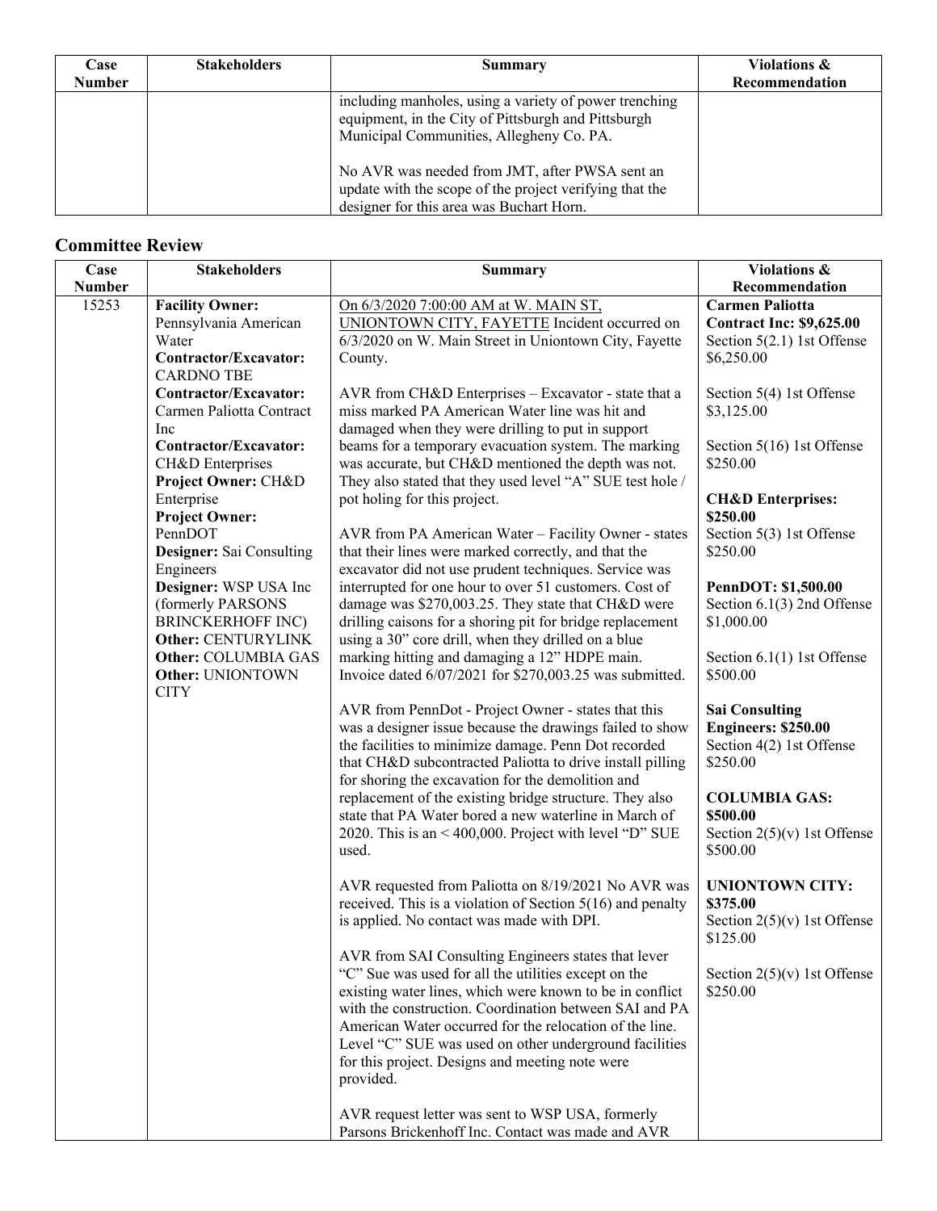| Case Number | Stakeholders | Summary | Violations & Recommendation |
|---|---|---|---|
| | | including manholes, using a variety of power trenching equipment, in the City of Pittsburgh and Pittsburgh Municipal Communities, Allegheny Co. PA.<br><br>No AVR was needed from JMT, after PWSA sent an update with the scope of the project verifying that the designer for this area was Buchart Horn. | |

## Committee Review

| Case Number | Stakeholders | Summary | Violations & Recommendation |
|---|---|---|---|
| 15253 | **Facility Owner:** Pennsylvania American Water<br>**Contractor/Excavator:** CARDNO TBE<br>**Contractor/Excavator:** Carmen Paliotta Contract Inc<br>**Contractor/Excavator:** CH&D Enterprises<br>**Project Owner:** CH&D Enterprise<br>**Project Owner:** PennDOT<br>**Designer:** Sai Consulting Engineers<br>**Designer:** WSP USA Inc (formerly PARSONS BRINCKERHOFF INC)<br>**Other:** CENTURYLINK<br>**Other:** COLUMBIA GAS<br>**Other:** UNIONTOWN CITY | On 6/3/2020 7:00:00 AM at W. MAIN ST, UNIONTOWN CITY, FAYETTE Incident occurred on 6/3/2020 on W. Main Street in Uniontown City, Fayette County.<br><br>AVR from CH&D Enterprises – Excavator - state that a miss marked PA American Water line was hit and damaged when they were drilling to put in support beams for a temporary evacuation system. The marking was accurate, but CH&D mentioned the depth was not. They also stated that they used level "A" SUE test hole / pot holing for this project.<br><br>AVR from PA American Water – Facility Owner - states that their lines were marked correctly, and that the excavator did not use prudent techniques. Service was interrupted for one hour to over 51 customers. Cost of damage was $270,003.25. They state that CH&D were drilling caisons for a shoring pit for bridge replacement using a 30" core drill, when they drilled on a blue marking hitting and damaging a 12" HDPE main. Invoice dated 6/07/2021 for $270,003.25 was submitted.<br><br>AVR from PennDot - Project Owner - states that this was a designer issue because the drawings failed to show the facilities to minimize damage. Penn Dot recorded that CH&D subcontracted Paliotta to drive install pilling for shoring the excavation for the demolition and replacement of the existing bridge structure. They also state that PA Water bored a new waterline in March of 2020. This is an < 400,000. Project with level "D" SUE used.<br><br>AVR requested from Paliotta on 8/19/2021 No AVR was received. This is a violation of Section 5(16) and penalty is applied. No contact was made with DPI.<br><br>AVR from SAI Consulting Engineers states that lever "C" Sue was used for all the utilities except on the existing water lines, which were known to be in conflict with the construction. Coordination between SAI and PA American Water occurred for the relocation of the line. Level "C" SUE was used on other underground facilities for this project. Designs and meeting note were provided.<br><br>AVR request letter was sent to WSP USA, formerly Parsons Brickenhoff Inc. Contact was made and AVR | **Carmen Paliotta Contract Inc: $9,625.00**<br>Section 5(2.1) 1st Offense $6,250.00<br><br>Section 5(4) 1st Offense $3,125.00<br><br>Section 5(16) 1st Offense $250.00<br><br>**CH&D Enterprises: $250.00**<br>Section 5(3) 1st Offense $250.00<br><br>**PennDOT: $1,500.00**<br>Section 6.1(3) 2nd Offense $1,000.00<br><br>Section 6.1(1) 1st Offense $500.00<br><br>**Sai Consulting Engineers: $250.00**<br>Section 4(2) 1st Offense $250.00<br><br>**COLUMBIA GAS: $500.00**<br>Section 2(5)(v) 1st Offense $500.00<br><br>**UNIONTOWN CITY: $375.00**<br>Section 2(5)(v) 1st Offense $125.00<br><br>Section 2(5)(v) 1st Offense $250.00 |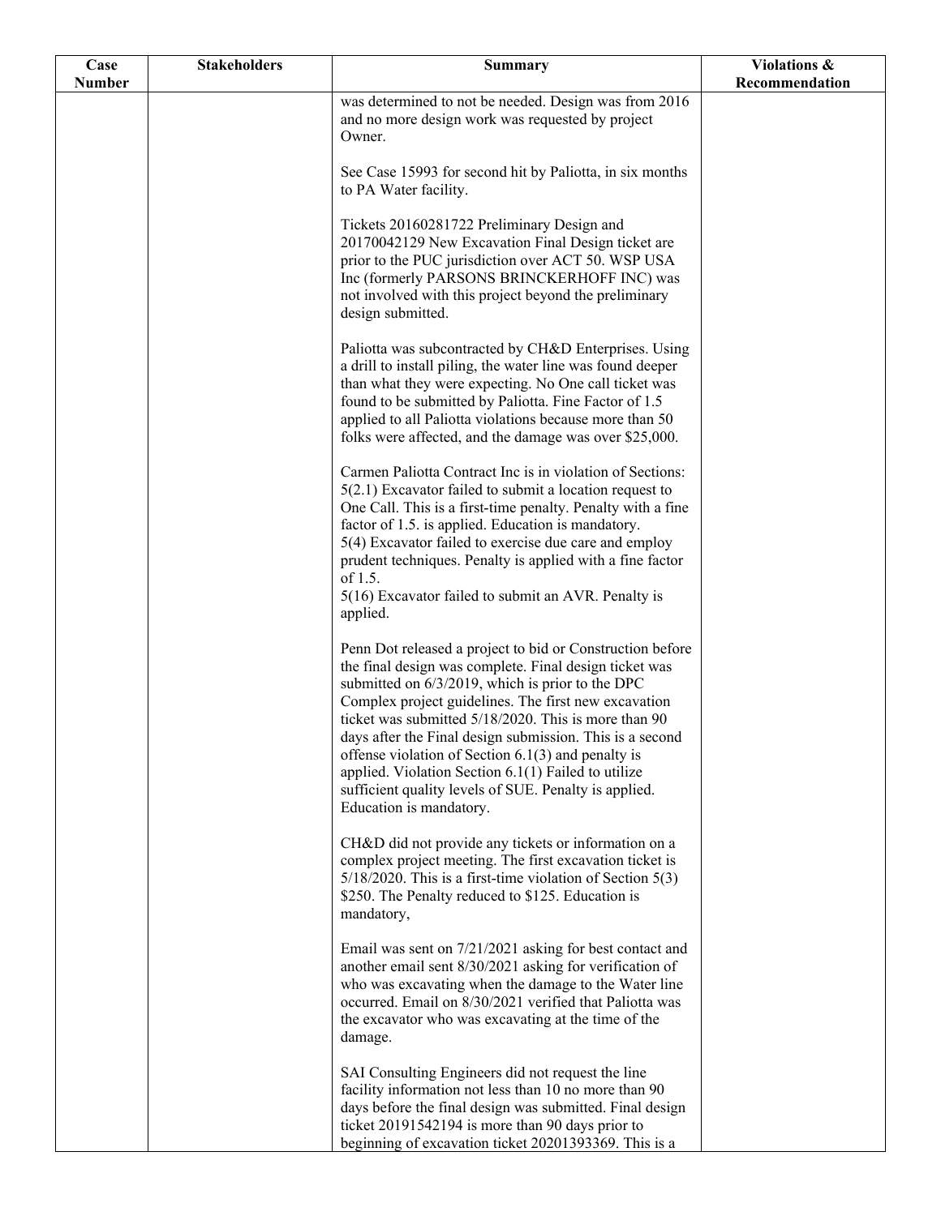| Case Number | Stakeholders | Summary | Violations & Recommendation |
|---|---|---|---|
| | | was determined to not be needed. Design was from 2016 and no more design work was requested by project Owner.<br><br>See Case 15993 for second hit by Paliotta, in six months to PA Water facility.<br><br>Tickets 20160281722 Preliminary Design and 20170042129 New Excavation Final Design ticket are prior to the PUC jurisdiction over ACT 50. WSP USA Inc (formerly PARSONS BRINCKERHOFF INC) was not involved with this project beyond the preliminary design submitted.<br><br>Paliotta was subcontracted by CH&D Enterprises. Using a drill to install piling, the water line was found deeper than what they were expecting. No One call ticket was found to be submitted by Paliotta. Fine Factor of 1.5 applied to all Paliotta violations because more than 50 folks were affected, and the damage was over $25,000.<br><br>Carmen Paliotta Contract Inc is in violation of Sections:<br>5(2.1) Excavator failed to submit a location request to One Call. This is a first-time penalty. Penalty with a fine factor of 1.5. is applied. Education is mandatory.<br>5(4) Excavator failed to exercise due care and employ prudent techniques. Penalty is applied with a fine factor of 1.5.<br>5(16) Excavator failed to submit an AVR. Penalty is applied.<br><br>Penn Dot released a project to bid or Construction before the final design was complete. Final design ticket was submitted on 6/3/2019, which is prior to the DPC Complex project guidelines. The first new excavation ticket was submitted 5/18/2020. This is more than 90 days after the Final design submission. This is a second offense violation of Section 6.1(3) and penalty is applied. Violation Section 6.1(1) Failed to utilize sufficient quality levels of SUE. Penalty is applied. Education is mandatory.<br><br>CH&D did not provide any tickets or information on a complex project meeting. The first excavation ticket is 5/18/2020. This is a first-time violation of Section 5(3) $250. The Penalty reduced to $125. Education is mandatory,<br><br>Email was sent on 7/21/2021 asking for best contact and another email sent 8/30/2021 asking for verification of who was excavating when the damage to the Water line occurred. Email on 8/30/2021 verified that Paliotta was the excavator who was excavating at the time of the damage.<br><br>SAI Consulting Engineers did not request the line facility information not less than 10 no more than 90 days before the final design was submitted. Final design ticket 20191542194 is more than 90 days prior to beginning of excavation ticket 20201393369. This is a | |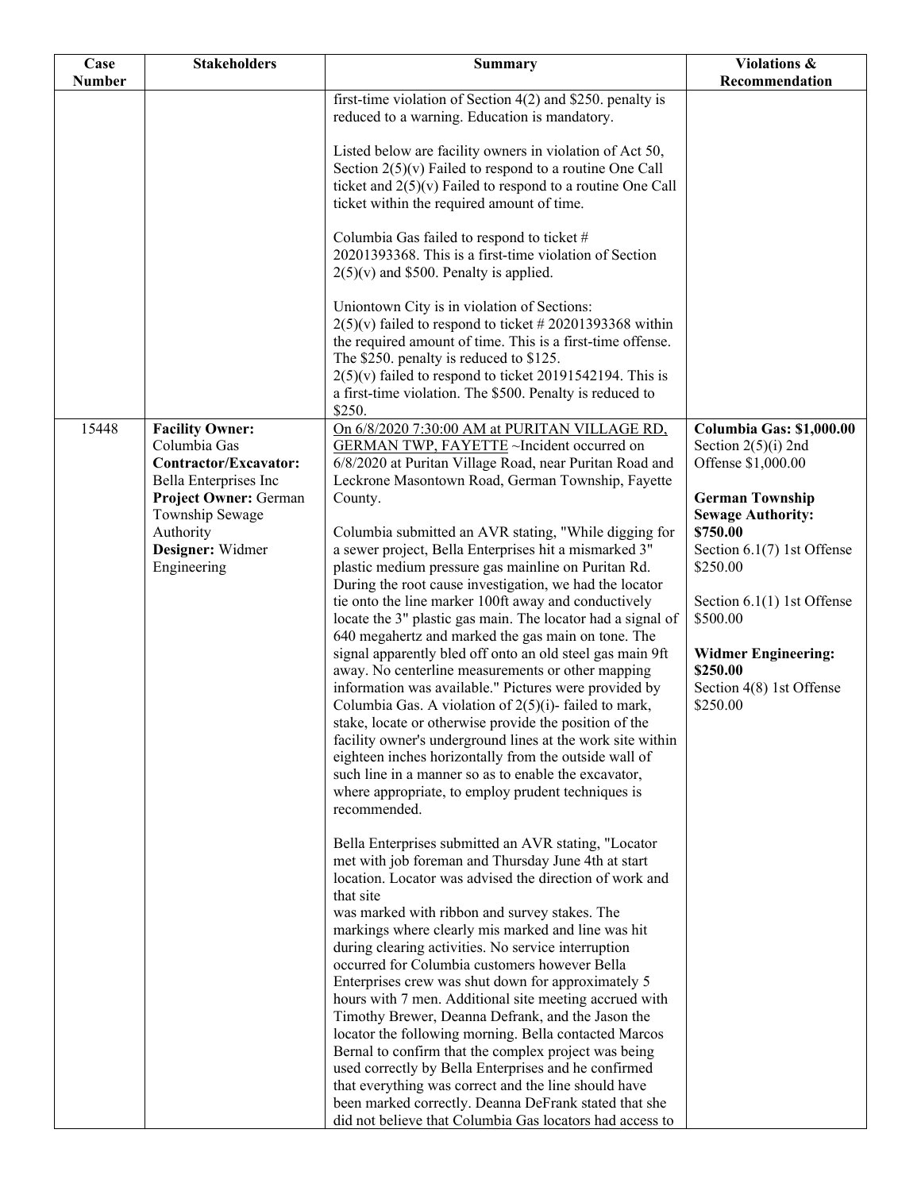| Case Number | Stakeholders | Summary | Violations & Recommendation |
|---|---|---|---|
| | | first-time violation of Section 4(2) and $250. penalty is reduced to a warning. Education is mandatory.<br><br>Listed below are facility owners in violation of Act 50, Section 2(5)(v) Failed to respond to a routine One Call ticket and 2(5)(v) Failed to respond to a routine One Call ticket within the required amount of time.<br><br>Columbia Gas failed to respond to ticket # 20201393368. This is a first-time violation of Section 2(5)(v) and $500. Penalty is applied.<br><br>Uniontown City is in violation of Sections:<br>2(5)(v) failed to respond to ticket # 20201393368 within the required amount of time. This is a first-time offense. The $250. penalty is reduced to $125.<br>2(5)(v) failed to respond to ticket 20191542194. This is a first-time violation. The $500. Penalty is reduced to $250. | |
| 15448 | **Facility Owner:** Columbia Gas<br>**Contractor/Excavator:** Bella Enterprises Inc<br>**Project Owner:** German Township Sewage Authority<br>**Designer:** Widmer Engineering | On 6/8/2020 7:30:00 AM at PURITAN VILLAGE RD, GERMAN TWP, FAYETTE ~Incident occurred on 6/8/2020 at Puritan Village Road, near Puritan Road and Leckrone Masontown Road, German Township, Fayette County.<br><br>Columbia submitted an AVR stating, "While digging for a sewer project, Bella Enterprises hit a mismarked 3" plastic medium pressure gas mainline on Puritan Rd. During the root cause investigation, we had the locator tie onto the line marker 100ft away and conductively locate the 3" plastic gas main. The locator had a signal of 640 megahertz and marked the gas main on tone. The signal apparently bled off onto an old steel gas main 9ft away. No centerline measurements or other mapping information was available." Pictures were provided by Columbia Gas. A violation of 2(5)(i)- failed to mark, stake, locate or otherwise provide the position of the facility owner's underground lines at the work site within eighteen inches horizontally from the outside wall of such line in a manner so as to enable the excavator, where appropriate, to employ prudent techniques is recommended.<br><br>Bella Enterprises submitted an AVR stating, "Locator met with job foreman and Thursday June 4th at start location. Locator was advised the direction of work and that site<br>was marked with ribbon and survey stakes. The markings where clearly mis marked and line was hit during clearing activities. No service interruption occurred for Columbia customers however Bella Enterprises crew was shut down for approximately 5 hours with 7 men. Additional site meeting accrued with Timothy Brewer, Deanna Defrank, and the Jason the locator the following morning. Bella contacted Marcos Bernal to confirm that the complex project was being used correctly by Bella Enterprises and he confirmed that everything was correct and the line should have been marked correctly. Deanna DeFrank stated that she did not believe that Columbia Gas locators had access to | **Columbia Gas: $1,000.00**<br>Section 2(5)(i) 2nd Offense $1,000.00<br><br>**German Township Sewage Authority: $750.00**<br>Section 6.1(7) 1st Offense $250.00<br><br>Section 6.1(1) 1st Offense $500.00<br><br>**Widmer Engineering: $250.00**<br>Section 4(8) 1st Offense $250.00 |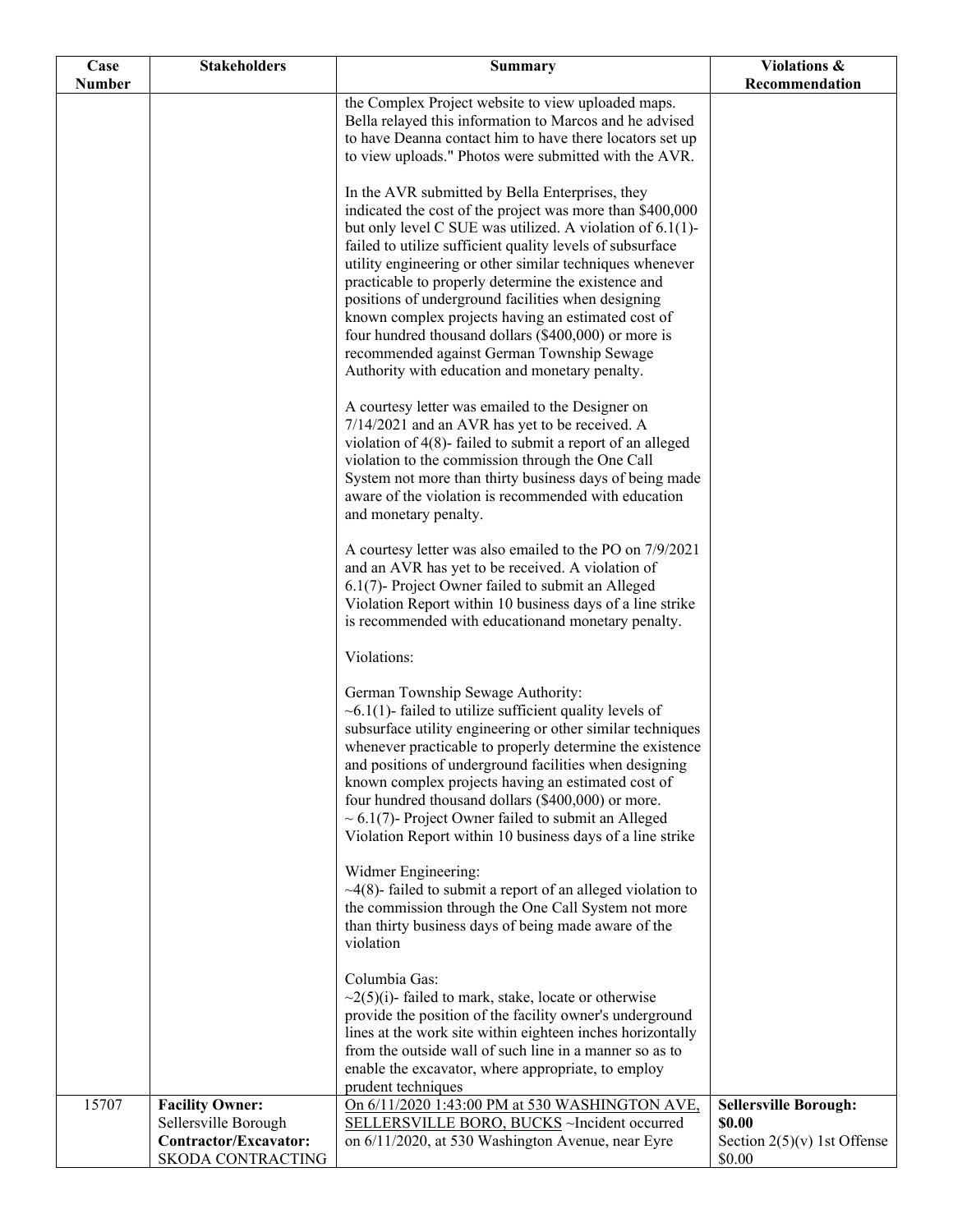| Case Number | Stakeholders | Summary | Violations & Recommendation |
|---|---|---|---|
| | | the Complex Project website to view uploaded maps. Bella relayed this information to Marcos and he advised to have Deanna contact him to have there locators set up to view uploads." Photos were submitted with the AVR.<br><br>In the AVR submitted by Bella Enterprises, they indicated the cost of the project was more than $400,000 but only level C SUE was utilized. A violation of 6.1(1)- failed to utilize sufficient quality levels of subsurface utility engineering or other similar techniques whenever practicable to properly determine the existence and positions of underground facilities when designing known complex projects having an estimated cost of four hundred thousand dollars ($400,000) or more is recommended against German Township Sewage Authority with education and monetary penalty.<br><br>A courtesy letter was emailed to the Designer on 7/14/2021 and an AVR has yet to be received. A violation of 4(8)- failed to submit a report of an alleged violation to the commission through the One Call System not more than thirty business days of being made aware of the violation is recommended with education and monetary penalty.<br><br>A courtesy letter was also emailed to the PO on 7/9/2021 and an AVR has yet to be received. A violation of 6.1(7)- Project Owner failed to submit an Alleged Violation Report within 10 business days of a line strike is recommended with educationand monetary penalty.<br><br>Violations:<br><br>German Township Sewage Authority:<br>~6.1(1)- failed to utilize sufficient quality levels of subsurface utility engineering or other similar techniques whenever practicable to properly determine the existence and positions of underground facilities when designing known complex projects having an estimated cost of four hundred thousand dollars ($400,000) or more.<br>~ 6.1(7)- Project Owner failed to submit an Alleged Violation Report within 10 business days of a line strike<br><br>Widmer Engineering:<br>~4(8)- failed to submit a report of an alleged violation to the commission through the One Call System not more than thirty business days of being made aware of the violation<br><br>Columbia Gas:<br>~2(5)(i)- failed to mark, stake, locate or otherwise provide the position of the facility owner's underground lines at the work site within eighteen inches horizontally from the outside wall of such line in a manner so as to enable the excavator, where appropriate, to employ prudent techniques | |
| 15707 | **Facility Owner:**<br>Sellersville Borough<br>**Contractor/Excavator:**<br>SKODA CONTRACTING | On 6/11/2020 1:43:00 PM at 530 WASHINGTON AVE, SELLERSVILLE BORO, BUCKS ~Incident occurred on 6/11/2020, at 530 Washington Avenue, near Eyre | **Sellersville Borough: $0.00**<br>Section 2(5)(v) 1st Offense $0.00 |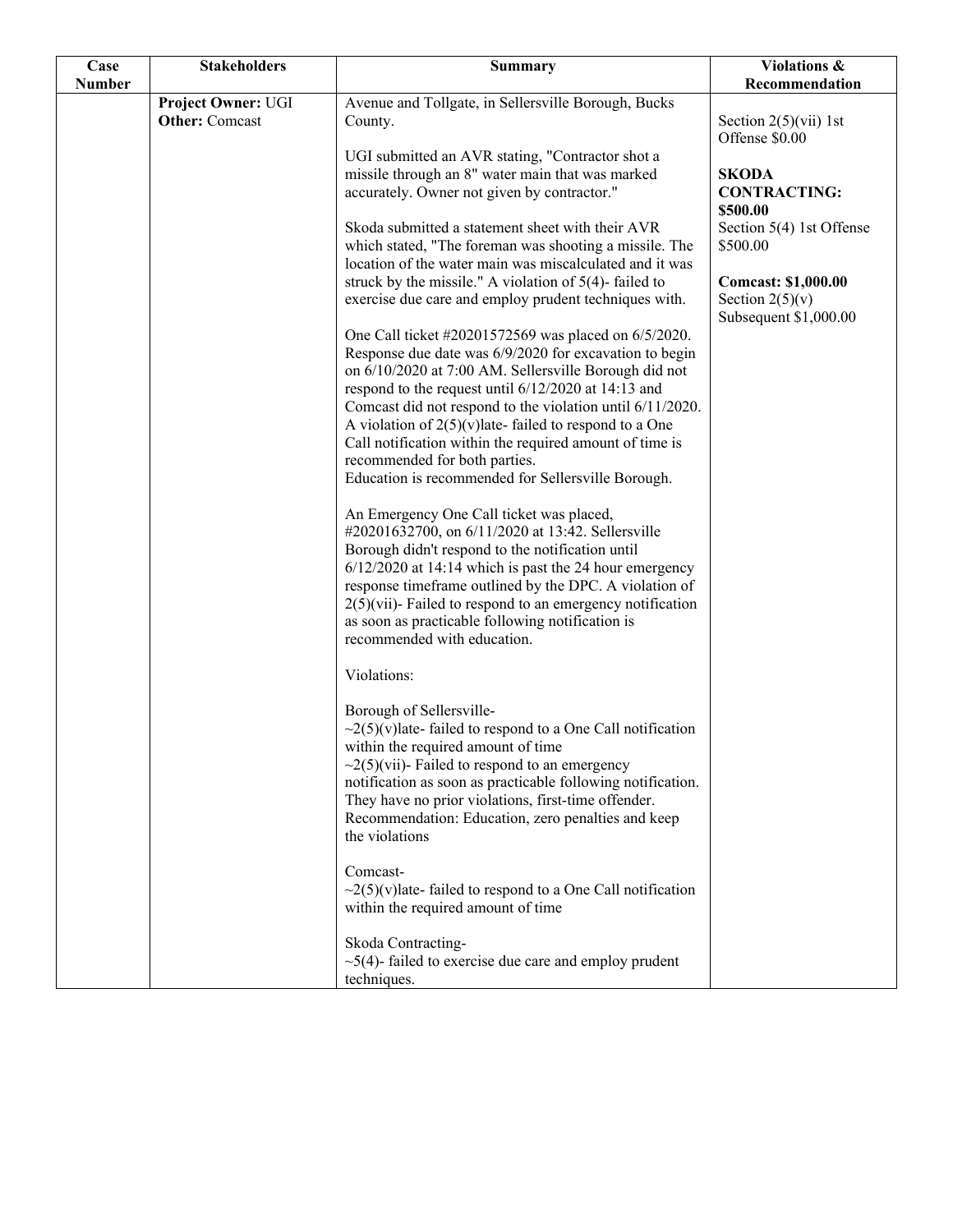| Case Number | Stakeholders | Summary | Violations & Recommendation |
|---|---|---|---|
| | **Project Owner:** UGI<br>**Other:** Comcast | Avenue and Tollgate, in Sellersville Borough, Bucks County.<br><br>UGI submitted an AVR stating, "Contractor shot a missile through an 8" water main that was marked accurately. Owner not given by contractor."<br><br>Skoda submitted a statement sheet with their AVR which stated, "The foreman was shooting a missile. The location of the water main was miscalculated and it was struck by the missile." A violation of 5(4)- failed to exercise due care and employ prudent techniques with.<br><br>One Call ticket #20201572569 was placed on 6/5/2020. Response due date was 6/9/2020 for excavation to begin on 6/10/2020 at 7:00 AM. Sellersville Borough did not respond to the request until 6/12/2020 at 14:13 and Comcast did not respond to the violation until 6/11/2020. A violation of 2(5)(v)late- failed to respond to a One Call notification within the required amount of time is recommended for both parties.<br>Education is recommended for Sellersville Borough.<br><br>An Emergency One Call ticket was placed, #20201632700, on 6/11/2020 at 13:42. Sellersville Borough didn't respond to the notification until 6/12/2020 at 14:14 which is past the 24 hour emergency response timeframe outlined by the DPC. A violation of 2(5)(vii)- Failed to respond to an emergency notification as soon as practicable following notification is recommended with education.<br><br>Violations:<br><br>Borough of Sellersville-<br>~2(5)(v)late- failed to respond to a One Call notification within the required amount of time<br>~2(5)(vii)- Failed to respond to an emergency notification as soon as practicable following notification. They have no prior violations, first-time offender. Recommendation: Education, zero penalties and keep the violations<br><br>Comcast-<br>~2(5)(v)late- failed to respond to a One Call notification within the required amount of time<br><br>Skoda Contracting-<br>~5(4)- failed to exercise due care and employ prudent techniques. | Section 2(5)(vii) 1st Offense $0.00<br><br>**SKODA CONTRACTING: $500.00**<br>Section 5(4) 1st Offense $500.00<br><br>**Comcast: $1,000.00**<br>Section 2(5)(v) Subsequent $1,000.00 |